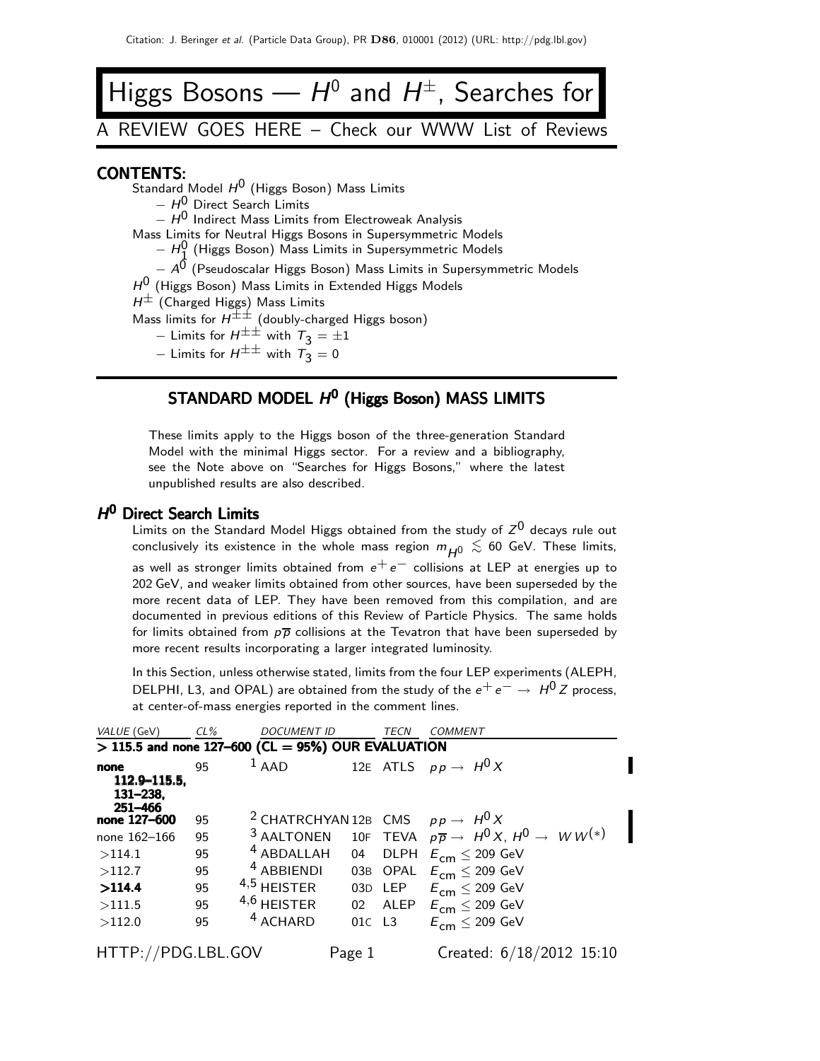# Higgs Bosons — $H^0$ and $H^{\pm}$, Searches for

A REVIEW GOES HERE – Check our WWW List of Reviews

## CONTENTS:

Standard Model $H^0$ (Higgs Boson) Mass Limits
- $H^0$ Direct Search Limits
- $H^0$ Indirect Mass Limits from Electroweak Analysis

Mass Limits for Neutral Higgs Bosons in Supersymmetric Models
- $H_1^0$ (Higgs Boson) Mass Limits in Supersymmetric Models
- $A^0$ (Pseudoscalar Higgs Boson) Mass Limits in Supersymmetric Models

$H^0$ (Higgs Boson) Mass Limits in Extended Higgs Models

$H^{\pm}$ (Charged Higgs) Mass Limits

Mass limits for $H^{\pm\pm}$ (doubly-charged Higgs boson)
- Limits for $H^{\pm\pm}$ with $T_3 = \pm1$
- Limits for $H^{\pm\pm}$ with $T_3 = 0$

## STANDARD MODEL $H^0$ (Higgs Boson) MASS LIMITS

These limits apply to the Higgs boson of the three-generation Standard Model with the minimal Higgs sector. For a review and a bibliography, see the Note above on "Searches for Higgs Bosons," where the latest unpublished results are also described.

### $H^0$ Direct Search Limits

Limits on the Standard Model Higgs obtained from the study of $Z^0$ decays rule out conclusively its existence in the whole mass region $m_{H^0} \lesssim 60$ GeV. These limits, as well as stronger limits obtained from $e^+e^-$ collisions at LEP at energies up to 202 GeV, and weaker limits obtained from other sources, have been superseded by the more recent data of LEP. They have been removed from this compilation, and are documented in previous editions of this Review of Particle Physics. The same holds for limits obtained from $p\overline{p}$ collisions at the Tevatron that have been superseded by more recent results incorporating a larger integrated luminosity.

In this Section, unless otherwise stated, limits from the four LEP experiments (ALEPH, DELPHI, L3, and OPAL) are obtained from the study of the $e^+e^- \to H^0 Z$ process, at center-of-mass energies reported in the comment lines.

| VALUE (GeV) | CL% | DOCUMENT ID | | TECN | COMMENT |
|---|---|---|---|---|---|
| **> 115.5 and none 127–600 (CL = 95%) OUR EVALUATION** | | | | | |
| **none 112.9–115.5, 131–238, 251–466** | 95 | [1] AAD | 12E | ATLS | $pp \to H^0 X$ |
| **none 127–600** | 95 | [2] CHATRCHYAN | 12B | CMS | $pp \to H^0 X$ |
| none 162–166 | 95 | [3] AALTONEN | 10F | TEVA | $p\overline{p} \to H^0 X$, $H^0 \to WW^{(*)}$ |
| >114.1 | 95 | [4] ABDALLAH | 04 | DLPH | $E_{cm} \leq 209$ GeV |
| >112.7 | 95 | [4] ABBIENDI | 03B | OPAL | $E_{cm} \leq 209$ GeV |
| **>114.4** | 95 | [4,5] HEISTER | 03D | LEP | $E_{cm} \leq 209$ GeV |
| >111.5 | 95 | [4,6] HEISTER | 02 | ALEP | $E_{cm} \leq 209$ GeV |
| >112.0 | 95 | [4] ACHARD | 01C | L3 | $E_{cm} \leq 209$ GeV |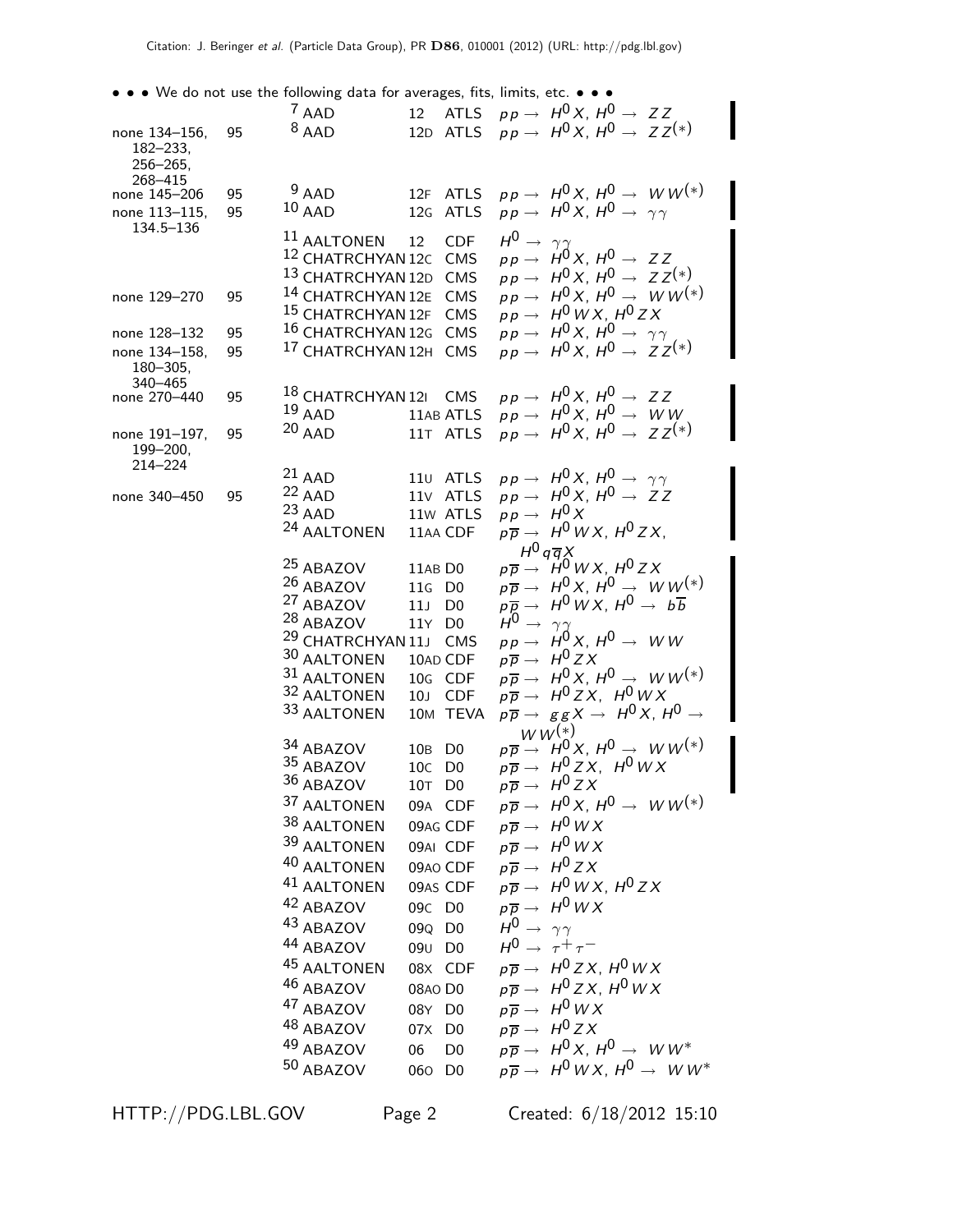• • • We do not use the following data for averages, fits, limits, etc. • • •

| VALUE (GeV) | CL% | DOCUMENT ID | | TECN | COMMENT |
|---|---|---|---|---|---|
| | | [7] AAD | 12 | ATLS | $pp \to H^0 X$, $H^0 \to ZZ$ |
| none 134–156, 182–233, 256–265, 268–415 | 95 | [8] AAD | 12D | ATLS | $pp \to H^0 X$, $H^0 \to ZZ^{(*)}$ |
| none 145–206 | 95 | [9] AAD | 12F | ATLS | $pp \to H^0 X$, $H^0 \to WW^{(*)}$ |
| none 113–115, 134.5–136 | 95 | [10] AAD | 12G | ATLS | $pp \to H^0 X$, $H^0 \to \gamma\gamma$ |
| | | [11] AALTONEN | 12 | CDF | $H^0 \to \gamma\gamma$ |
| | | [12] CHATRCHYAN | 12C | CMS | $pp \to H^0 X$, $H^0 \to ZZ$ |
| | | [13] CHATRCHYAN | 12D | CMS | $pp \to H^0 X$, $H^0 \to ZZ^{(*)}$ |
| none 129–270 | 95 | [14] CHATRCHYAN | 12E | CMS | $pp \to H^0 X$, $H^0 \to WW^{(*)}$ |
| | | [15] CHATRCHYAN | 12F | CMS | $pp \to H^0 WX$, $H^0 ZX$ |
| none 128–132 | 95 | [16] CHATRCHYAN | 12G | CMS | $pp \to H^0 X$, $H^0 \to \gamma\gamma$ |
| none 134–158, 180–305, 340–465 | 95 | [17] CHATRCHYAN | 12H | CMS | $pp \to H^0 X$, $H^0 \to ZZ^{(*)}$ |
| none 270–440 | 95 | [18] CHATRCHYAN | 12I | CMS | $pp \to H^0 X$, $H^0 \to ZZ$ |
| | | [19] AAD | 11AB | ATLS | $pp \to H^0 X$, $H^0 \to WW$ |
| none 191–197, 199–200, 214–224 | 95 | [20] AAD | 11T | ATLS | $pp \to H^0 X$, $H^0 \to ZZ^{(*)}$ |
| | | [21] AAD | 11U | ATLS | $pp \to H^0 X$, $H^0 \to \gamma\gamma$ |
| none 340–450 | 95 | [22] AAD | 11V | ATLS | $pp \to H^0 X$, $H^0 \to ZZ$ |
| | | [23] AAD | 11W | ATLS | $pp \to H^0 X$ |
| | | [24] AALTONEN | 11AA | CDF | $p\overline{p} \to H^0 WX$, $H^0 ZX$, $H^0 q\overline{q}X$ |
| | | [25] ABAZOV | 11AB | D0 | $p\overline{p} \to H^0 WX$, $H^0 ZX$ |
| | | [26] ABAZOV | 11G | D0 | $p\overline{p} \to H^0 X$, $H^0 \to WW^{(*)}$ |
| | | [27] ABAZOV | 11J | D0 | $p\overline{p} \to H^0 WX$, $H^0 \to b\overline{b}$ |
| | | [28] ABAZOV | 11Y | D0 | $H^0 \to \gamma\gamma$ |
| | | [29] CHATRCHYAN | 11J | CMS | $pp \to H^0 X$, $H^0 \to WW$ |
| | | [30] AALTONEN | 10AD | CDF | $p\overline{p} \to H^0 ZX$ |
| | | [31] AALTONEN | 10G | CDF | $p\overline{p} \to H^0 X$, $H^0 \to WW^{(*)}$ |
| | | [32] AALTONEN | 10J | CDF | $p\overline{p} \to H^0 ZX$, $H^0 WX$ |
| | | [33] AALTONEN | 10M | TEVA | $p\overline{p} \to ggX \to H^0 X$, $H^0 \to WW^{(*)}$ |
| | | [34] ABAZOV | 10B | D0 | $p\overline{p} \to H^0 X$, $H^0 \to WW^{(*)}$ |
| | | [35] ABAZOV | 10C | D0 | $p\overline{p} \to H^0 ZX$, $H^0 WX$ |
| | | [36] ABAZOV | 10T | D0 | $p\overline{p} \to H^0 ZX$ |
| | | [37] AALTONEN | 09A | CDF | $p\overline{p} \to H^0 X$, $H^0 \to WW^{(*)}$ |
| | | [38] AALTONEN | 09AG | CDF | $p\overline{p} \to H^0 WX$ |
| | | [39] AALTONEN | 09AI | CDF | $p\overline{p} \to H^0 WX$ |
| | | [40] AALTONEN | 09AO | CDF | $p\overline{p} \to H^0 ZX$ |
| | | [41] AALTONEN | 09AS | CDF | $p\overline{p} \to H^0 WX$, $H^0 ZX$ |
| | | [42] ABAZOV | 09C | D0 | $p\overline{p} \to H^0 WX$ |
| | | [43] ABAZOV | 09Q | D0 | $H^0 \to \gamma\gamma$ |
| | | [44] ABAZOV | 09U | D0 | $H^0 \to \tau^+\tau^-$ |
| | | [45] AALTONEN | 08X | CDF | $p\overline{p} \to H^0 ZX$, $H^0 WX$ |
| | | [46] ABAZOV | 08AO | D0 | $p\overline{p} \to H^0 ZX$, $H^0 WX$ |
| | | [47] ABAZOV | 08Y | D0 | $p\overline{p} \to H^0 WX$ |
| | | [48] ABAZOV | 07X | D0 | $p\overline{p} \to H^0 ZX$ |
| | | [49] ABAZOV | 06 | D0 | $p\overline{p} \to H^0 X$, $H^0 \to WW^*$ |
| | | [50] ABAZOV | 06O | D0 | $p\overline{p} \to H^0 WX$, $H^0 \to WW^*$ |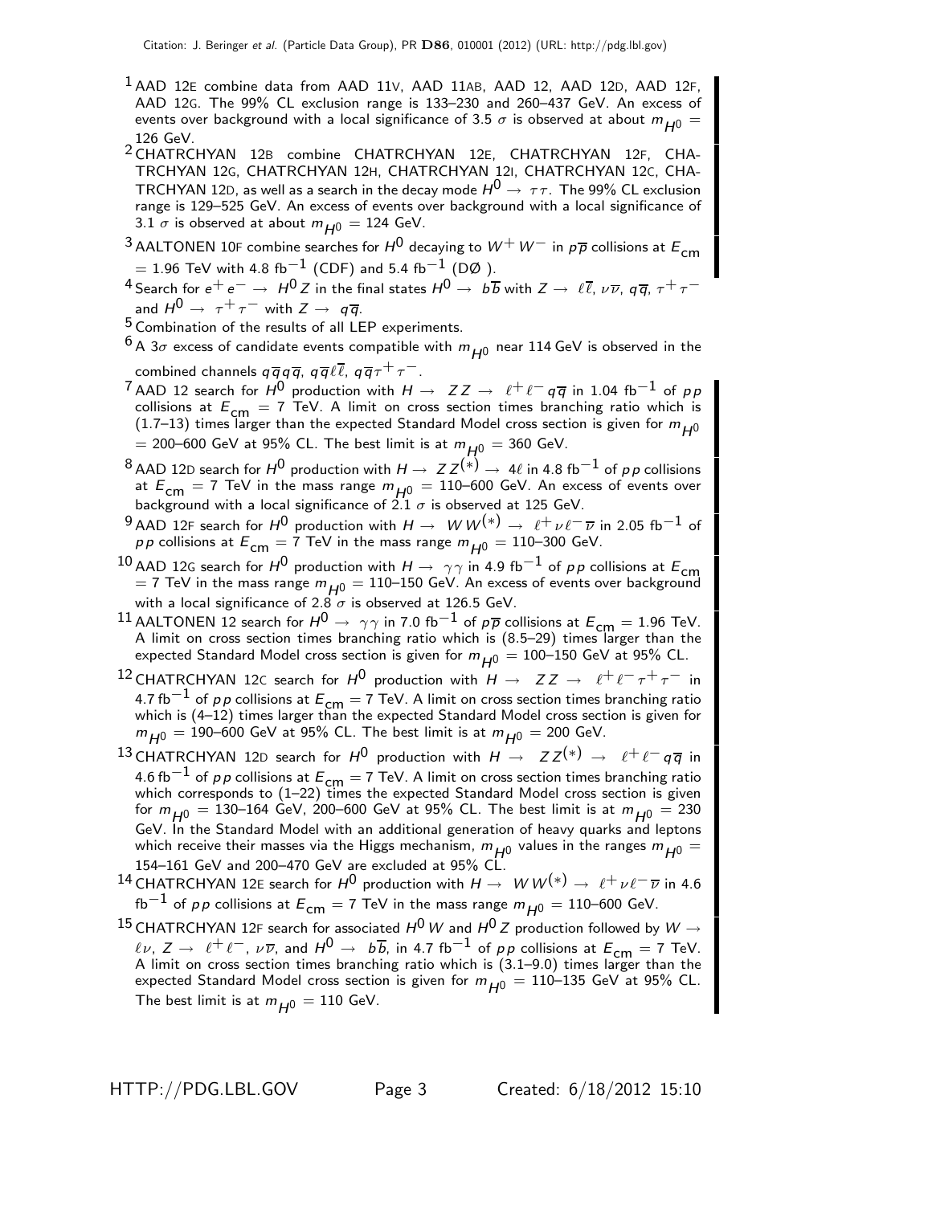[1] AAD 12E combine data from AAD 11V, AAD 11AB, AAD 12, AAD 12D, AAD 12F, AAD 12G. The 99% CL exclusion range is 133–230 and 260–437 GeV. An excess of events over background with a local significance of 3.5 $\sigma$ is observed at about $m_{H^0}$ = 126 GeV.

[2] CHATRCHYAN 12B combine CHATRCHYAN 12E, CHATRCHYAN 12F, CHATRCHYAN 12G, CHATRCHYAN 12H, CHATRCHYAN 12I, CHATRCHYAN 12C, CHATRCHYAN 12D, as well as a search in the decay mode $H^0 \rightarrow \tau\tau$. The 99% CL exclusion range is 129–525 GeV. An excess of events over background with a local significance of 3.1 $\sigma$ is observed at about $m_{H^0}$ = 124 GeV.

[3] AALTONEN 10F combine searches for $H^0$ decaying to $W^+W^-$ in $p\overline{p}$ collisions at $E_{cm}$ = 1.96 TeV with 4.8 $fb^{-1}$ (CDF) and 5.4 $fb^{-1}$ (DØ ).

[4] Search for $e^+e^- \rightarrow H^0 Z$ in the final states $H^0 \rightarrow b\overline{b}$ with $Z \rightarrow \ell\overline{\ell}$, $\nu\overline{\nu}$, $q\overline{q}$, $\tau^+\tau^-$ and $H^0 \rightarrow \tau^+\tau^-$ with $Z \rightarrow q\overline{q}$.

[5] Combination of the results of all LEP experiments.

[6] A 3$\sigma$ excess of candidate events compatible with $m_{H^0}$ near 114 GeV is observed in the combined channels $q\overline{q}q\overline{q}$, $q\overline{q}\ell\overline{\ell}$, $q\overline{q}\tau^+\tau^-$.

[7] AAD 12 search for $H^0$ production with $H \rightarrow ZZ \rightarrow \ell^+\ell^- q\overline{q}$ in 1.04 $fb^{-1}$ of $pp$ collisions at $E_{cm}$ = 7 TeV. A limit on cross section times branching ratio which is (1.7–13) times larger than the expected Standard Model cross section is given for $m_{H^0}$ = 200–600 GeV at 95% CL. The best limit is at $m_{H^0}$ = 360 GeV.

[8] AAD 12D search for $H^0$ production with $H \rightarrow ZZ^{(*)} \rightarrow 4\ell$ in 4.8 $fb^{-1}$ of $pp$ collisions at $E_{cm}$ = 7 TeV in the mass range $m_{H^0}$ = 110–600 GeV. An excess of events over background with a local significance of 2.1 $\sigma$ is observed at 125 GeV.

[9] AAD 12F search for $H^0$ production with $H \rightarrow WW^{(*)} \rightarrow \ell^+\nu\ell^-\overline{\nu}$ in 2.05 $fb^{-1}$ of $pp$ collisions at $E_{cm}$ = 7 TeV in the mass range $m_{H^0}$ = 110–300 GeV.

[10] AAD 12G search for $H^0$ production with $H \rightarrow \gamma\gamma$ in 4.9 $fb^{-1}$ of $pp$ collisions at $E_{cm}$ = 7 TeV in the mass range $m_{H^0}$ = 110–150 GeV. An excess of events over background with a local significance of 2.8 $\sigma$ is observed at 126.5 GeV.

[11] AALTONEN 12 search for $H^0 \rightarrow \gamma\gamma$ in 7.0 $fb^{-1}$ of $p\overline{p}$ collisions at $E_{cm}$ = 1.96 TeV. A limit on cross section times branching ratio which is (8.5–29) times larger than the expected Standard Model cross section is given for $m_{H^0}$ = 100–150 GeV at 95% CL.

[12] CHATRCHYAN 12C search for $H^0$ production with $H \rightarrow ZZ \rightarrow \ell^+\ell^-\tau^+\tau^-$ in 4.7 $fb^{-1}$ of $pp$ collisions at $E_{cm}$ = 7 TeV. A limit on cross section times branching ratio which is (4–12) times larger than the expected Standard Model cross section is given for $m_{H^0}$ = 190–600 GeV at 95% CL. The best limit is at $m_{H^0}$ = 200 GeV.

[13] CHATRCHYAN 12D search for $H^0$ production with $H \rightarrow ZZ^{(*)} \rightarrow \ell^+\ell^- q\overline{q}$ in 4.6 $fb^{-1}$ of $pp$ collisions at $E_{cm}$ = 7 TeV. A limit on cross section times branching ratio which corresponds to (1–22) times the expected Standard Model cross section is given for $m_{H^0}$ = 130–164 GeV, 200–600 GeV at 95% CL. The best limit is at $m_{H^0}$ = 230 GeV. In the Standard Model with an additional generation of heavy quarks and leptons which receive their masses via the Higgs mechanism, $m_{H^0}$ values in the ranges $m_{H^0}$ = 154–161 GeV and 200–470 GeV are excluded at 95% CL.

[14] CHATRCHYAN 12E search for $H^0$ production with $H \rightarrow WW^{(*)} \rightarrow \ell^+\nu\ell^-\overline{\nu}$ in 4.6 $fb^{-1}$ of $pp$ collisions at $E_{cm}$ = 7 TeV in the mass range $m_{H^0}$ = 110–600 GeV.

[15] CHATRCHYAN 12F search for associated $H^0 W$ and $H^0 Z$ production followed by $W \rightarrow \ell\nu$, $Z \rightarrow \ell^+\ell^-$, $\nu\overline{\nu}$, and $H^0 \rightarrow b\overline{b}$, in 4.7 $fb^{-1}$ of $pp$ collisions at $E_{cm}$ = 7 TeV. A limit on cross section times branching ratio which is (3.1–9.0) times larger than the expected Standard Model cross section is given for $m_{H^0}$ = 110–135 GeV at 95% CL. The best limit is at $m_{H^0}$ = 110 GeV.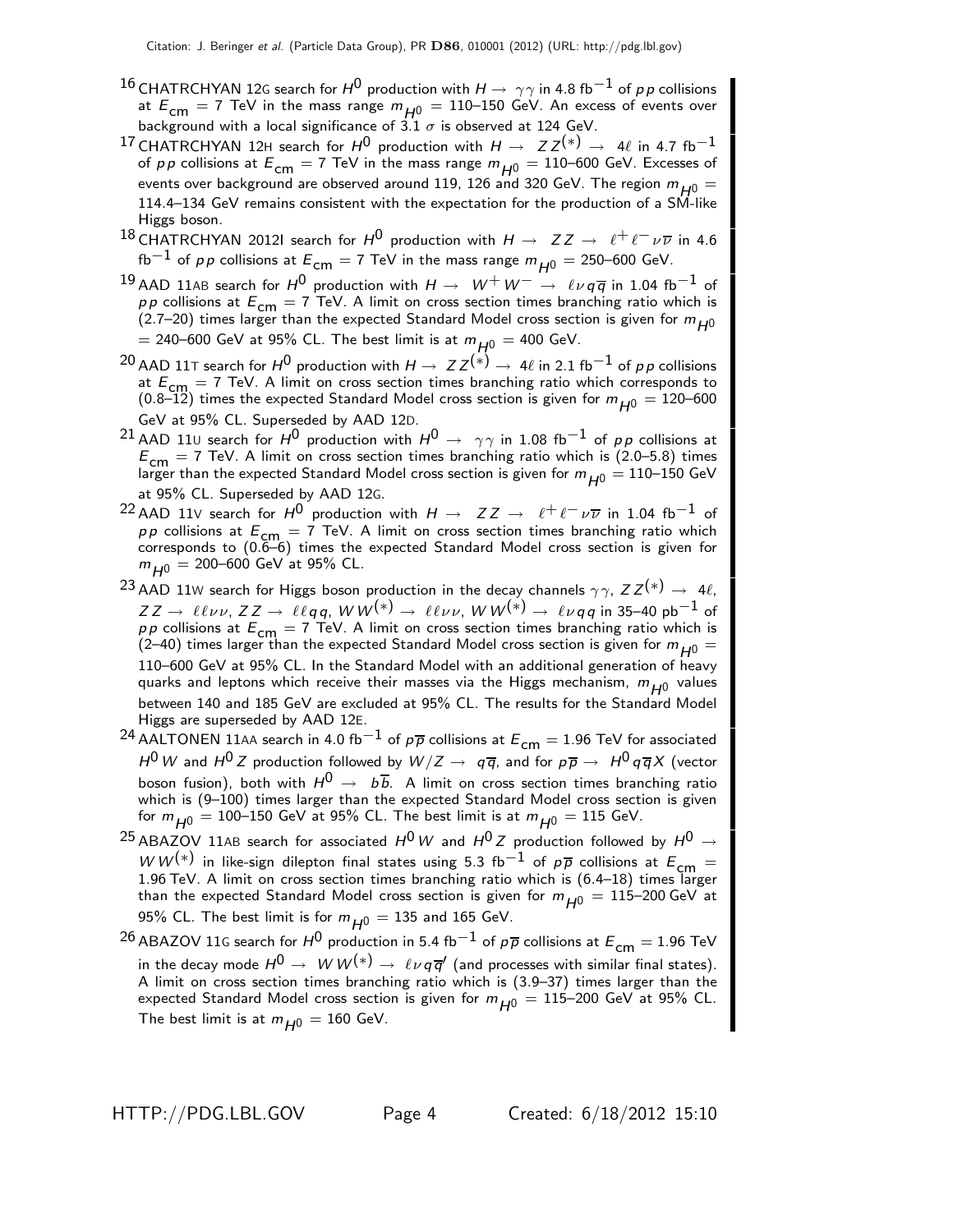[16] CHATRCHYAN 12G search for $H^0$ production with $H \rightarrow \gamma\gamma$ in 4.8 fb$^{-1}$ of $pp$ collisions at $E_{\rm cm}$ = 7 TeV in the mass range $m_{H^0}$ = 110–150 GeV. An excess of events over background with a local significance of 3.1 $\sigma$ is observed at 124 GeV.

[17] CHATRCHYAN 12H search for $H^0$ production with $H \rightarrow ZZ^{(*)} \rightarrow 4\ell$ in 4.7 fb$^{-1}$ of $pp$ collisions at $E_{\rm cm}$ = 7 TeV in the mass range $m_{H^0}$ = 110–600 GeV. Excesses of events over background are observed around 119, 126 and 320 GeV. The region $m_{H^0}$ = 114.4–134 GeV remains consistent with the expectation for the production of a SM-like Higgs boson.

[18] CHATRCHYAN 2012I search for $H^0$ production with $H \rightarrow ZZ \rightarrow \ell^+\ell^-\nu\overline{\nu}$ in 4.6 fb$^{-1}$ of $pp$ collisions at $E_{\rm cm}$ = 7 TeV in the mass range $m_{H^0}$ = 250–600 GeV.

[19] AAD 11AB search for $H^0$ production with $H \rightarrow W^+W^- \rightarrow \ell\nu q\overline{q}$ in 1.04 fb$^{-1}$ of $pp$ collisions at $E_{\rm cm}$ = 7 TeV. A limit on cross section times branching ratio which is (2.7–20) times larger than the expected Standard Model cross section is given for $m_{H^0}$ = 240–600 GeV at 95% CL. The best limit is at $m_{H^0}$ = 400 GeV.

[20] AAD 11T search for $H^0$ production with $H \rightarrow ZZ^{(*)} \rightarrow 4\ell$ in 2.1 fb$^{-1}$ of $pp$ collisions at $E_{\rm cm}$ = 7 TeV. A limit on cross section times branching ratio which corresponds to (0.8–12) times the expected Standard Model cross section is given for $m_{H^0}$ = 120–600 GeV at 95% CL. Superseded by AAD 12D.

[21] AAD 11U search for $H^0$ production with $H^0 \rightarrow \gamma\gamma$ in 1.08 fb$^{-1}$ of $pp$ collisions at $E_{\rm cm}$ = 7 TeV. A limit on cross section times branching ratio which is (2.0–5.8) times larger than the expected Standard Model cross section is given for $m_{H^0}$ = 110–150 GeV at 95% CL. Superseded by AAD 12G.

[22] AAD 11V search for $H^0$ production with $H \rightarrow ZZ \rightarrow \ell^+\ell^-\nu\overline{\nu}$ in 1.04 fb$^{-1}$ of $pp$ collisions at $E_{\rm cm}$ = 7 TeV. A limit on cross section times branching ratio which corresponds to (0.6–6) times the expected Standard Model cross section is given for $m_{H^0}$ = 200–600 GeV at 95% CL.

[23] AAD 11W search for Higgs boson production in the decay channels $\gamma\gamma$, $ZZ^{(*)} \rightarrow 4\ell$, $ZZ \rightarrow \ell\ell\nu\nu$, $ZZ \rightarrow \ell\ell qq$, $WW^{(*)} \rightarrow \ell\ell\nu\nu$, $WW^{(*)} \rightarrow \ell\nu qq$ in 35–40 pb$^{-1}$ of $pp$ collisions at $E_{\rm cm}$ = 7 TeV. A limit on cross section times branching ratio which is (2–40) times larger than the expected Standard Model cross section is given for $m_{H^0}$ = 110–600 GeV at 95% CL. In the Standard Model with an additional generation of heavy quarks and leptons which receive their masses via the Higgs mechanism, $m_{H^0}$ values between 140 and 185 GeV are excluded at 95% CL. The results for the Standard Model Higgs are superseded by AAD 12E.

[24] AALTONEN 11AA search in 4.0 fb$^{-1}$ of $p\overline{p}$ collisions at $E_{\rm cm}$ = 1.96 TeV for associated $H^0W$ and $H^0Z$ production followed by $W/Z \rightarrow q\overline{q}$, and for $p\overline{p} \rightarrow H^0 q\overline{q} X$ (vector boson fusion), both with $H^0 \rightarrow b\overline{b}$. A limit on cross section times branching ratio which is (9–100) times larger than the expected Standard Model cross section is given for $m_{H^0}$ = 100–150 GeV at 95% CL. The best limit is at $m_{H^0}$ = 115 GeV.

[25] ABAZOV 11AB search for associated $H^0W$ and $H^0Z$ production followed by $H^0 \rightarrow WW^{(*)}$ in like-sign dilepton final states using 5.3 fb$^{-1}$ of $p\overline{p}$ collisions at $E_{\rm cm}$ = 1.96 TeV. A limit on cross section times branching ratio which is (6.4–18) times larger than the expected Standard Model cross section is given for $m_{H^0}$ = 115–200 GeV at 95% CL. The best limit is for $m_{H^0}$ = 135 and 165 GeV.

[26] ABAZOV 11G search for $H^0$ production in 5.4 fb$^{-1}$ of $p\overline{p}$ collisions at $E_{\rm cm}$ = 1.96 TeV in the decay mode $H^0 \rightarrow WW^{(*)} \rightarrow \ell\nu q\overline{q}'$ (and processes with similar final states). A limit on cross section times branching ratio which is (3.9–37) times larger than the expected Standard Model cross section is given for $m_{H^0}$ = 115–200 GeV at 95% CL. The best limit is at $m_{H^0}$ = 160 GeV.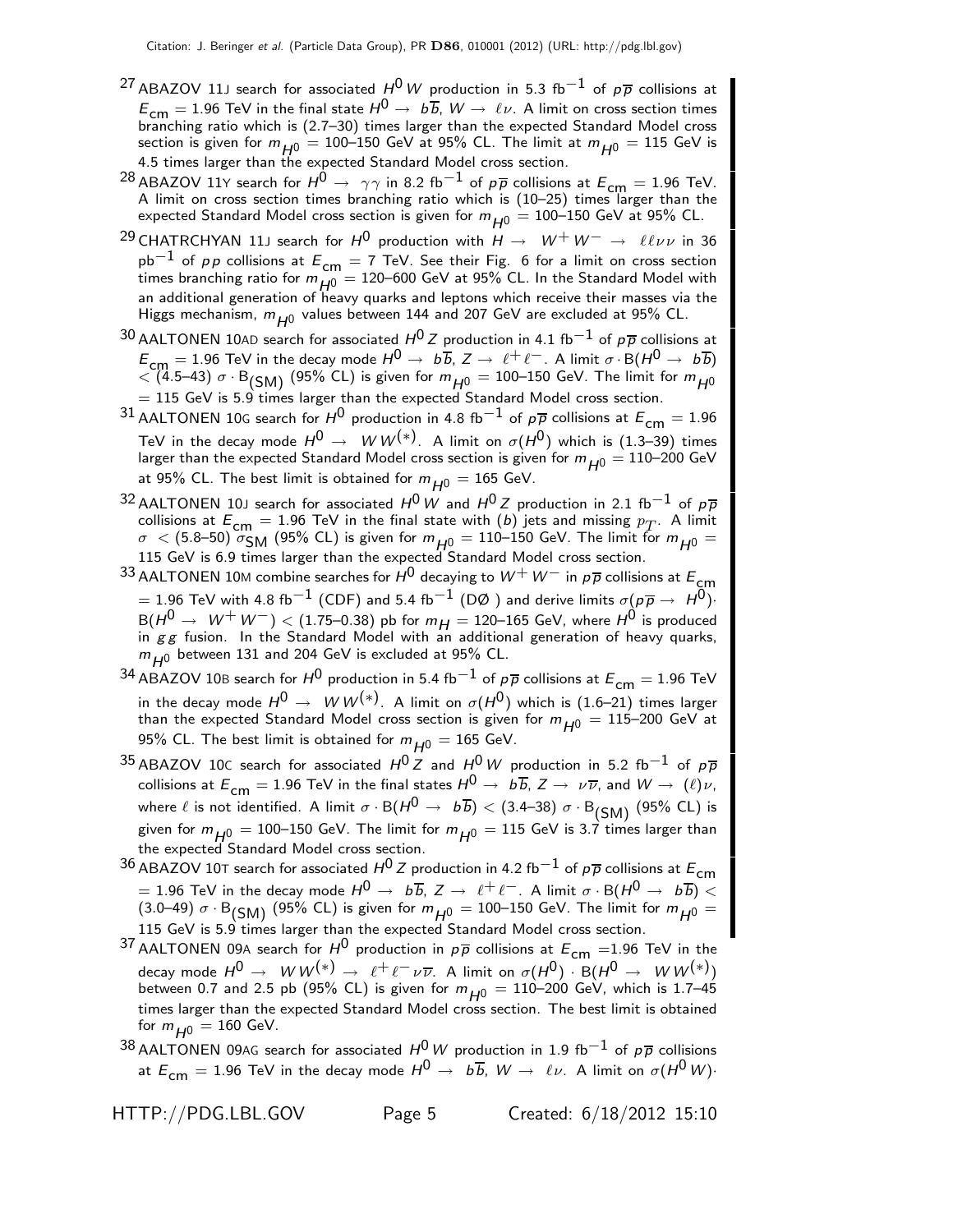[27] ABAZOV 11J search for associated $H^0 W$ production in 5.3 fb$^{-1}$ of $p\overline{p}$ collisions at $E_{cm} = 1.96$ TeV in the final state $H^0 \rightarrow b\overline{b}$, $W \rightarrow \ell\nu$. A limit on cross section times branching ratio which is (2.7–30) times larger than the expected Standard Model cross section is given for $m_{H^0}$ = 100–150 GeV at 95% CL. The limit at $m_{H^0}$ = 115 GeV is 4.5 times larger than the expected Standard Model cross section.

[28] ABAZOV 11Y search for $H^0 \rightarrow \gamma\gamma$ in 8.2 fb$^{-1}$ of $p\overline{p}$ collisions at $E_{cm} = 1.96$ TeV. A limit on cross section times branching ratio which is (10–25) times larger than the expected Standard Model cross section is given for $m_{H^0}$ = 100–150 GeV at 95% CL.

[29] CHATRCHYAN 11J search for $H^0$ production with $H \rightarrow W^+W^- \rightarrow \ell\ell\nu\nu$ in 36 pb$^{-1}$ of $pp$ collisions at $E_{cm} = 7$ TeV. See their Fig. 6 for a limit on cross section times branching ratio for $m_{H^0}$ = 120–600 GeV at 95% CL. In the Standard Model with an additional generation of heavy quarks and leptons which receive their masses via the Higgs mechanism, $m_{H^0}$ values between 144 and 207 GeV are excluded at 95% CL.

[30] AALTONEN 10AD search for associated $H^0 Z$ production in 4.1 fb$^{-1}$ of $p\overline{p}$ collisions at $E_{cm} = 1.96$ TeV in the decay mode $H^0 \rightarrow b\overline{b}$, $Z \rightarrow \ell^+\ell^-$. A limit $\sigma \cdot$ B$(H^0 \rightarrow b\overline{b})$ < (4.5–43) $\sigma \cdot$ B$_{(SM)}$ (95% CL) is given for $m_{H^0}$ = 100–150 GeV. The limit for $m_{H^0}$ = 115 GeV is 5.9 times larger than the expected Standard Model cross section.

[31] AALTONEN 10G search for $H^0$ production in 4.8 fb$^{-1}$ of $p\overline{p}$ collisions at $E_{cm} = 1.96$ TeV in the decay mode $H^0 \rightarrow WW^{(*)}$. A limit on $\sigma(H^0)$ which is (1.3–39) times larger than the expected Standard Model cross section is given for $m_{H^0}$ = 110–200 GeV at 95% CL. The best limit is obtained for $m_{H^0}$ = 165 GeV.

[32] AALTONEN 10J search for associated $H^0 W$ and $H^0 Z$ production in 2.1 fb$^{-1}$ of $p\overline{p}$ collisions at $E_{cm} = 1.96$ TeV in the final state with ($b$) jets and missing $p_T$. A limit $\sigma$ < (5.8–50) $\sigma_{SM}$ (95% CL) is given for $m_{H^0}$ = 110–150 GeV. The limit for $m_{H^0}$ = 115 GeV is 6.9 times larger than the expected Standard Model cross section.

[33] AALTONEN 10M combine searches for $H^0$ decaying to $W^+W^-$ in $p\overline{p}$ collisions at $E_{cm}$ = 1.96 TeV with 4.8 fb$^{-1}$ (CDF) and 5.4 fb$^{-1}$ (DØ ) and derive limits $\sigma(p\overline{p} \rightarrow H^0)\cdot$ B$(H^0 \rightarrow W^+W^-)$ < (1.75–0.38) pb for $m_H$ = 120–165 GeV, where $H^0$ is produced in $gg$ fusion. In the Standard Model with an additional generation of heavy quarks, $m_{H^0}$ between 131 and 204 GeV is excluded at 95% CL.

[34] ABAZOV 10B search for $H^0$ production in 5.4 fb$^{-1}$ of $p\overline{p}$ collisions at $E_{cm} = 1.96$ TeV in the decay mode $H^0 \rightarrow WW^{(*)}$. A limit on $\sigma(H^0)$ which is (1.6–21) times larger than the expected Standard Model cross section is given for $m_{H^0}$ = 115–200 GeV at 95% CL. The best limit is obtained for $m_{H^0}$ = 165 GeV.

[35] ABAZOV 10C search for associated $H^0 Z$ and $H^0 W$ production in 5.2 fb$^{-1}$ of $p\overline{p}$ collisions at $E_{cm} = 1.96$ TeV in the final states $H^0 \rightarrow b\overline{b}$, $Z \rightarrow \nu\overline{\nu}$, and $W \rightarrow (\ell)\nu$, where $\ell$ is not identified. A limit $\sigma \cdot$ B$(H^0 \rightarrow b\overline{b})$ < (3.4–38) $\sigma \cdot$ B$_{(SM)}$ (95% CL) is given for $m_{H^0}$ = 100–150 GeV. The limit for $m_{H^0}$ = 115 GeV is 3.7 times larger than the expected Standard Model cross section.

[36] ABAZOV 10T search for associated $H^0 Z$ production in 4.2 fb$^{-1}$ of $p\overline{p}$ collisions at $E_{cm}$ = 1.96 TeV in the decay mode $H^0 \rightarrow b\overline{b}$, $Z \rightarrow \ell^+\ell^-$. A limit $\sigma \cdot$ B$(H^0 \rightarrow b\overline{b})$ < (3.0–49) $\sigma \cdot$ B$_{(SM)}$ (95% CL) is given for $m_{H^0}$ = 100–150 GeV. The limit for $m_{H^0}$ = 115 GeV is 5.9 times larger than the expected Standard Model cross section.

[37] AALTONEN 09A search for $H^0$ production in $p\overline{p}$ collisions at $E_{cm}$ =1.96 TeV in the decay mode $H^0 \rightarrow WW^{(*)} \rightarrow \ell^+\ell^-\nu\overline{\nu}$. A limit on $\sigma(H^0) \cdot$ B$(H^0 \rightarrow WW^{(*)})$ between 0.7 and 2.5 pb (95% CL) is given for $m_{H^0}$ = 110–200 GeV, which is 1.7–45 times larger than the expected Standard Model cross section. The best limit is obtained for $m_{H^0}$ = 160 GeV.

[38] AALTONEN 09AG search for associated $H^0 W$ production in 1.9 fb$^{-1}$ of $p\overline{p}$ collisions at $E_{cm} = 1.96$ TeV in the decay mode $H^0 \rightarrow b\overline{b}$, $W \rightarrow \ell\nu$. A limit on $\sigma(H^0 W)\cdot$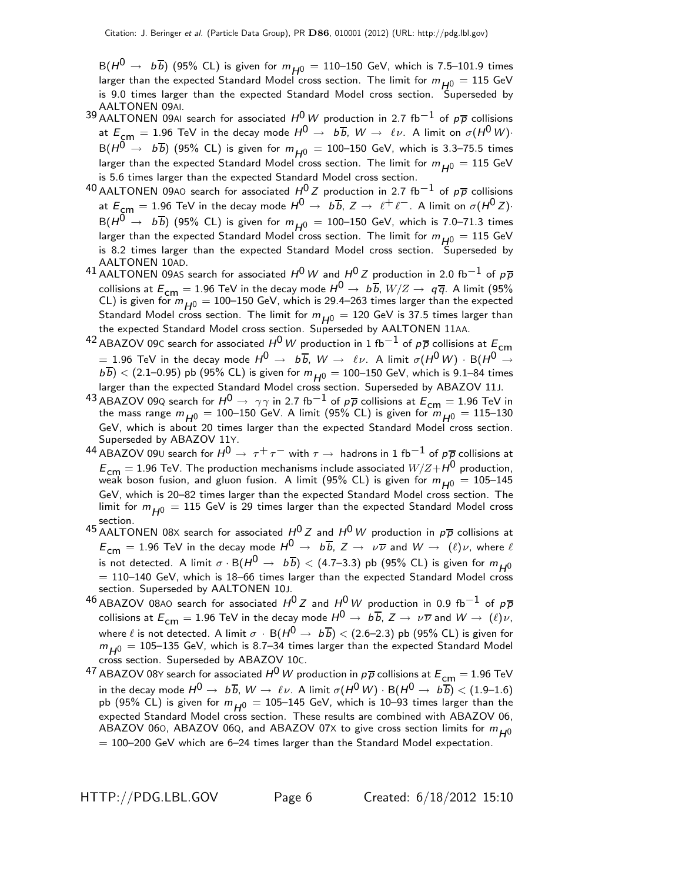$B(H^0 \rightarrow b\overline{b})$ (95% CL) is given for $m_{H^0}$ = 110–150 GeV, which is 7.5–101.9 times larger than the expected Standard Model cross section. The limit for $m_{H^0}$ = 115 GeV is 9.0 times larger than the expected Standard Model cross section. Superseded by AALTONEN 09AI.

[39] AALTONEN 09AI search for associated $H^0 W$ production in 2.7 fb$^{-1}$ of $p\overline{p}$ collisions at $E_{cm}$ = 1.96 TeV in the decay mode $H^0 \rightarrow b\overline{b}$, $W \rightarrow \ell\nu$. A limit on $\sigma(H^0 W) \cdot B(H^0 \rightarrow b\overline{b})$ (95% CL) is given for $m_{H^0}$ = 100–150 GeV, which is 3.3–75.5 times larger than the expected Standard Model cross section. The limit for $m_{H^0}$ = 115 GeV is 5.6 times larger than the expected Standard Model cross section.

[40] AALTONEN 09AO search for associated $H^0 Z$ production in 2.7 fb$^{-1}$ of $p\overline{p}$ collisions at $E_{cm}$ = 1.96 TeV in the decay mode $H^0 \rightarrow b\overline{b}$, $Z \rightarrow \ell^+\ell^-$. A limit on $\sigma(H^0 Z) \cdot B(H^0 \rightarrow b\overline{b})$ (95% CL) is given for $m_{H^0}$ = 100–150 GeV, which is 7.0–71.3 times larger than the expected Standard Model cross section. The limit for $m_{H^0}$ = 115 GeV is 8.2 times larger than the expected Standard Model cross section. Superseded by AALTONEN 10AD.

[41] AALTONEN 09AS search for associated $H^0 W$ and $H^0 Z$ production in 2.0 fb$^{-1}$ of $p\overline{p}$ collisions at $E_{cm}$ = 1.96 TeV in the decay mode $H^0 \rightarrow b\overline{b}$, $W/Z \rightarrow q\overline{q}$. A limit (95% CL) is given for $m_{H^0}$ = 100–150 GeV, which is 29.4–263 times larger than the expected Standard Model cross section. The limit for $m_{H^0}$ = 120 GeV is 37.5 times larger than the expected Standard Model cross section. Superseded by AALTONEN 11AA.

[42] ABAZOV 09C search for associated $H^0 W$ production in 1 fb$^{-1}$ of $p\overline{p}$ collisions at $E_{cm}$ = 1.96 TeV in the decay mode $H^0 \rightarrow b\overline{b}$, $W \rightarrow \ell\nu$. A limit $\sigma(H^0 W) \cdot B(H^0 \rightarrow b\overline{b}) <$ (2.1–0.95) pb (95% CL) is given for $m_{H^0}$ = 100–150 GeV, which is 9.1–84 times larger than the expected Standard Model cross section. Superseded by ABAZOV 11J.

[43] ABAZOV 09Q search for $H^0 \rightarrow \gamma\gamma$ in 2.7 fb$^{-1}$ of $p\overline{p}$ collisions at $E_{cm}$ = 1.96 TeV in the mass range $m_{H^0}$ = 100–150 GeV. A limit (95% CL) is given for $m_{H^0}$ = 115–130 GeV, which is about 20 times larger than the expected Standard Model cross section. Superseded by ABAZOV 11Y.

[44] ABAZOV 09U search for $H^0 \rightarrow \tau^+\tau^-$ with $\tau \rightarrow$ hadrons in 1 fb$^{-1}$ of $p\overline{p}$ collisions at $E_{cm}$ = 1.96 TeV. The production mechanisms include associated $W/Z+H^0$ production, weak boson fusion, and gluon fusion. A limit (95% CL) is given for $m_{H^0}$ = 105–145 GeV, which is 20–82 times larger than the expected Standard Model cross section. The limit for $m_{H^0}$ = 115 GeV is 29 times larger than the expected Standard Model cross section.

[45] AALTONEN 08X search for associated $H^0 Z$ and $H^0 W$ production in $p\overline{p}$ collisions at $E_{cm}$ = 1.96 TeV in the decay mode $H^0 \rightarrow b\overline{b}$, $Z \rightarrow \nu\overline{\nu}$ and $W \rightarrow (\ell)\nu$, where $\ell$ is not detected. A limit $\sigma \cdot B(H^0 \rightarrow b\overline{b}) <$ (4.7–3.3) pb (95% CL) is given for $m_{H^0}$ = 110–140 GeV, which is 18–66 times larger than the expected Standard Model cross section. Superseded by AALTONEN 10J.

[46] ABAZOV 08AO search for associated $H^0 Z$ and $H^0 W$ production in 0.9 fb$^{-1}$ of $p\overline{p}$ collisions at $E_{cm}$ = 1.96 TeV in the decay mode $H^0 \rightarrow b\overline{b}$, $Z \rightarrow \nu\overline{\nu}$ and $W \rightarrow (\ell)\nu$, where $\ell$ is not detected. A limit $\sigma \cdot B(H^0 \rightarrow b\overline{b}) <$ (2.6–2.3) pb (95% CL) is given for $m_{H^0}$ = 105–135 GeV, which is 8.7–34 times larger than the expected Standard Model cross section. Superseded by ABAZOV 10C.

[47] ABAZOV 08Y search for associated $H^0 W$ production in $p\overline{p}$ collisions at $E_{cm}$ = 1.96 TeV in the decay mode $H^0 \rightarrow b\overline{b}$, $W \rightarrow \ell\nu$. A limit $\sigma(H^0 W) \cdot B(H^0 \rightarrow b\overline{b}) <$ (1.9–1.6) pb (95% CL) is given for $m_{H^0}$ = 105–145 GeV, which is 10–93 times larger than the expected Standard Model cross section. These results are combined with ABAZOV 06, ABAZOV 06O, ABAZOV 06Q, and ABAZOV 07X to give cross section limits for $m_{H^0}$ = 100–200 GeV which are 6–24 times larger than the Standard Model expectation.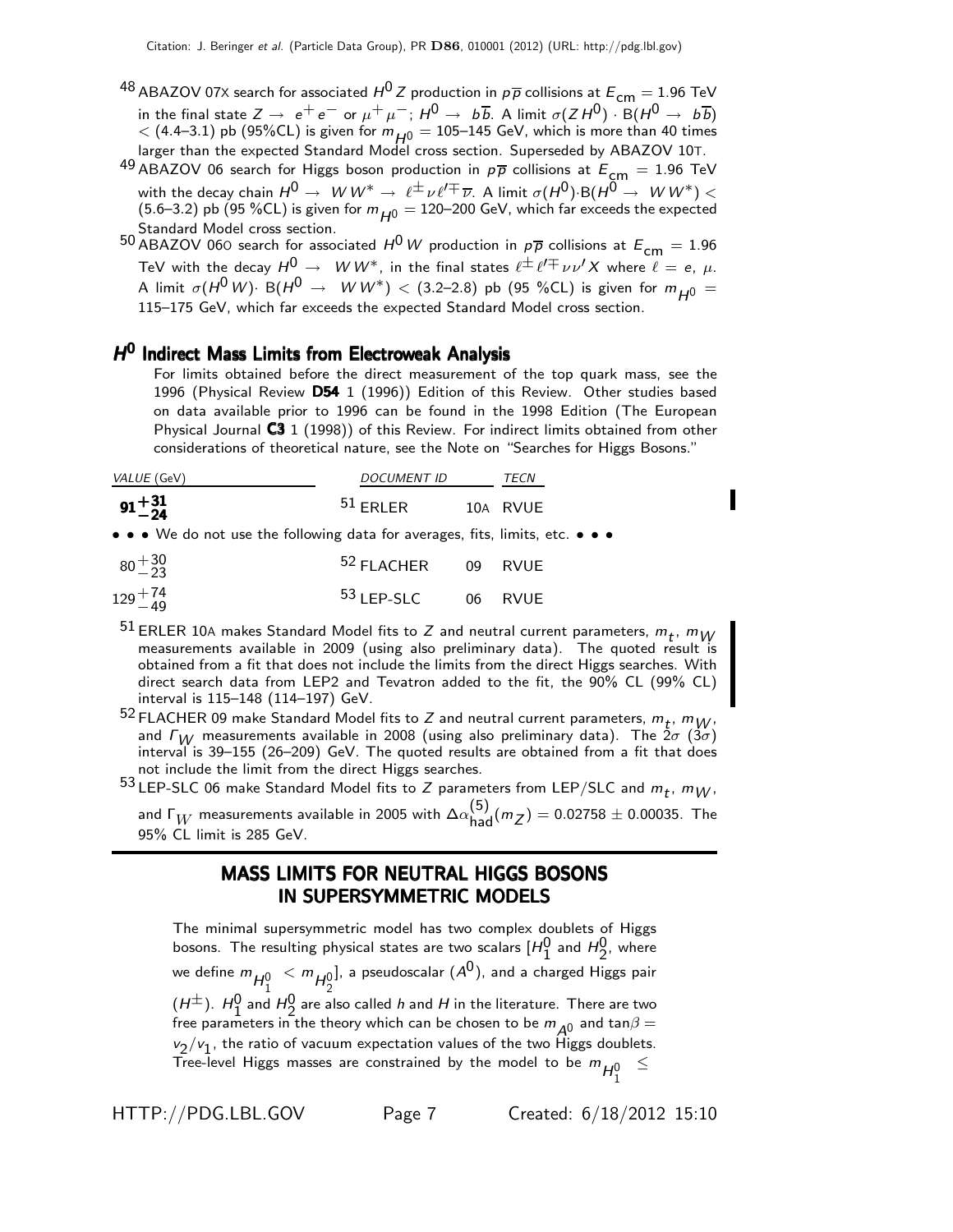[48] ABAZOV 07X search for associated $H^0 Z$ production in $p\overline{p}$ collisions at $E_{cm} = 1.96$ TeV in the final state $Z \rightarrow e^+ e^-$ or $\mu^+ \mu^-$; $H^0 \rightarrow b\overline{b}$. A limit $\sigma(Z H^0) \cdot B(H^0 \rightarrow b\overline{b}) < (4.4\text{–}3.1)$ pb (95%CL) is given for $m_{H^0} = 105\text{–}145$ GeV, which is more than 40 times larger than the expected Standard Model cross section. Superseded by ABAZOV 10T.

[49] ABAZOV 06 search for Higgs boson production in $p\overline{p}$ collisions at $E_{cm} = 1.96$ TeV with the decay chain $H^0 \rightarrow W W^* \rightarrow \ell^\pm \nu \ell'^\mp \overline{\nu}$. A limit $\sigma(H^0) \cdot B(H^0 \rightarrow W W^*) < (5.6\text{–}3.2)$ pb (95 %CL) is given for $m_{H^0} = 120\text{–}200$ GeV, which far exceeds the expected Standard Model cross section.

[50] ABAZOV 06O search for associated $H^0 W$ production in $p\overline{p}$ collisions at $E_{cm} = 1.96$ TeV with the decay $H^0 \rightarrow W W^*$, in the final states $\ell^\pm \ell'^\mp \nu \nu' X$ where $\ell = e, \mu$. A limit $\sigma(H^0 W) \cdot B(H^0 \rightarrow W W^*) < (3.2\text{–}2.8)$ pb (95 %CL) is given for $m_{H^0} = 115\text{–}175$ GeV, which far exceeds the expected Standard Model cross section.

## $H^0$ Indirect Mass Limits from Electroweak Analysis

For limits obtained before the direct measurement of the top quark mass, see the 1996 (Physical Review **D54** 1 (1996)) Edition of this Review. Other studies based on data available prior to 1996 can be found in the 1998 Edition (The European Physical Journal **C3** 1 (1998)) of this Review. For indirect limits obtained from other considerations of theoretical nature, see the Note on "Searches for Higgs Bosons."

| *VALUE* (GeV) | *DOCUMENT ID* | | *TECN* |
|---|---|---|---|
| $\mathbf{91^{+31}_{-24}}$ | [51] ERLER | 10A | RVUE |
| • • • We do not use the following data for averages, fits, limits, etc. • • • | | | |
| $80^{+30}_{-23}$ | [52] FLACHER | 09 | RVUE |
| $129^{+74}_{-49}$ | [53] LEP-SLC | 06 | RVUE |

[51] ERLER 10A makes Standard Model fits to $Z$ and neutral current parameters, $m_t$, $m_W$ measurements available in 2009 (using also preliminary data). The quoted result is obtained from a fit that does not include the limits from the direct Higgs searches. With direct search data from LEP2 and Tevatron added to the fit, the 90% CL (99% CL) interval is 115–148 (114–197) GeV.

[52] FLACHER 09 make Standard Model fits to $Z$ and neutral current parameters, $m_t$, $m_W$, and $\Gamma_W$ measurements available in 2008 (using also preliminary data). The $2\sigma$ ($3\sigma$) interval is 39–155 (26–209) GeV. The quoted results are obtained from a fit that does not include the limit from the direct Higgs searches.

[53] LEP-SLC 06 make Standard Model fits to $Z$ parameters from LEP/SLC and $m_t$, $m_W$, and $\Gamma_W$ measurements available in 2005 with $\Delta\alpha^{(5)}_{had}(m_Z) = 0.02758 \pm 0.00035$. The 95% CL limit is 285 GeV.

## MASS LIMITS FOR NEUTRAL HIGGS BOSONS IN SUPERSYMMETRIC MODELS

The minimal supersymmetric model has two complex doublets of Higgs bosons. The resulting physical states are two scalars [$H^0_1$ and $H^0_2$, where we define $m_{H^0_1} < m_{H^0_2}$], a pseudoscalar ($A^0$), and a charged Higgs pair ($H^\pm$). $H^0_1$ and $H^0_2$ are also called $h$ and $H$ in the literature. There are two free parameters in the theory which can be chosen to be $m_{A^0}$ and $\tan\beta = v_2/v_1$, the ratio of vacuum expectation values of the two Higgs doublets. Tree-level Higgs masses are constrained by the model to be $m_{H^0_1} \leq$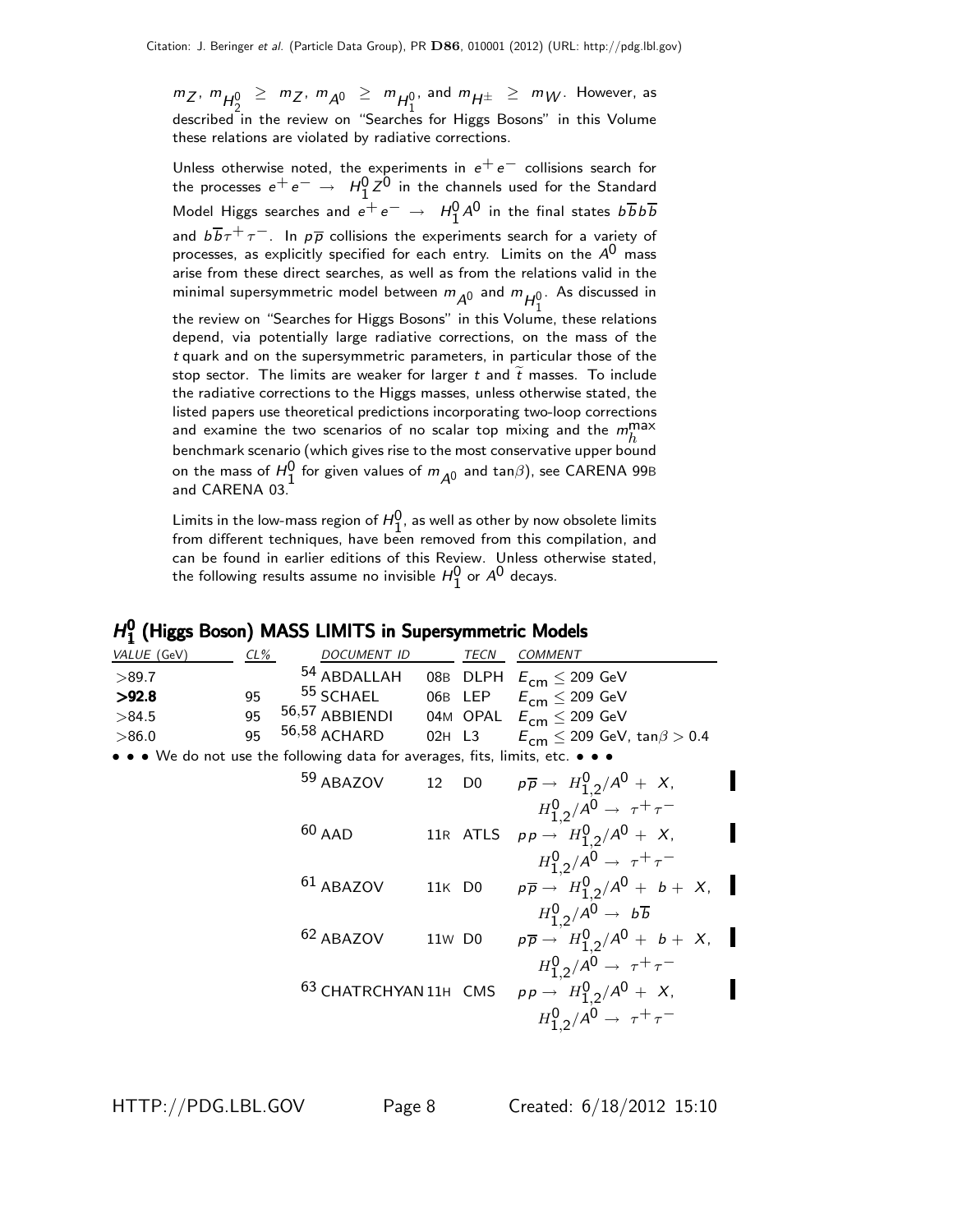$m_Z$, $m_{H_2^0} \geq m_Z$, $m_{A^0} \geq m_{H_1^0}$, and $m_{H^\pm} \geq m_W$. However, as described in the review on "Searches for Higgs Bosons" in this Volume these relations are violated by radiative corrections.

Unless otherwise noted, the experiments in $e^+e^-$ collisions search for the processes $e^+e^- \rightarrow H_1^0 Z^0$ in the channels used for the Standard Model Higgs searches and $e^+e^- \rightarrow H_1^0 A^0$ in the final states $b\overline{b}b\overline{b}$ and $b\overline{b}\tau^+\tau^-$. In $p\overline{p}$ collisions the experiments search for a variety of processes, as explicitly specified for each entry. Limits on the $A^0$ mass arise from these direct searches, as well as from the relations valid in the minimal supersymmetric model between $m_{A^0}$ and $m_{H_1^0}$. As discussed in the review on "Searches for Higgs Bosons" in this Volume, these relations depend, via potentially large radiative corrections, on the mass of the $t$ quark and on the supersymmetric parameters, in particular those of the stop sector. The limits are weaker for larger $t$ and $\widetilde{t}$ masses. To include the radiative corrections to the Higgs masses, unless otherwise stated, the listed papers use theoretical predictions incorporating two-loop corrections and examine the two scenarios of no scalar top mixing and the $m_h^{\max}$ benchmark scenario (which gives rise to the most conservative upper bound on the mass of $H_1^0$ for given values of $m_{A^0}$ and $\tan\beta$), see CARENA 99B and CARENA 03.

Limits in the low-mass region of $H_1^0$, as well as other by now obsolete limits from different techniques, have been removed from this compilation, and can be found in earlier editions of this Review. Unless otherwise stated, the following results assume no invisible $H_1^0$ or $A^0$ decays.

## $H_1^0$ (Higgs Boson) MASS LIMITS in Supersymmetric Models

| VALUE (GeV) | CL% | DOCUMENT ID | | TECN | COMMENT |
|---|---|---|---|---|---|
| >89.7 | | [54] ABDALLAH | 08B | DLPH | $E_{\rm cm} \leq 209$ GeV |
| **>92.8** | 95 | [55] SCHAEL | 06B | LEP | $E_{\rm cm} \leq 209$ GeV |
| >84.5 | 95 | [56,57] ABBIENDI | 04M | OPAL | $E_{\rm cm} \leq 209$ GeV |
| >86.0 | 95 | [56,58] ACHARD | 02H | L3 | $E_{\rm cm} \leq 209$ GeV, $\tan\beta > 0.4$ |
| • • • We do not use the following data for averages, fits, limits, etc. • • • | | | | | |
| | | [59] ABAZOV | 12 | D0 | $p\overline{p} \rightarrow H_{1,2}^0/A^0 + X$, $H_{1,2}^0/A^0 \rightarrow \tau^+\tau^-$ |
| | | [60] AAD | 11R | ATLS | $pp \rightarrow H_{1,2}^0/A^0 + X$, $H_{1,2}^0/A^0 \rightarrow \tau^+\tau^-$ |
| | | [61] ABAZOV | 11K | D0 | $p\overline{p} \rightarrow H_{1,2}^0/A^0 + b + X$, $H_{1,2}^0/A^0 \rightarrow b\overline{b}$ |
| | | [62] ABAZOV | 11W | D0 | $p\overline{p} \rightarrow H_{1,2}^0/A^0 + b + X$, $H_{1,2}^0/A^0 \rightarrow \tau^+\tau^-$ |
| | | [63] CHATRCHYAN | 11H | CMS | $pp \rightarrow H_{1,2}^0/A^0 + X$, $H_{1,2}^0/A^0 \rightarrow \tau^+\tau^-$ |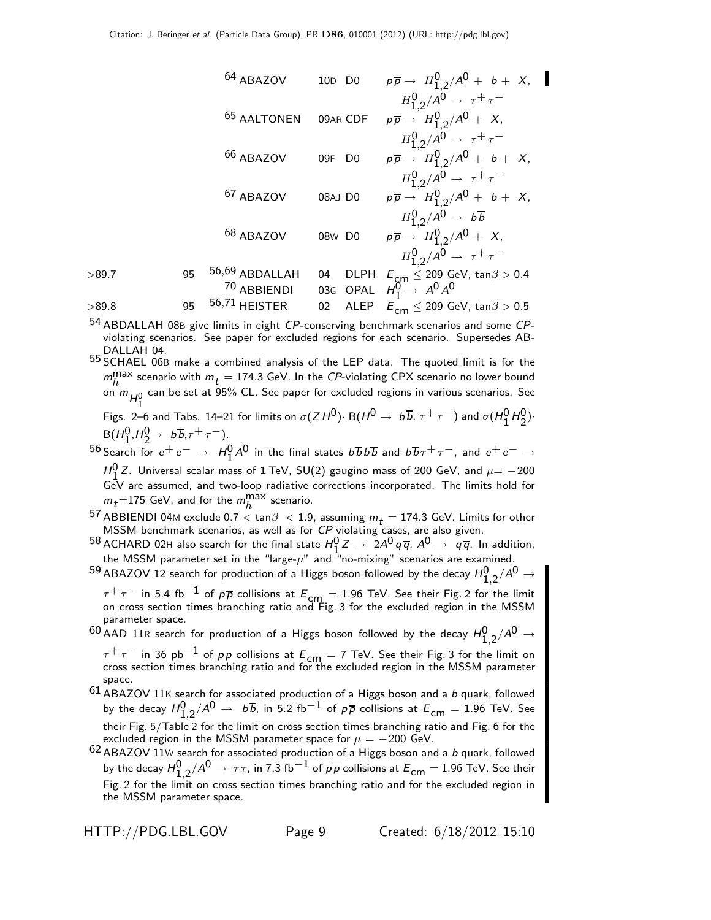| VALUE (GeV) | CL% | DOCUMENT ID | | TECN | COMMENT |
|---|---|---|---|---|---|
| | | [64] ABAZOV | 10D | D0 | $p\overline{p} \rightarrow H^0_{1,2}/A^0 + b + X$, $H^0_{1,2}/A^0 \rightarrow \tau^+\tau^-$ |
| | | [65] AALTONEN | 09AR | CDF | $p\overline{p} \rightarrow H^0_{1,2}/A^0 + X$, $H^0_{1,2}/A^0 \rightarrow \tau^+\tau^-$ |
| | | [66] ABAZOV | 09F | D0 | $p\overline{p} \rightarrow H^0_{1,2}/A^0 + b + X$, $H^0_{1,2}/A^0 \rightarrow \tau^+\tau^-$ |
| | | [67] ABAZOV | 08AJ | D0 | $p\overline{p} \rightarrow H^0_{1,2}/A^0 + b + X$, $H^0_{1,2}/A^0 \rightarrow b\overline{b}$ |
| | | [68] ABAZOV | 08W | D0 | $p\overline{p} \rightarrow H^0_{1,2}/A^0 + X$, $H^0_{1,2}/A^0 \rightarrow \tau^+\tau^-$ |
| >89.7 | 95 | [56,69] ABDALLAH | 04 | DLPH | $E_{cm} \leq 209$ GeV, $\tan\beta > 0.4$ |
| | | [70] ABBIENDI | 03G | OPAL | $H^0_1 \rightarrow A^0 A^0$ |
| >89.8 | 95 | [56,71] HEISTER | 02 | ALEP | $E_{cm} \leq 209$ GeV, $\tan\beta > 0.5$ |

[54] ABDALLAH 08B give limits in eight CP-conserving benchmark scenarios and some CP-violating scenarios. See paper for excluded regions for each scenario. Supersedes ABDALLAH 04.

[55] SCHAEL 06B make a combined analysis of the LEP data. The quoted limit is for the $m_h^{\text{max}}$ scenario with $m_t = 174.3$ GeV. In the CP-violating CPX scenario no lower bound on $m_{H^0_1}$ can be set at 95% CL. See paper for excluded regions in various scenarios. See Figs. 2–6 and Tabs. 14–21 for limits on $\sigma(ZH^0) \cdot \text{B}(H^0 \rightarrow b\overline{b}, \tau^+\tau^-)$ and $\sigma(H^0_1 H^0_2) \cdot \text{B}(H^0_1, H^0_2 \rightarrow b\overline{b}, \tau^+\tau^-)$.

[56] Search for $e^+e^- \rightarrow H^0_1 A^0$ in the final states $b\overline{b}b\overline{b}$ and $b\overline{b}\tau^+\tau^-$, and $e^+e^- \rightarrow H^0_1 Z$. Universal scalar mass of 1 TeV, SU(2) gaugino mass of 200 GeV, and $\mu = -200$ GeV are assumed, and two-loop radiative corrections incorporated. The limits hold for $m_t$=175 GeV, and for the $m_h^{\text{max}}$ scenario.

[57] ABBIENDI 04M exclude $0.7 < \tan\beta < 1.9$, assuming $m_t = 174.3$ GeV. Limits for other MSSM benchmark scenarios, as well as for CP violating cases, are also given.

[58] ACHARD 02H also search for the final state $H^0_1 Z \rightarrow 2A^0 q\overline{q}$, $A^0 \rightarrow q\overline{q}$. In addition, the MSSM parameter set in the "large-$\mu$" and "no-mixing" scenarios are examined.

[59] ABAZOV 12 search for production of a Higgs boson followed by the decay $H^0_{1,2}/A^0 \rightarrow \tau^+\tau^-$ in 5.4 fb$^{-1}$ of $p\overline{p}$ collisions at $E_{cm} = 1.96$ TeV. See their Fig. 2 for the limit on cross section times branching ratio and Fig. 3 for the excluded region in the MSSM parameter space.

[60] AAD 11R search for production of a Higgs boson followed by the decay $H^0_{1,2}/A^0 \rightarrow \tau^+\tau^-$ in 36 pb$^{-1}$ of $pp$ collisions at $E_{cm} = 7$ TeV. See their Fig. 3 for the limit on cross section times branching ratio and for the excluded region in the MSSM parameter space.

[61] ABAZOV 11K search for associated production of a Higgs boson and a $b$ quark, followed by the decay $H^0_{1,2}/A^0 \rightarrow b\overline{b}$, in 5.2 fb$^{-1}$ of $p\overline{p}$ collisions at $E_{cm} = 1.96$ TeV. See their Fig. 5/Table 2 for the limit on cross section times branching ratio and Fig. 6 for the excluded region in the MSSM parameter space for $\mu = -200$ GeV.

[62] ABAZOV 11W search for associated production of a Higgs boson and a $b$ quark, followed by the decay $H^0_{1,2}/A^0 \rightarrow \tau\tau$, in 7.3 fb$^{-1}$ of $p\overline{p}$ collisions at $E_{cm} = 1.96$ TeV. See their Fig. 2 for the limit on cross section times branching ratio and for the excluded region in the MSSM parameter space.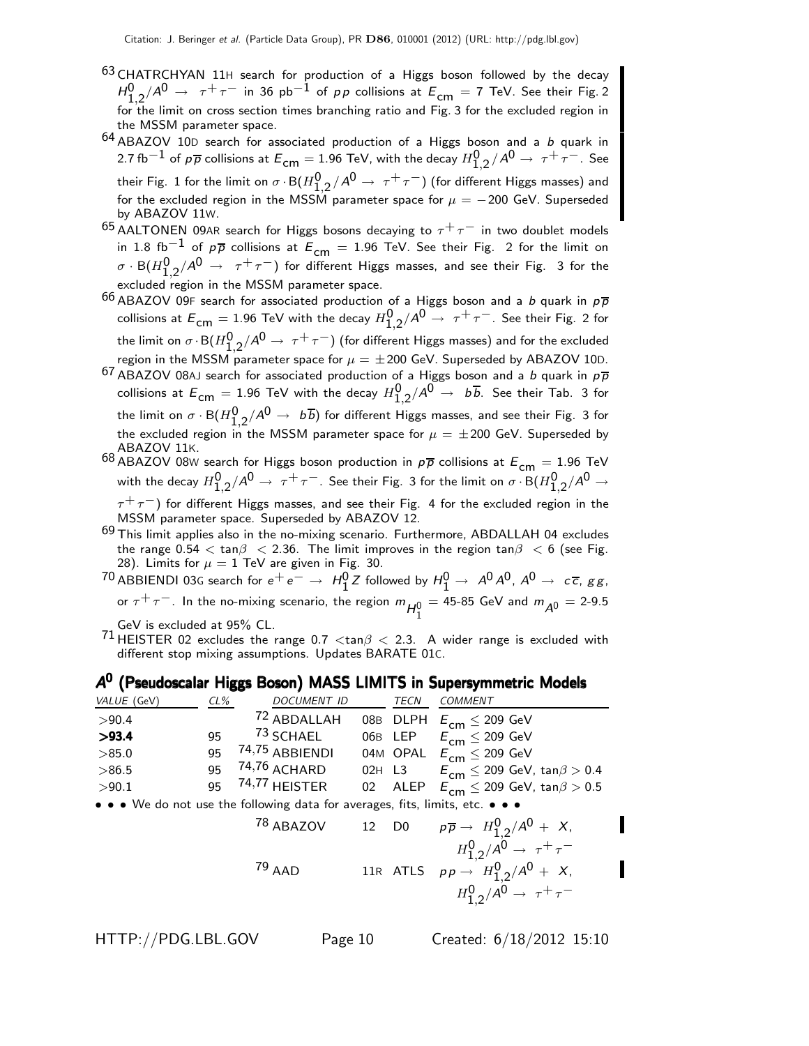[63] CHATRCHYAN 11H search for production of a Higgs boson followed by the decay $H^0_{1,2}/A^0 \rightarrow \tau^+\tau^-$ in 36 pb$^{-1}$ of $pp$ collisions at $E_{cm}$ = 7 TeV. See their Fig. 2 for the limit on cross section times branching ratio and Fig. 3 for the excluded region in the MSSM parameter space.

[64] ABAZOV 10D search for associated production of a Higgs boson and a $b$ quark in 2.7 fb$^{-1}$ of $p\overline{p}$ collisions at $E_{cm}$ = 1.96 TeV, with the decay $H^0_{1,2}/A^0 \rightarrow \tau^+\tau^-$. See their Fig. 1 for the limit on $\sigma \cdot B(H^0_{1,2}/A^0 \rightarrow \tau^+\tau^-)$ (for different Higgs masses) and for the excluded region in the MSSM parameter space for $\mu = -200$ GeV. Superseded by ABAZOV 11W.

[65] AALTONEN 09AR search for Higgs bosons decaying to $\tau^+\tau^-$ in two doublet models in 1.8 fb$^{-1}$ of $p\overline{p}$ collisions at $E_{cm}$ = 1.96 TeV. See their Fig. 2 for the limit on $\sigma \cdot B(H^0_{1,2}/A^0 \rightarrow \tau^+\tau^-)$ for different Higgs masses, and see their Fig. 3 for the excluded region in the MSSM parameter space.

[66] ABAZOV 09F search for associated production of a Higgs boson and a $b$ quark in $p\overline{p}$ collisions at $E_{cm}$ = 1.96 TeV with the decay $H^0_{1,2}/A^0 \rightarrow \tau^+\tau^-$. See their Fig. 2 for the limit on $\sigma \cdot B(H^0_{1,2}/A^0 \rightarrow \tau^+\tau^-)$ (for different Higgs masses) and for the excluded region in the MSSM parameter space for $\mu = \pm 200$ GeV. Superseded by ABAZOV 10D.

[67] ABAZOV 08AJ search for associated production of a Higgs boson and a $b$ quark in $p\overline{p}$ collisions at $E_{cm}$ = 1.96 TeV with the decay $H^0_{1,2}/A^0 \rightarrow b\overline{b}$. See their Tab. 3 for the limit on $\sigma \cdot B(H^0_{1,2}/A^0 \rightarrow b\overline{b})$ for different Higgs masses, and see their Fig. 3 for the excluded region in the MSSM parameter space for $\mu = \pm 200$ GeV. Superseded by ABAZOV 11K.

[68] ABAZOV 08W search for Higgs boson production in $p\overline{p}$ collisions at $E_{cm}$ = 1.96 TeV with the decay $H^0_{1,2}/A^0 \rightarrow \tau^+\tau^-$. See their Fig. 3 for the limit on $\sigma \cdot B(H^0_{1,2}/A^0 \rightarrow \tau^+\tau^-)$ for different Higgs masses, and see their Fig. 4 for the excluded region in the MSSM parameter space. Superseded by ABAZOV 12.

[69] This limit applies also in the no-mixing scenario. Furthermore, ABDALLAH 04 excludes the range $0.54 < \tan\beta < 2.36$. The limit improves in the region $\tan\beta < 6$ (see Fig. 28). Limits for $\mu$ = 1 TeV are given in Fig. 30.

[70] ABBIENDI 03G search for $e^+e^- \rightarrow H^0_1 Z$ followed by $H^0_1 \rightarrow A^0 A^0$, $A^0 \rightarrow c\overline{c}$, $gg$, or $\tau^+\tau^-$. In the no-mixing scenario, the region $m_{H^0_1}$ = 45-85 GeV and $m_{A^0}$ = 2-9.5 GeV is excluded at 95% CL.

[71] HEISTER 02 excludes the range $0.7 < \tan\beta < 2.3$. A wider range is excluded with different stop mixing assumptions. Updates BARATE 01C.

## $A^0$ (Pseudoscalar Higgs Boson) MASS LIMITS in Supersymmetric Models

| VALUE (GeV) | CL% | DOCUMENT ID | | TECN | COMMENT |
|---|---|---|---|---|---|
| >90.4 | | [72] ABDALLAH | 08B | DLPH | $E_{cm} \leq 209$ GeV |
| **>93.4** | 95 | [73] SCHAEL | 06B | LEP | $E_{cm} \leq 209$ GeV |
| >85.0 | 95 | [74,75] ABBIENDI | 04M | OPAL | $E_{cm} \leq 209$ GeV |
| >86.5 | 95 | [74,76] ACHARD | 02H | L3 | $E_{cm} \leq 209$ GeV, $\tan\beta > 0.4$ |
| >90.1 | 95 | [74,77] HEISTER | 02 | ALEP | $E_{cm} \leq 209$ GeV, $\tan\beta > 0.5$ |
| • • • We do not use the following data for averages, fits, limits, etc. • • • | | | | | |
| | | [78] ABAZOV | 12 | D0 | $p\overline{p} \rightarrow H^0_{1,2}/A^0 + X$, $H^0_{1,2}/A^0 \rightarrow \tau^+\tau^-$ |
| | | [79] AAD | 11R | ATLS | $pp \rightarrow H^0_{1,2}/A^0 + X$, $H^0_{1,2}/A^0 \rightarrow \tau^+\tau^-$ |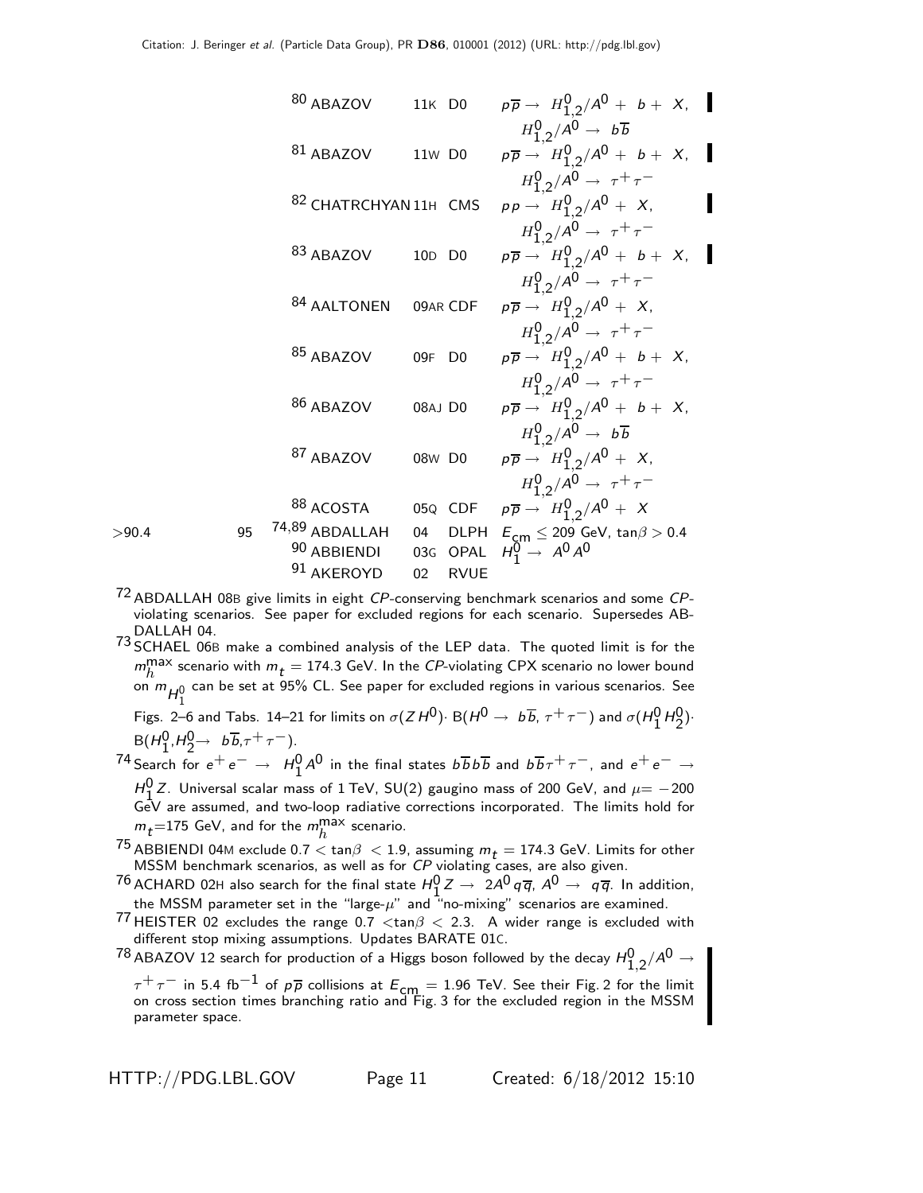| VALUE (GeV) | CL% | DOCUMENT ID | | TECN | COMMENT |
|---|---|---|---|---|---|
| | | [80] ABAZOV | 11K | D0 | $p\overline{p} \rightarrow H^0_{1,2}/A^0 + b + X$, $H^0_{1,2}/A^0 \rightarrow b\overline{b}$ |
| | | [81] ABAZOV | 11W | D0 | $p\overline{p} \rightarrow H^0_{1,2}/A^0 + b + X$, $H^0_{1,2}/A^0 \rightarrow \tau^+\tau^-$ |
| | | [82] CHATRCHYAN | 11H | CMS | $pp \rightarrow H^0_{1,2}/A^0 + X$, $H^0_{1,2}/A^0 \rightarrow \tau^+\tau^-$ |
| | | [83] ABAZOV | 10D | D0 | $p\overline{p} \rightarrow H^0_{1,2}/A^0 + b + X$, $H^0_{1,2}/A^0 \rightarrow \tau^+\tau^-$ |
| | | [84] AALTONEN | 09AR | CDF | $p\overline{p} \rightarrow H^0_{1,2}/A^0 + X$, $H^0_{1,2}/A^0 \rightarrow \tau^+\tau^-$ |
| | | [85] ABAZOV | 09F | D0 | $p\overline{p} \rightarrow H^0_{1,2}/A^0 + b + X$, $H^0_{1,2}/A^0 \rightarrow \tau^+\tau^-$ |
| | | [86] ABAZOV | 08AJ | D0 | $p\overline{p} \rightarrow H^0_{1,2}/A^0 + b + X$, $H^0_{1,2}/A^0 \rightarrow b\overline{b}$ |
| | | [87] ABAZOV | 08W | D0 | $p\overline{p} \rightarrow H^0_{1,2}/A^0 + X$, $H^0_{1,2}/A^0 \rightarrow \tau^+\tau^-$ |
| | | [88] ACOSTA | 05Q | CDF | $p\overline{p} \rightarrow H^0_{1,2}/A^0 + X$ |
| >90.4 | 95 | [74,89] ABDALLAH | 04 | DLPH | $E_{cm} \leq 209$ GeV, $\tan\beta > 0.4$ |
| | | [90] ABBIENDI | 03G | OPAL | $H^0_1 \rightarrow A^0 A^0$ |
| | | [91] AKEROYD | 02 | RVUE | |

[72] ABDALLAH 08B give limits in eight *CP*-conserving benchmark scenarios and some *CP*-violating scenarios. See paper for excluded regions for each scenario. Supersedes ABDALLAH 04.

[73] SCHAEL 06B make a combined analysis of the LEP data. The quoted limit is for the $m_h^{max}$ scenario with $m_t = 174.3$ GeV. In the *CP*-violating CPX scenario no lower bound on $m_{H_1^0}$ can be set at 95% CL. See paper for excluded regions in various scenarios. See Figs. 2–6 and Tabs. 14–21 for limits on $\sigma(ZH^0)\cdot$ B($H^0 \rightarrow b\overline{b}, \tau^+\tau^-$) and $\sigma(H^0_1 H^0_2)\cdot$ B($H^0_1,H^0_2 \rightarrow b\overline{b},\tau^+\tau^-$).

[74] Search for $e^+e^- \rightarrow H^0_1 A^0$ in the final states $b\overline{b}b\overline{b}$ and $b\overline{b}\tau^+\tau^-$, and $e^+e^- \rightarrow H^0_1 Z$. Universal scalar mass of 1 TeV, SU(2) gaugino mass of 200 GeV, and $\mu = -200$ GeV are assumed, and two-loop radiative corrections incorporated. The limits hold for $m_t$=175 GeV, and for the $m_h^{max}$ scenario.

[75] ABBIENDI 04M exclude $0.7 < \tan\beta < 1.9$, assuming $m_t = 174.3$ GeV. Limits for other MSSM benchmark scenarios, as well as for *CP* violating cases, are also given.

[76] ACHARD 02H also search for the final state $H^0_1 Z \rightarrow 2A^0 q\overline{q}$, $A^0 \rightarrow q\overline{q}$. In addition, the MSSM parameter set in the "large-$\mu$" and "no-mixing" scenarios are examined.

[77] HEISTER 02 excludes the range $0.7 < \tan\beta < 2.3$. A wider range is excluded with different stop mixing assumptions. Updates BARATE 01C.

[78] ABAZOV 12 search for production of a Higgs boson followed by the decay $H^0_{1,2}/A^0 \rightarrow \tau^+\tau^-$ in 5.4 fb$^{-1}$ of $p\overline{p}$ collisions at $E_{cm} = 1.96$ TeV. See their Fig. 2 for the limit on cross section times branching ratio and Fig. 3 for the excluded region in the MSSM parameter space.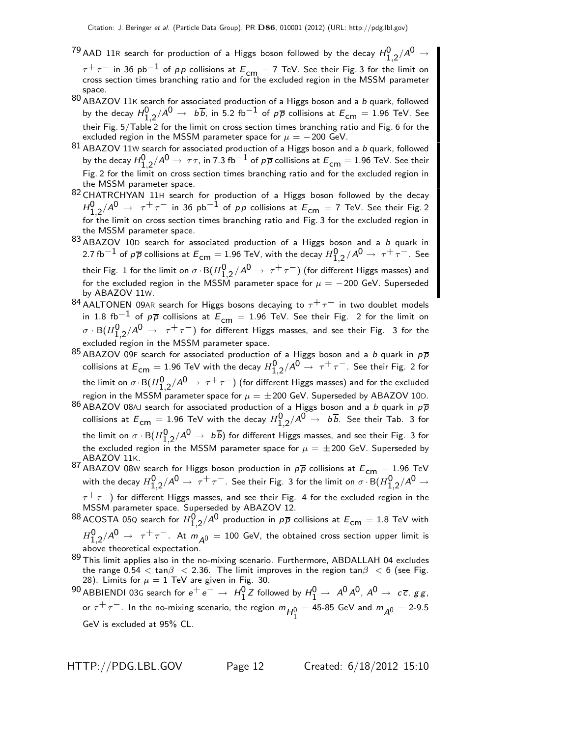[79] AAD 11R search for production of a Higgs boson followed by the decay $H^0_{1,2}/A^0 \to \tau^+\tau^-$ in 36 $\text{pb}^{-1}$ of $pp$ collisions at $E_{\text{cm}} = 7$ TeV. See their Fig. 3 for the limit on cross section times branching ratio and for the excluded region in the MSSM parameter space.

[80] ABAZOV 11K search for associated production of a Higgs boson and a $b$ quark, followed by the decay $H^0_{1,2}/A^0 \to b\overline{b}$, in 5.2 $\text{fb}^{-1}$ of $p\overline{p}$ collisions at $E_{\text{cm}} = 1.96$ TeV. See their Fig. 5/Table 2 for the limit on cross section times branching ratio and Fig. 6 for the excluded region in the MSSM parameter space for $\mu = -200$ GeV.

[81] ABAZOV 11W search for associated production of a Higgs boson and a $b$ quark, followed by the decay $H^0_{1,2}/A^0 \to \tau\tau$, in 7.3 $\text{fb}^{-1}$ of $p\overline{p}$ collisions at $E_{\text{cm}} = 1.96$ TeV. See their Fig. 2 for the limit on cross section times branching ratio and for the excluded region in the MSSM parameter space.

[82] CHATRCHYAN 11H search for production of a Higgs boson followed by the decay $H^0_{1,2}/A^0 \to \tau^+\tau^-$ in 36 $\text{pb}^{-1}$ of $pp$ collisions at $E_{\text{cm}} = 7$ TeV. See their Fig. 2 for the limit on cross section times branching ratio and Fig. 3 for the excluded region in the MSSM parameter space.

[83] ABAZOV 10D search for associated production of a Higgs boson and a $b$ quark in 2.7 $\text{fb}^{-1}$ of $p\overline{p}$ collisions at $E_{\text{cm}} = 1.96$ TeV, with the decay $H^0_{1,2}/A^0 \to \tau^+\tau^-$. See their Fig. 1 for the limit on $\sigma \cdot \text{B}(H^0_{1,2}/A^0 \to \tau^+\tau^-)$ (for different Higgs masses) and for the excluded region in the MSSM parameter space for $\mu = -200$ GeV. Superseded by ABAZOV 11W.

[84] AALTONEN 09AR search for Higgs bosons decaying to $\tau^+\tau^-$ in two doublet models in 1.8 $\text{fb}^{-1}$ of $p\overline{p}$ collisions at $E_{\text{cm}} = 1.96$ TeV. See their Fig. 2 for the limit on $\sigma \cdot \text{B}(H^0_{1,2}/A^0 \to \tau^+\tau^-)$ for different Higgs masses, and see their Fig. 3 for the excluded region in the MSSM parameter space.

[85] ABAZOV 09F search for associated production of a Higgs boson and a $b$ quark in $p\overline{p}$ collisions at $E_{\text{cm}} = 1.96$ TeV with the decay $H^0_{1,2}/A^0 \to \tau^+\tau^-$. See their Fig. 2 for the limit on $\sigma \cdot \text{B}(H^0_{1,2}/A^0 \to \tau^+\tau^-)$ (for different Higgs masses) and for the excluded region in the MSSM parameter space for $\mu = \pm 200$ GeV. Superseded by ABAZOV 10D.

[86] ABAZOV 08AJ search for associated production of a Higgs boson and a $b$ quark in $p\overline{p}$ collisions at $E_{\text{cm}} = 1.96$ TeV with the decay $H^0_{1,2}/A^0 \to b\overline{b}$. See their Tab. 3 for the limit on $\sigma \cdot \text{B}(H^0_{1,2}/A^0 \to b\overline{b})$ for different Higgs masses, and see their Fig. 3 for the excluded region in the MSSM parameter space for $\mu = \pm 200$ GeV. Superseded by ABAZOV 11K.

[87] ABAZOV 08W search for Higgs boson production in $p\overline{p}$ collisions at $E_{\text{cm}} = 1.96$ TeV with the decay $H^0_{1,2}/A^0 \to \tau^+\tau^-$. See their Fig. 3 for the limit on $\sigma \cdot \text{B}(H^0_{1,2}/A^0 \to \tau^+\tau^-)$ for different Higgs masses, and see their Fig. 4 for the excluded region in the MSSM parameter space. Superseded by ABAZOV 12.

[88] ACOSTA 05Q search for $H^0_{1,2}/A^0$ production in $p\overline{p}$ collisions at $E_{\text{cm}} = 1.8$ TeV with $H^0_{1,2}/A^0 \to \tau^+\tau^-$. At $m_{A^0} = 100$ GeV, the obtained cross section upper limit is above theoretical expectation.

[89] This limit applies also in the no-mixing scenario. Furthermore, ABDALLAH 04 excludes the range $0.54 < \tan\beta < 2.36$. The limit improves in the region $\tan\beta < 6$ (see Fig. 28). Limits for $\mu = 1$ TeV are given in Fig. 30.

[90] ABBIENDI 03G search for $e^+e^- \to H^0_1 Z$ followed by $H^0_1 \to A^0 A^0$, $A^0 \to c\overline{c}$, $gg$, or $\tau^+\tau^-$. In the no-mixing scenario, the region $m_{H^0_1} = $ 45-85 GeV and $m_{A^0} = $ 2-9.5 GeV is excluded at 95% CL.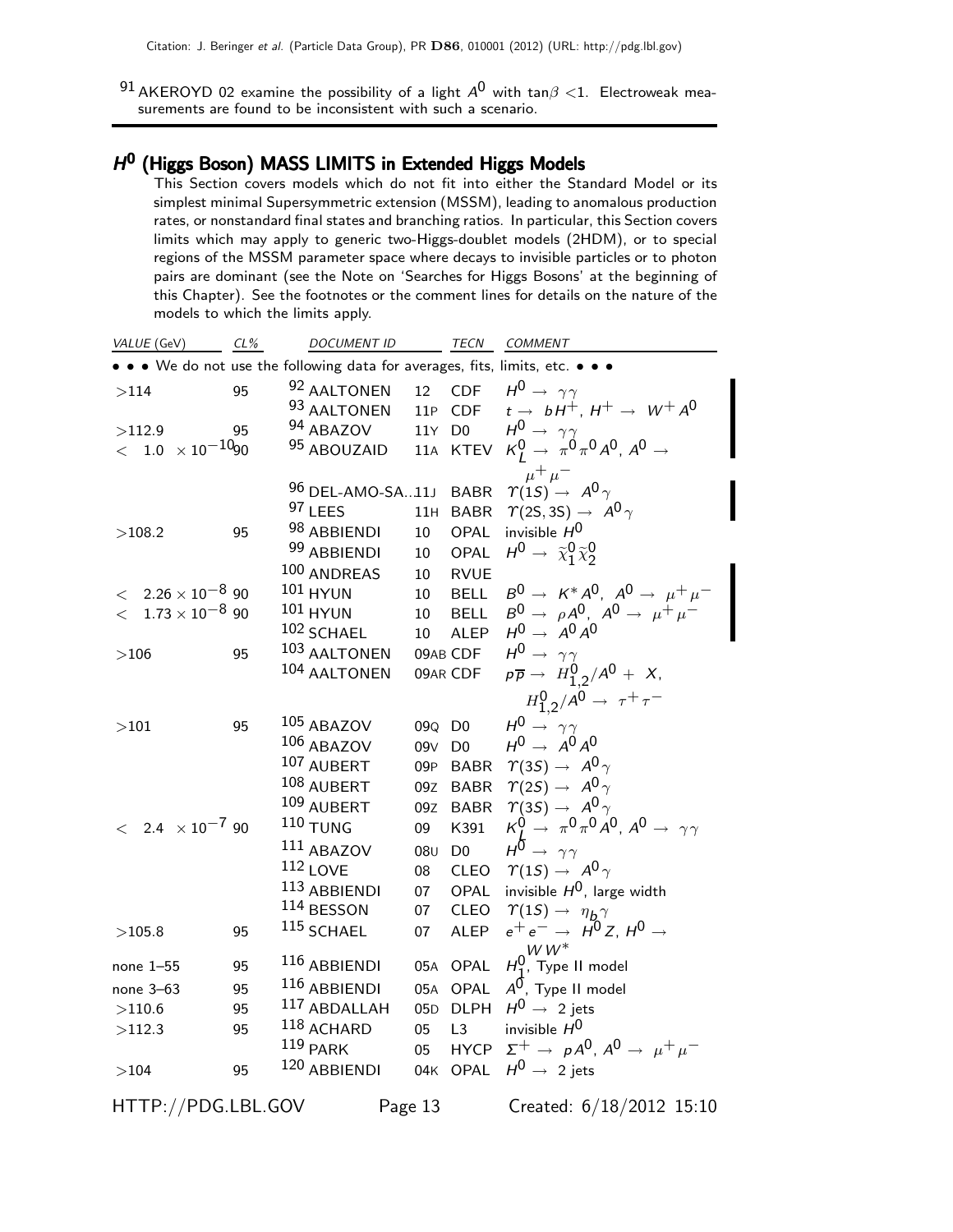[91] AKEROYD 02 examine the possibility of a light $A^0$ with $\tan\beta < 1$. Electroweak measurements are found to be inconsistent with such a scenario.

## $H^0$ (Higgs Boson) MASS LIMITS in Extended Higgs Models

This Section covers models which do not fit into either the Standard Model or its simplest minimal Supersymmetric extension (MSSM), leading to anomalous production rates, or nonstandard final states and branching ratios. In particular, this Section covers limits which may apply to generic two-Higgs-doublet models (2HDM), or to special regions of the MSSM parameter space where decays to invisible particles or to photon pairs are dominant (see the Note on 'Searches for Higgs Bosons' at the beginning of this Chapter). See the footnotes or the comment lines for details on the nature of the models to which the limits apply.

| VALUE (GeV) | CL% | DOCUMENT ID | | TECN | COMMENT |
|---|---|---|---|---|---|
| • • • We do not use the following data for averages, fits, limits, etc. • • • | | | | | |
| $>114$ | 95 | [92] AALTONEN | 12 | CDF | $H^0 \rightarrow \gamma\gamma$ |
| | | [93] AALTONEN | 11P | CDF | $t \rightarrow bH^+$, $H^+ \rightarrow W^+ A^0$ |
| $>112.9$ | 95 | [94] ABAZOV | 11Y | D0 | $H^0 \rightarrow \gamma\gamma$ |
| $< 1.0 \times 10^{-10}$ | 90 | [95] ABOUZAID | 11A | KTEV | $K_L^0 \rightarrow \pi^0\pi^0 A^0$, $A^0 \rightarrow \mu^+\mu^-$ |
| | | [96] DEL-AMO-SA...11J | | BABR | $\Upsilon(1S) \rightarrow A^0\gamma$ |
| | | [97] LEES | 11H | BABR | $\Upsilon(2S,3S) \rightarrow A^0\gamma$ |
| $>108.2$ | 95 | [98] ABBIENDI | 10 | OPAL | invisible $H^0$ |
| | | [99] ABBIENDI | 10 | OPAL | $H^0 \rightarrow \tilde{\chi}_1^0 \tilde{\chi}_2^0$ |
| | | [100] ANDREAS | 10 | RVUE | |
| $< 2.26 \times 10^{-8}$ | 90 | [101] HYUN | 10 | BELL | $B^0 \rightarrow K^* A^0$, $A^0 \rightarrow \mu^+\mu^-$ |
| $< 1.73 \times 10^{-8}$ | 90 | [101] HYUN | 10 | BELL | $B^0 \rightarrow \rho A^0$, $A^0 \rightarrow \mu^+\mu^-$ |
| | | [102] SCHAEL | 10 | ALEP | $H^0 \rightarrow A^0 A^0$ |
| $>106$ | 95 | [103] AALTONEN | 09AB | CDF | $H^0 \rightarrow \gamma\gamma$ |
| | | [104] AALTONEN | 09AR | CDF | $p\overline{p} \rightarrow H^0_{1,2}/A^0 + X$, $H^0_{1,2}/A^0 \rightarrow \tau^+\tau^-$ |
| $>101$ | 95 | [105] ABAZOV | 09Q | D0 | $H^0 \rightarrow \gamma\gamma$ |
| | | [106] ABAZOV | 09V | D0 | $H^0 \rightarrow A^0 A^0$ |
| | | [107] AUBERT | 09P | BABR | $\Upsilon(3S) \rightarrow A^0\gamma$ |
| | | [108] AUBERT | 09Z | BABR | $\Upsilon(2S) \rightarrow A^0\gamma$ |
| | | [109] AUBERT | 09Z | BABR | $\Upsilon(3S) \rightarrow A^0\gamma$ |
| $< 2.4 \times 10^{-7}$ | 90 | [110] TUNG | 09 | K391 | $K_L^0 \rightarrow \pi^0\pi^0 A^0$, $A^0 \rightarrow \gamma\gamma$ |
| | | [111] ABAZOV | 08U | D0 | $H^0 \rightarrow \gamma\gamma$ |
| | | [112] LOVE | 08 | CLEO | $\Upsilon(1S) \rightarrow A^0\gamma$ |
| | | [113] ABBIENDI | 07 | OPAL | invisible $H^0$, large width |
| | | [114] BESSON | 07 | CLEO | $\Upsilon(1S) \rightarrow \eta_b\gamma$ |
| $>105.8$ | 95 | [115] SCHAEL | 07 | ALEP | $e^+e^- \rightarrow H^0 Z$, $H^0 \rightarrow WW^*$ |
| none 1–55 | 95 | [116] ABBIENDI | 05A | OPAL | $H_1^0$, Type II model |
| none 3–63 | 95 | [116] ABBIENDI | 05A | OPAL | $A^0$, Type II model |
| $>110.6$ | 95 | [117] ABDALLAH | 05D | DLPH | $H^0 \rightarrow$ 2 jets |
| $>112.3$ | 95 | [118] ACHARD | 05 | L3 | invisible $H^0$ |
| | | [119] PARK | 05 | HYCP | $\Sigma^+ \rightarrow pA^0$, $A^0 \rightarrow \mu^+\mu^-$ |
| $>104$ | 95 | [120] ABBIENDI | 04K | OPAL | $H^0 \rightarrow$ 2 jets |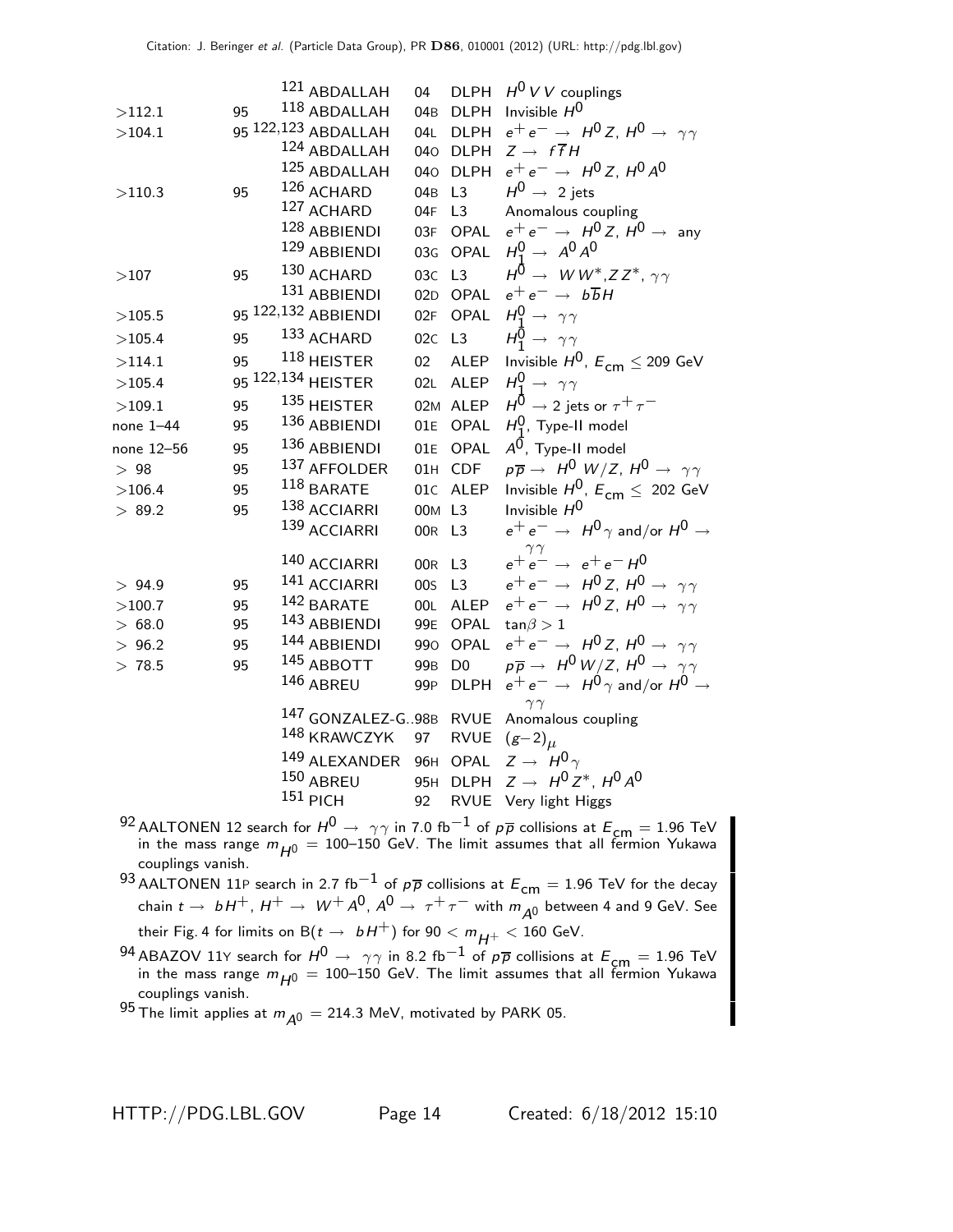| VALUE (GeV) | CL% | DOCUMENT ID | | TECN | COMMENT |
|---|---|---|---|---|---|
| | | [121] ABDALLAH | 04 | DLPH | $H^0 V V$ couplings |
| $>112.1$ | 95 | [118] ABDALLAH | 04B | DLPH | Invisible $H^0$ |
| $>104.1$ | 95 | [122,123] ABDALLAH | 04L | DLPH | $e^+ e^- \to H^0 Z$, $H^0 \to \gamma\gamma$ |
| | | [124] ABDALLAH | 04O | DLPH | $Z \to f \overline{f} H$ |
| | | [125] ABDALLAH | 04O | DLPH | $e^+ e^- \to H^0 Z$, $H^0 A^0$ |
| $>110.3$ | 95 | [126] ACHARD | 04B | L3 | $H^0 \to$ 2 jets |
| | | [127] ACHARD | 04F | L3 | Anomalous coupling |
| | | [128] ABBIENDI | 03F | OPAL | $e^+ e^- \to H^0 Z$, $H^0 \to$ any |
| | | [129] ABBIENDI | 03G | OPAL | $H^0_1 \to A^0 A^0$ |
| $>107$ | 95 | [130] ACHARD | 03C | L3 | $H^0 \to W W^*, Z Z^*, \gamma\gamma$ |
| | | [131] ABBIENDI | 02D | OPAL | $e^+ e^- \to b \overline{b} H$ |
| $>105.5$ | 95 | [122,132] ABBIENDI | 02F | OPAL | $H^0_1 \to \gamma\gamma$ |
| $>105.4$ | 95 | [133] ACHARD | 02C | L3 | $H^0_1 \to \gamma\gamma$ |
| $>114.1$ | 95 | [118] HEISTER | 02 | ALEP | Invisible $H^0$, $E_{\rm cm} \leq 209$ GeV |
| $>105.4$ | 95 | [122,134] HEISTER | 02L | ALEP | $H^0_1 \to \gamma\gamma$ |
| $>109.1$ | 95 | [135] HEISTER | 02M | ALEP | $H^0 \to$ 2 jets or $\tau^+\tau^-$ |
| none 1–44 | 95 | [136] ABBIENDI | 01E | OPAL | $H^0_1$, Type-II model |
| none 12–56 | 95 | [136] ABBIENDI | 01E | OPAL | $A^0$, Type-II model |
| $>98$ | 95 | [137] AFFOLDER | 01H | CDF | $p\overline{p} \to H^0 W/Z$, $H^0 \to \gamma\gamma$ |
| $>106.4$ | 95 | [118] BARATE | 01C | ALEP | Invisible $H^0$, $E_{\rm cm} \leq 202$ GeV |
| $>89.2$ | 95 | [138] ACCIARRI | 00M | L3 | Invisible $H^0$ |
| | | [139] ACCIARRI | 00R | L3 | $e^+ e^- \to H^0\gamma$ and/or $H^0 \to \gamma\gamma$ |
| | | [140] ACCIARRI | 00R | L3 | $e^+ e^- \to e^+ e^- H^0$ |
| $>94.9$ | 95 | [141] ACCIARRI | 00S | L3 | $e^+ e^- \to H^0 Z$, $H^0 \to \gamma\gamma$ |
| $>100.7$ | 95 | [142] BARATE | 00L | ALEP | $e^+ e^- \to H^0 Z$, $H^0 \to \gamma\gamma$ |
| $>68.0$ | 95 | [143] ABBIENDI | 99E | OPAL | $\tan\beta > 1$ |
| $>96.2$ | 95 | [144] ABBIENDI | 99O | OPAL | $e^+ e^- \to H^0 Z$, $H^0 \to \gamma\gamma$ |
| $>78.5$ | 95 | [145] ABBOTT | 99B | D0 | $p\overline{p} \to H^0 W/Z$, $H^0 \to \gamma\gamma$ |
| | | [146] ABREU | 99P | DLPH | $e^+ e^- \to H^0\gamma$ and/or $H^0 \to \gamma\gamma$ |
| | | [147] GONZALEZ-G..98B | | RVUE | Anomalous coupling |
| | | [148] KRAWCZYK | 97 | RVUE | $(g-2)_\mu$ |
| | | [149] ALEXANDER | 96H | OPAL | $Z \to H^0\gamma$ |
| | | [150] ABREU | 95H | DLPH | $Z \to H^0 Z^*$, $H^0 A^0$ |
| | | [151] PICH | 92 | RVUE | Very light Higgs |

[92] AALTONEN 12 search for $H^0 \to \gamma\gamma$ in 7.0 fb$^{-1}$ of $p\overline{p}$ collisions at $E_{\rm cm} = 1.96$ TeV in the mass range $m_{H^0} = 100$–150 GeV. The limit assumes that all fermion Yukawa couplings vanish.

[93] AALTONEN 11P search in 2.7 fb$^{-1}$ of $p\overline{p}$ collisions at $E_{\rm cm} = 1.96$ TeV for the decay chain $t \to bH^+$, $H^+ \to W^+ A^0$, $A^0 \to \tau^+\tau^-$ with $m_{A^0}$ between 4 and 9 GeV. See their Fig. 4 for limits on B($t \to bH^+$) for $90 < m_{H^+} < 160$ GeV.

[94] ABAZOV 11Y search for $H^0 \to \gamma\gamma$ in 8.2 fb$^{-1}$ of $p\overline{p}$ collisions at $E_{\rm cm} = 1.96$ TeV in the mass range $m_{H^0} = 100$–150 GeV. The limit assumes that all fermion Yukawa couplings vanish.

[95] The limit applies at $m_{A^0} = 214.3$ MeV, motivated by PARK 05.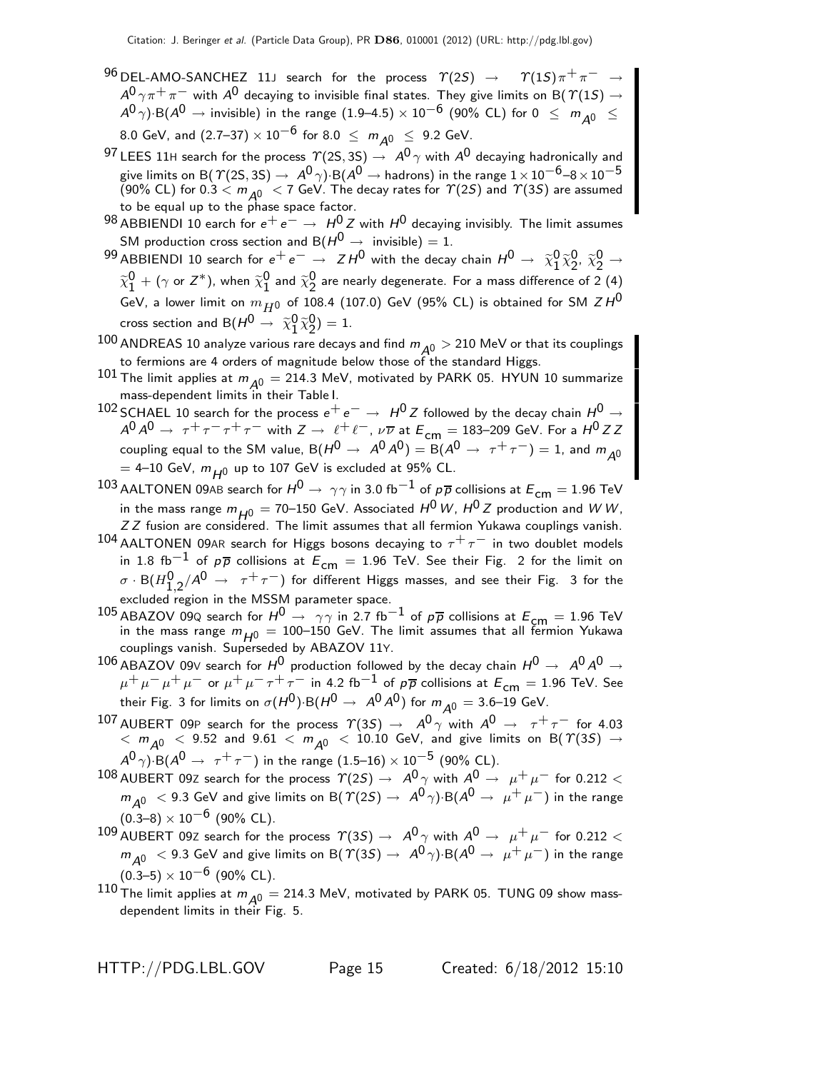[96] DEL-AMO-SANCHEZ 11J search for the process $\Upsilon(2S) \rightarrow \Upsilon(1S)\pi^+\pi^- \rightarrow A^0\gamma\pi^+\pi^-$ with $A^0$ decaying to invisible final states. They give limits on B($\Upsilon(1S) \rightarrow A^0\gamma$)·B($A^0 \rightarrow$ invisible) in the range $(1.9\text{–}4.5) \times 10^{-6}$ (90% CL) for $0 \leq m_{A^0} \leq 8.0$ GeV, and $(2.7\text{–}37) \times 10^{-6}$ for $8.0 \leq m_{A^0} \leq 9.2$ GeV.

[97] LEES 11H search for the process $\Upsilon(2S, 3S) \rightarrow A^0\gamma$ with $A^0$ decaying hadronically and give limits on B($\Upsilon(2S, 3S) \rightarrow A^0\gamma$)·B($A^0 \rightarrow$ hadrons) in the range $1\times10^{-6}$–$8\times10^{-5}$ (90% CL) for $0.3 < m_{A^0} < 7$ GeV. The decay rates for $\Upsilon(2S)$ and $\Upsilon(3S)$ are assumed to be equal up to the phase space factor.

[98] ABBIENDI 10 earch for $e^+e^- \rightarrow H^0 Z$ with $H^0$ decaying invisibly. The limit assumes SM production cross section and B($H^0 \rightarrow$ invisible) = 1.

[99] ABBIENDI 10 search for $e^+e^- \rightarrow ZH^0$ with the decay chain $H^0 \rightarrow \widetilde{\chi}^0_1\widetilde{\chi}^0_2$, $\widetilde{\chi}^0_2 \rightarrow \widetilde{\chi}^0_1 + (\gamma \text{ or } Z^*)$, when $\widetilde{\chi}^0_1$ and $\widetilde{\chi}^0_2$ are nearly degenerate. For a mass difference of 2 (4) GeV, a lower limit on $m_{H^0}$ of 108.4 (107.0) GeV (95% CL) is obtained for SM $ZH^0$ cross section and B($H^0 \rightarrow \widetilde{\chi}^0_1\widetilde{\chi}^0_2$) = 1.

[100] ANDREAS 10 analyze various rare decays and find $m_{A^0} > 210$ MeV or that its couplings to fermions are 4 orders of magnitude below those of the standard Higgs.

[101] The limit applies at $m_{A^0} = 214.3$ MeV, motivated by PARK 05. HYUN 10 summarize mass-dependent limits in their Table I.

[102] SCHAEL 10 search for the process $e^+e^- \rightarrow H^0 Z$ followed by the decay chain $H^0 \rightarrow A^0A^0 \rightarrow \tau^+\tau^-\tau^+\tau^-$ with $Z \rightarrow \ell^+\ell^-$, $\nu\overline{\nu}$ at $E_{cm}$ = 183–209 GeV. For a $H^0ZZ$ coupling equal to the SM value, B($H^0 \rightarrow A^0A^0$) = B($A^0 \rightarrow \tau^+\tau^-$) = 1, and $m_{A^0}$ = 4–10 GeV, $m_{H^0}$ up to 107 GeV is excluded at 95% CL.

[103] AALTONEN 09AB search for $H^0 \rightarrow \gamma\gamma$ in 3.0 fb$^{-1}$ of $p\overline{p}$ collisions at $E_{cm}$ = 1.96 TeV in the mass range $m_{H^0}$ = 70–150 GeV. Associated $H^0W$, $H^0Z$ production and $WW$, $ZZ$ fusion are considered. The limit assumes that all fermion Yukawa couplings vanish.

[104] AALTONEN 09AR search for Higgs bosons decaying to $\tau^+\tau^-$ in two doublet models in 1.8 fb$^{-1}$ of $p\overline{p}$ collisions at $E_{cm}$ = 1.96 TeV. See their Fig. 2 for the limit on $\sigma \cdot$ B($H^0_{1,2}/A^0 \rightarrow \tau^+\tau^-$) for different Higgs masses, and see their Fig. 3 for the excluded region in the MSSM parameter space.

[105] ABAZOV 09Q search for $H^0 \rightarrow \gamma\gamma$ in 2.7 fb$^{-1}$ of $p\overline{p}$ collisions at $E_{cm}$ = 1.96 TeV in the mass range $m_{H^0}$ = 100–150 GeV. The limit assumes that all fermion Yukawa couplings vanish. Superseded by ABAZOV 11Y.

[106] ABAZOV 09V search for $H^0$ production followed by the decay chain $H^0 \rightarrow A^0A^0 \rightarrow \mu^+\mu^-\mu^+\mu^-$ or $\mu^+\mu^-\tau^+\tau^-$ in 4.2 fb$^{-1}$ of $p\overline{p}$ collisions at $E_{cm}$ = 1.96 TeV. See their Fig. 3 for limits on $\sigma(H^0)$·B($H^0 \rightarrow A^0A^0$) for $m_{A^0}$ = 3.6–19 GeV.

[107] AUBERT 09P search for the process $\Upsilon(3S) \rightarrow A^0\gamma$ with $A^0 \rightarrow \tau^+\tau^-$ for $4.03 < m_{A^0} < 9.52$ and $9.61 < m_{A^0} < 10.10$ GeV, and give limits on B($\Upsilon(3S) \rightarrow A^0\gamma$)·B($A^0 \rightarrow \tau^+\tau^-$) in the range $(1.5\text{–}16) \times 10^{-5}$ (90% CL).

[108] AUBERT 09Z search for the process $\Upsilon(2S) \rightarrow A^0\gamma$ with $A^0 \rightarrow \mu^+\mu^-$ for $0.212 < m_{A^0} < 9.3$ GeV and give limits on B($\Upsilon(2S) \rightarrow A^0\gamma$)·B($A^0 \rightarrow \mu^+\mu^-$) in the range $(0.3\text{–}8) \times 10^{-6}$ (90% CL).

[109] AUBERT 09Z search for the process $\Upsilon(3S) \rightarrow A^0\gamma$ with $A^0 \rightarrow \mu^+\mu^-$ for $0.212 < m_{A^0} < 9.3$ GeV and give limits on B($\Upsilon(3S) \rightarrow A^0\gamma$)·B($A^0 \rightarrow \mu^+\mu^-$) in the range $(0.3\text{–}5) \times 10^{-6}$ (90% CL).

[110] The limit applies at $m_{A^0} = 214.3$ MeV, motivated by PARK 05. TUNG 09 show mass-dependent limits in their Fig. 5.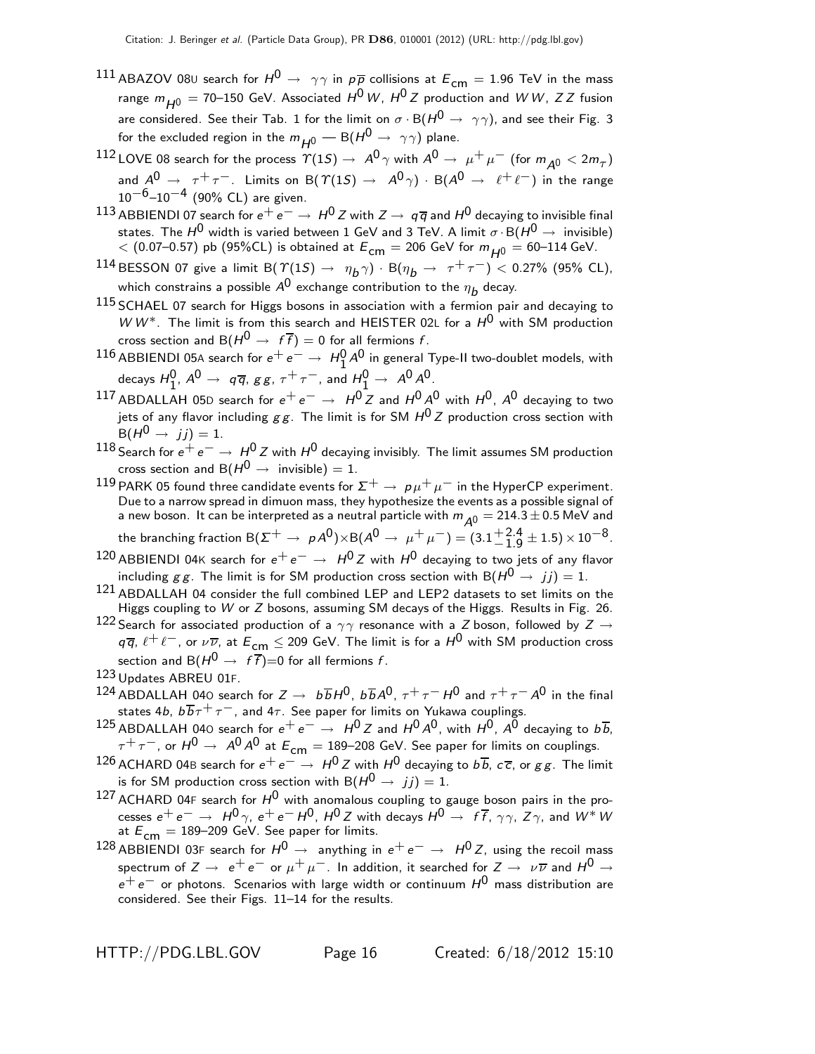[111] ABAZOV 08U search for $H^0 \to \gamma\gamma$ in $p\overline{p}$ collisions at $E_{\rm cm} = 1.96$ TeV in the mass range $m_{H^0} = 70$–150 GeV. Associated $H^0 W$, $H^0 Z$ production and $WW$, $ZZ$ fusion are considered. See their Tab. 1 for the limit on $\sigma \cdot {\rm B}(H^0 \to \gamma\gamma)$, and see their Fig. 3 for the excluded region in the $m_{H^0}$ — ${\rm B}(H^0 \to \gamma\gamma)$ plane.

[112] LOVE 08 search for the process $\Upsilon(1S) \to A^0\gamma$ with $A^0 \to \mu^+\mu^-$ (for $m_{A^0} < 2m_\tau$) and $A^0 \to \tau^+\tau^-$. Limits on ${\rm B}(\Upsilon(1S) \to A^0\gamma) \cdot {\rm B}(A^0 \to \ell^+\ell^-)$ in the range $10^{-6}$–$10^{-4}$ (90% CL) are given.

[113] ABBIENDI 07 search for $e^+e^- \to H^0 Z$ with $Z \to q\overline{q}$ and $H^0$ decaying to invisible final states. The $H^0$ width is varied between 1 GeV and 3 TeV. A limit $\sigma \cdot {\rm B}(H^0 \to \text{invisible}) < (0.07$–$0.57)$ pb (95%CL) is obtained at $E_{\rm cm} = 206$ GeV for $m_{H^0} = 60$–114 GeV.

[114] BESSON 07 give a limit ${\rm B}(\Upsilon(1S) \to \eta_b\gamma) \cdot {\rm B}(\eta_b \to \tau^+\tau^-) < 0.27\%$ (95% CL), which constrains a possible $A^0$ exchange contribution to the $\eta_b$ decay.

[115] SCHAEL 07 search for Higgs bosons in association with a fermion pair and decaying to $WW^*$. The limit is from this search and HEISTER 02L for a $H^0$ with SM production cross section and ${\rm B}(H^0 \to f\overline{f}) = 0$ for all fermions $f$.

[116] ABBIENDI 05A search for $e^+e^- \to H_1^0 A^0$ in general Type-II two-doublet models, with decays $H_1^0$, $A^0 \to q\overline{q}$, $gg$, $\tau^+\tau^-$, and $H_1^0 \to A^0 A^0$.

[117] ABDALLAH 05D search for $e^+e^- \to H^0 Z$ and $H^0 A^0$ with $H^0$, $A^0$ decaying to two jets of any flavor including $gg$. The limit is for SM $H^0 Z$ production cross section with ${\rm B}(H^0 \to jj) = 1$.

[118] Search for $e^+e^- \to H^0 Z$ with $H^0$ decaying invisibly. The limit assumes SM production cross section and ${\rm B}(H^0 \to \text{invisible}) = 1$.

[119] PARK 05 found three candidate events for $\Sigma^+ \to p\mu^+\mu^-$ in the HyperCP experiment. Due to a narrow spread in dimuon mass, they hypothesize the events as a possible signal of a new boson. It can be interpreted as a neutral particle with $m_{A^0} = 214.3 \pm 0.5$ MeV and the branching fraction ${\rm B}(\Sigma^+ \to pA^0) \times {\rm B}(A^0 \to \mu^+\mu^-) = (3.1^{+2.4}_{-1.9} \pm 1.5) \times 10^{-8}$.

[120] ABBIENDI 04K search for $e^+e^- \to H^0 Z$ with $H^0$ decaying to two jets of any flavor including $gg$. The limit is for SM production cross section with ${\rm B}(H^0 \to jj) = 1$.

[121] ABDALLAH 04 consider the full combined LEP and LEP2 datasets to set limits on the Higgs coupling to $W$ or $Z$ bosons, assuming SM decays of the Higgs. Results in Fig. 26.

[122] Search for associated production of a $\gamma\gamma$ resonance with a $Z$ boson, followed by $Z \to q\overline{q}$, $\ell^+\ell^-$, or $\nu\overline{\nu}$, at $E_{\rm cm} \leq 209$ GeV. The limit is for a $H^0$ with SM production cross section and ${\rm B}(H^0 \to f\overline{f})$=0 for all fermions $f$.

[123] Updates ABREU 01F.

[124] ABDALLAH 04O search for $Z \to b\overline{b}H^0$, $b\overline{b}A^0$, $\tau^+\tau^- H^0$ and $\tau^+\tau^- A^0$ in the final states $4b$, $b\overline{b}\tau^+\tau^-$, and $4\tau$. See paper for limits on Yukawa couplings.

[125] ABDALLAH 04O search for $e^+e^- \to H^0 Z$ and $H^0 A^0$, with $H^0$, $A^0$ decaying to $b\overline{b}$, $\tau^+\tau^-$, or $H^0 \to A^0 A^0$ at $E_{\rm cm} = 189$–208 GeV. See paper for limits on couplings.

[126] ACHARD 04B search for $e^+e^- \to H^0 Z$ with $H^0$ decaying to $b\overline{b}$, $c\overline{c}$, or $gg$. The limit is for SM production cross section with ${\rm B}(H^0 \to jj) = 1$.

[127] ACHARD 04F search for $H^0$ with anomalous coupling to gauge boson pairs in the processes $e^+e^- \to H^0\gamma$, $e^+e^- H^0$, $H^0 Z$ with decays $H^0 \to f\overline{f}$, $\gamma\gamma$, $Z\gamma$, and $W^* W$ at $E_{\rm cm} = 189$–209 GeV. See paper for limits.

[128] ABBIENDI 03F search for $H^0 \to$ anything in $e^+e^- \to H^0 Z$, using the recoil mass spectrum of $Z \to e^+e^-$ or $\mu^+\mu^-$. In addition, it searched for $Z \to \nu\overline{\nu}$ and $H^0 \to e^+e^-$ or photons. Scenarios with large width or continuum $H^0$ mass distribution are considered. See their Figs. 11–14 for the results.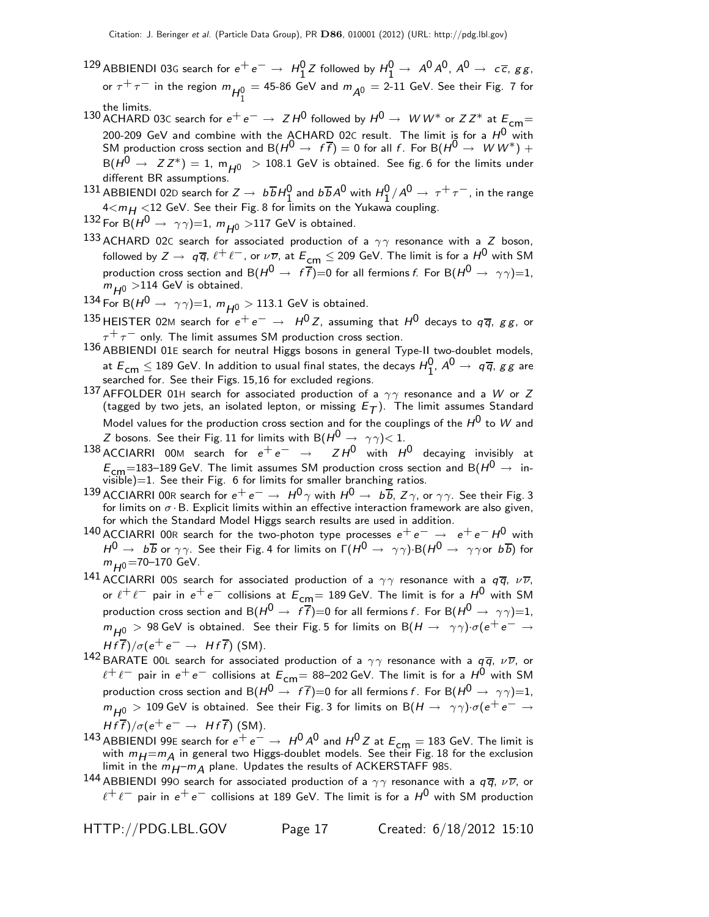[129] ABBIENDI 03G search for $e^+e^- \rightarrow H_1^0 Z$ followed by $H_1^0 \rightarrow A^0 A^0$, $A^0 \rightarrow c\overline{c}$, $gg$, or $\tau^+\tau^-$ in the region $m_{H_1^0}$ = 45-86 GeV and $m_{A^0}$ = 2-11 GeV. See their Fig. 7 for the limits.

[130] ACHARD 03C search for $e^+e^- \rightarrow ZH^0$ followed by $H^0 \rightarrow WW^*$ or $ZZ^*$ at $E_{\rm cm}$= 200-209 GeV and combine with the ACHARD 02C result. The limit is for a $H^0$ with SM production cross section and B($H^0 \rightarrow f\overline{f}$) = 0 for all $f$. For B($H^0 \rightarrow WW^*$) + B($H^0 \rightarrow ZZ^*$) = 1, $m_{H^0}$ > 108.1 GeV is obtained. See fig. 6 for the limits under different BR assumptions.

[131] ABBIENDI 02D search for $Z \rightarrow b\overline{b}H_1^0$ and $b\overline{b}A^0$ with $H_1^0/A^0 \rightarrow \tau^+\tau^-$, in the range $4<m_H<12$ GeV. See their Fig. 8 for limits on the Yukawa coupling.

[132] For B($H^0 \rightarrow \gamma\gamma$)=1, $m_{H^0}$ >117 GeV is obtained.

[133] ACHARD 02C search for associated production of a $\gamma\gamma$ resonance with a $Z$ boson, followed by $Z \rightarrow q\overline{q}$, $\ell^+\ell^-$, or $\nu\overline{\nu}$, at $E_{\rm cm} \leq$ 209 GeV. The limit is for a $H^0$ with SM production cross section and B($H^0 \rightarrow f\overline{f}$)=0 for all fermions $f$. For B($H^0 \rightarrow \gamma\gamma$)=1, $m_{H^0}$ >114 GeV is obtained.

[134] For B($H^0 \rightarrow \gamma\gamma$)=1, $m_{H^0}$ > 113.1 GeV is obtained.

[135] HEISTER 02M search for $e^+e^- \rightarrow H^0 Z$, assuming that $H^0$ decays to $q\overline{q}$, $gg$, or $\tau^+\tau^-$ only. The limit assumes SM production cross section.

[136] ABBIENDI 01E search for neutral Higgs bosons in general Type-II two-doublet models, at $E_{\rm cm} \leq$ 189 GeV. In addition to usual final states, the decays $H_1^0$, $A^0 \rightarrow q\overline{q}$, $gg$ are searched for. See their Figs. 15,16 for excluded regions.

[137] AFFOLDER 01H search for associated production of a $\gamma\gamma$ resonance and a $W$ or $Z$ (tagged by two jets, an isolated lepton, or missing $E_T$). The limit assumes Standard Model values for the production cross section and for the couplings of the $H^0$ to $W$ and $Z$ bosons. See their Fig. 11 for limits with B($H^0 \rightarrow \gamma\gamma$)< 1.

[138] ACCIARRI 00M search for $e^+e^- \rightarrow ZH^0$ with $H^0$ decaying invisibly at $E_{\rm cm}$=183–189 GeV. The limit assumes SM production cross section and B($H^0 \rightarrow$ invisible)=1. See their Fig. 6 for limits for smaller branching ratios.

[139] ACCIARRI 00R search for $e^+e^- \rightarrow H^0\gamma$ with $H^0 \rightarrow b\overline{b}$, $Z\gamma$, or $\gamma\gamma$. See their Fig. 3 for limits on $\sigma \cdot$B. Explicit limits within an effective interaction framework are also given, for which the Standard Model Higgs search results are used in addition.

[140] ACCIARRI 00R search for the two-photon type processes $e^+e^- \rightarrow e^+e^-H^0$ with $H^0 \rightarrow b\overline{b}$ or $\gamma\gamma$. See their Fig. 4 for limits on $\Gamma(H^0 \rightarrow \gamma\gamma)\cdot$B($H^0 \rightarrow \gamma\gamma$or $b\overline{b}$) for $m_{H^0}$=70–170 GeV.

[141] ACCIARRI 00S search for associated production of a $\gamma\gamma$ resonance with a $q\overline{q}$, $\nu\overline{\nu}$, or $\ell^+\ell^-$ pair in $e^+e^-$ collisions at $E_{\rm cm}$= 189 GeV. The limit is for a $H^0$ with SM production cross section and B($H^0 \rightarrow f\overline{f}$)=0 for all fermions $f$. For B($H^0 \rightarrow \gamma\gamma$)=1, $m_{H^0}$ > 98 GeV is obtained. See their Fig. 5 for limits on B($H \rightarrow \gamma\gamma$)$\cdot\sigma(e^+e^- \rightarrow Hf\overline{f})/\sigma(e^+e^- \rightarrow Hf\overline{f})$ (SM).

[142] BARATE 00L search for associated production of a $\gamma\gamma$ resonance with a $q\overline{q}$, $\nu\overline{\nu}$, or $\ell^+\ell^-$ pair in $e^+e^-$ collisions at $E_{\rm cm}$= 88–202 GeV. The limit is for a $H^0$ with SM production cross section and B($H^0 \rightarrow f\overline{f}$)=0 for all fermions $f$. For B($H^0 \rightarrow \gamma\gamma$)=1, $m_{H^0}$ > 109 GeV is obtained. See their Fig. 3 for limits on B($H \rightarrow \gamma\gamma$)$\cdot\sigma(e^+e^- \rightarrow Hf\overline{f})/\sigma(e^+e^- \rightarrow Hf\overline{f})$ (SM).

[143] ABBIENDI 99E search for $e^+e^- \rightarrow H^0A^0$ and $H^0Z$ at $E_{\rm cm}$ = 183 GeV. The limit is with $m_H$=$m_A$ in general two Higgs-doublet models. See their Fig. 18 for the exclusion limit in the $m_H$–$m_A$ plane. Updates the results of ACKERSTAFF 98S.

[144] ABBIENDI 99O search for associated production of a $\gamma\gamma$ resonance with a $q\overline{q}$, $\nu\overline{\nu}$, or $\ell^+\ell^-$ pair in $e^+e^-$ collisions at 189 GeV. The limit is for a $H^0$ with SM production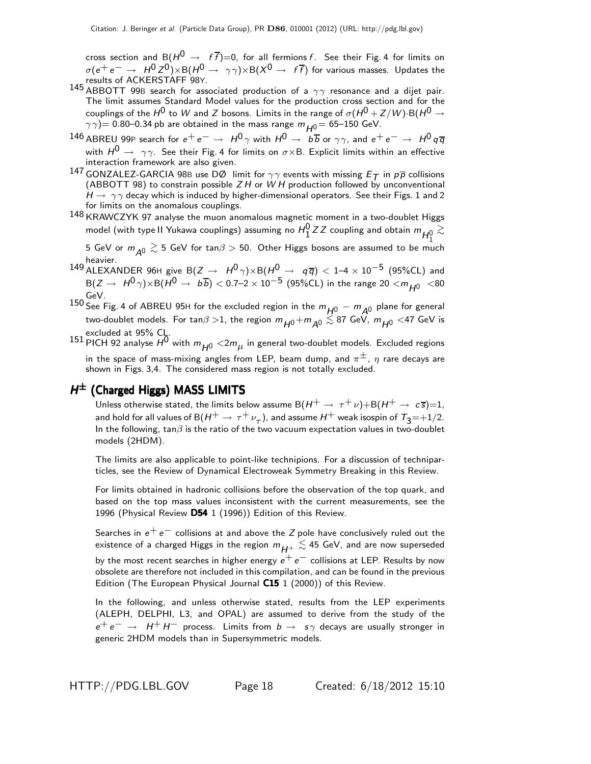cross section and $B(H^0 \rightarrow f\overline{f})$=0, for all fermions $f$. See their Fig. 4 for limits on $\sigma(e^+e^- \rightarrow H^0 Z^0)\times B(H^0 \rightarrow \gamma\gamma)\times B(X^0 \rightarrow f\overline{f})$ for various masses. Updates the results of ACKERSTAFF 98Y.

[145] ABBOTT 99B search for associated production of a $\gamma\gamma$ resonance and a dijet pair. The limit assumes Standard Model values for the production cross section and for the couplings of the $H^0$ to $W$ and $Z$ bosons. Limits in the range of $\sigma(H^0 + Z/W)\cdot B(H^0 \rightarrow \gamma\gamma)$= 0.80–0.34 pb are obtained in the mass range $m_{H^0}$= 65–150 GeV.

[146] ABREU 99P search for $e^+e^- \rightarrow H^0\gamma$ with $H^0 \rightarrow b\overline{b}$ or $\gamma\gamma$, and $e^+e^- \rightarrow H^0 q\overline{q}$ with $H^0 \rightarrow \gamma\gamma$. See their Fig. 4 for limits on $\sigma\times$B. Explicit limits within an effective interaction framework are also given.

[147] GONZALEZ-GARCIA 98B use DØ limit for $\gamma\gamma$ events with missing $E_T$ in $p\overline{p}$ collisions (ABBOTT 98) to constrain possible $ZH$ or $WH$ production followed by unconventional $H \rightarrow \gamma\gamma$ decay which is induced by higher-dimensional operators. See their Figs. 1 and 2 for limits on the anomalous couplings.

[148] KRAWCZYK 97 analyse the muon anomalous magnetic moment in a two-doublet Higgs model (with type II Yukawa couplings) assuming no $H_1^0 ZZ$ coupling and obtain $m_{H_1^0} \gtrsim$ 5 GeV or $m_{A^0} \gtrsim$ 5 GeV for $\tan\beta > 50$. Other Higgs bosons are assumed to be much heavier.

[149] ALEXANDER 96H give $B(Z \rightarrow H^0\gamma)\times B(H^0 \rightarrow q\overline{q}) < 1\text{–}4 \times 10^{-5}$ (95%CL) and $B(Z \rightarrow H^0\gamma)\times B(H^0 \rightarrow b\overline{b}) < 0.7\text{–}2 \times 10^{-5}$ (95%CL) in the range $20 < m_{H^0} < 80$ GeV.

[150] See Fig. 4 of ABREU 95H for the excluded region in the $m_{H^0} - m_{A^0}$ plane for general two-doublet models. For $\tan\beta > 1$, the region $m_{H^0}+m_{A^0} \lesssim 87$ GeV, $m_{H^0} < 47$ GeV is excluded at 95% CL.

[151] PICH 92 analyse $H^0$ with $m_{H^0} < 2m_\mu$ in general two-doublet models. Excluded regions in the space of mass-mixing angles from LEP, beam dump, and $\pi^\pm$, $\eta$ rare decays are shown in Figs. 3,4. The considered mass region is not totally excluded.

## $H^\pm$ (Charged Higgs) MASS LIMITS

Unless otherwise stated, the limits below assume $B(H^+ \rightarrow \tau^+\nu)+B(H^+ \rightarrow c\overline{s})=1$, and hold for all values of $B(H^+ \rightarrow \tau^+\nu_\tau)$, and assume $H^+$ weak isospin of $T_3$=+1/2. In the following, $\tan\beta$ is the ratio of the two vacuum expectation values in two-doublet models (2HDM).

The limits are also applicable to point-like technipions. For a discussion of techniparticles, see the Review of Dynamical Electroweak Symmetry Breaking in this Review.

For limits obtained in hadronic collisions before the observation of the top quark, and based on the top mass values inconsistent with the current measurements, see the 1996 (Physical Review **D54** 1 (1996)) Edition of this Review.

Searches in $e^+e^-$ collisions at and above the $Z$ pole have conclusively ruled out the existence of a charged Higgs in the region $m_{H^+} \lesssim 45$ GeV, and are now superseded by the most recent searches in higher energy $e^+e^-$ collisions at LEP. Results by now obsolete are therefore not included in this compilation, and can be found in the previous Edition (The European Physical Journal **C15** 1 (2000)) of this Review.

In the following, and unless otherwise stated, results from the LEP experiments (ALEPH, DELPHI, L3, and OPAL) are assumed to derive from the study of the $e^+e^- \rightarrow H^+H^-$ process. Limits from $b \rightarrow s\gamma$ decays are usually stronger in generic 2HDM models than in Supersymmetric models.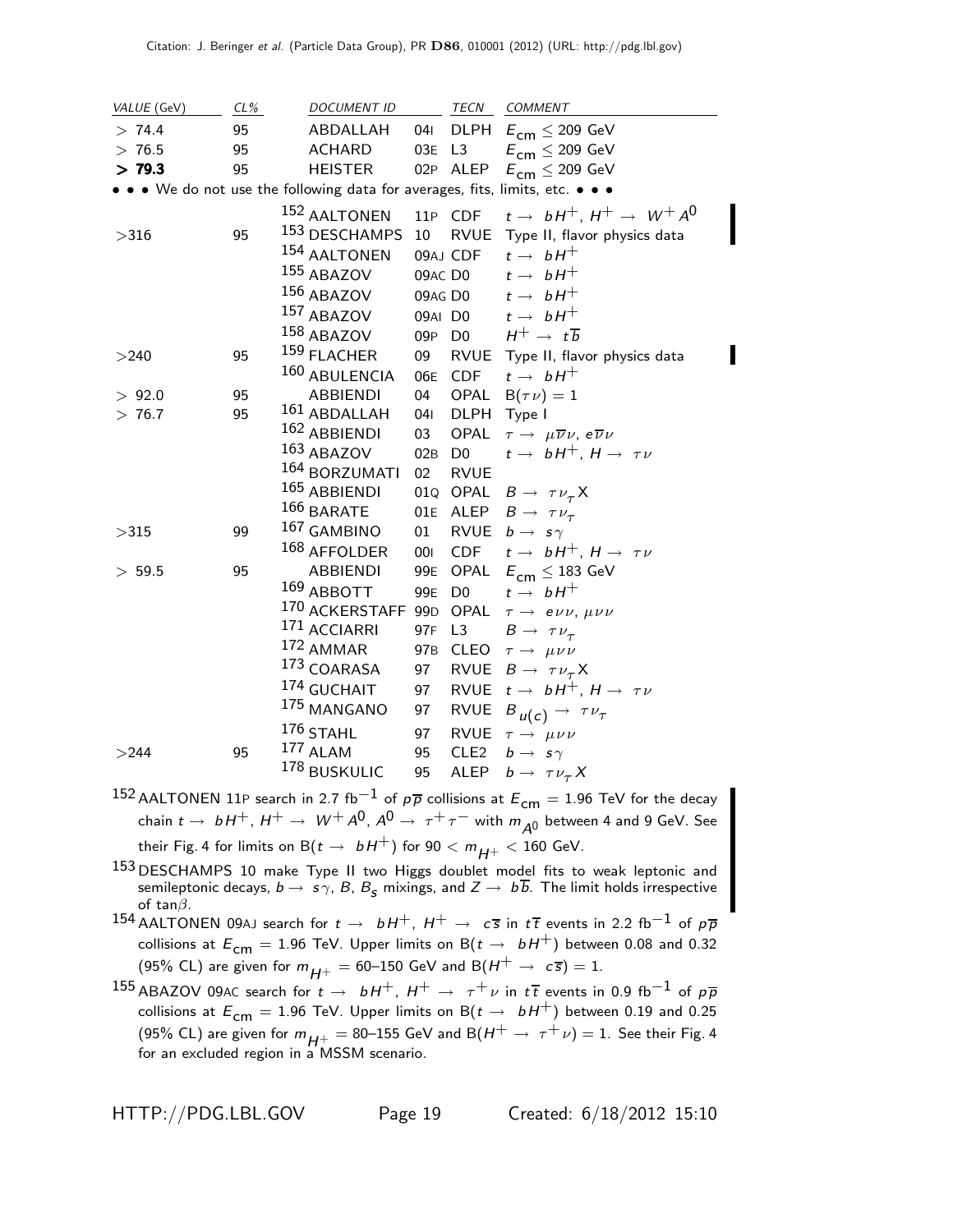| VALUE (GeV) | CL% | DOCUMENT ID | | TECN | COMMENT |
|---|---|---|---|---|---|
| > 74.4 | 95 | ABDALLAH | 04I | DLPH | $E_{cm} \leq 209$ GeV |
| > 76.5 | 95 | ACHARD | 03E | L3 | $E_{cm} \leq 209$ GeV |
| **> 79.3** | 95 | HEISTER | 02P | ALEP | $E_{cm} \leq 209$ GeV |
| • • • We do not use the following data for averages, fits, limits, etc. • • • | | | | | |
| | | [152] AALTONEN | 11P | CDF | $t \rightarrow bH^+$, $H^+ \rightarrow W^+ A^0$ |
| >316 | 95 | [153] DESCHAMPS | 10 | RVUE | Type II, flavor physics data |
| | | [154] AALTONEN | 09AJ | CDF | $t \rightarrow bH^+$ |
| | | [155] ABAZOV | 09AC | D0 | $t \rightarrow bH^+$ |
| | | [156] ABAZOV | 09AG | D0 | $t \rightarrow bH^+$ |
| | | [157] ABAZOV | 09AI | D0 | $t \rightarrow bH^+$ |
| | | [158] ABAZOV | 09P | D0 | $H^+ \rightarrow t\overline{b}$ |
| >240 | 95 | [159] FLACHER | 09 | RVUE | Type II, flavor physics data |
| | | [160] ABULENCIA | 06E | CDF | $t \rightarrow bH^+$ |
| > 92.0 | 95 | ABBIENDI | 04 | OPAL | $B(\tau\nu) = 1$ |
| > 76.7 | 95 | [161] ABDALLAH | 04I | DLPH | Type I |
| | | [162] ABBIENDI | 03 | OPAL | $\tau \rightarrow \mu\overline{\nu}\nu$, $e\overline{\nu}\nu$ |
| | | [163] ABAZOV | 02B | D0 | $t \rightarrow bH^+$, $H \rightarrow \tau\nu$ |
| | | [164] BORZUMATI | 02 | RVUE | |
| | | [165] ABBIENDI | 01Q | OPAL | $B \rightarrow \tau\nu_\tau X$ |
| | | [166] BARATE | 01E | ALEP | $B \rightarrow \tau\nu_\tau$ |
| >315 | 99 | [167] GAMBINO | 01 | RVUE | $b \rightarrow s\gamma$ |
| | | [168] AFFOLDER | 00I | CDF | $t \rightarrow bH^+$, $H \rightarrow \tau\nu$ |
| > 59.5 | 95 | ABBIENDI | 99E | OPAL | $E_{cm} \leq 183$ GeV |
| | | [169] ABBOTT | 99E | D0 | $t \rightarrow bH^+$ |
| | | [170] ACKERSTAFF | 99D | OPAL | $\tau \rightarrow e\nu\nu$, $\mu\nu\nu$ |
| | | [171] ACCIARRI | 97F | L3 | $B \rightarrow \tau\nu_\tau$ |
| | | [172] AMMAR | 97B | CLEO | $\tau \rightarrow \mu\nu\nu$ |
| | | [173] COARASA | 97 | RVUE | $B \rightarrow \tau\nu_\tau X$ |
| | | [174] GUCHAIT | 97 | RVUE | $t \rightarrow bH^+$, $H \rightarrow \tau\nu$ |
| | | [175] MANGANO | 97 | RVUE | $B_{u(c)} \rightarrow \tau\nu_\tau$ |
| | | [176] STAHL | 97 | RVUE | $\tau \rightarrow \mu\nu\nu$ |
| >244 | 95 | [177] ALAM | 95 | CLE2 | $b \rightarrow s\gamma$ |
| | | [178] BUSKULIC | 95 | ALEP | $b \rightarrow \tau\nu_\tau X$ |

[152] AALTONEN 11P search in 2.7 fb$^{-1}$ of $p\overline{p}$ collisions at $E_{cm} = 1.96$ TeV for the decay chain $t \rightarrow bH^+$, $H^+ \rightarrow W^+ A^0$, $A^0 \rightarrow \tau^+\tau^-$ with $m_{A^0}$ between 4 and 9 GeV. See their Fig. 4 for limits on B($t \rightarrow bH^+$) for $90 < m_{H^+} < 160$ GeV.

[153] DESCHAMPS 10 make Type II two Higgs doublet model fits to weak leptonic and semileptonic decays, $b \rightarrow s\gamma$, $B$, $B_s$ mixings, and $Z \rightarrow b\overline{b}$. The limit holds irrespective of $\tan\beta$.

[154] AALTONEN 09AJ search for $t \rightarrow bH^+$, $H^+ \rightarrow c\overline{s}$ in $t\overline{t}$ events in 2.2 fb$^{-1}$ of $p\overline{p}$ collisions at $E_{cm} = 1.96$ TeV. Upper limits on B($t \rightarrow bH^+$) between 0.08 and 0.32 (95% CL) are given for $m_{H^+} = 60$–150 GeV and B($H^+ \rightarrow c\overline{s}$) = 1.

[155] ABAZOV 09AC search for $t \rightarrow bH^+$, $H^+ \rightarrow \tau^+\nu$ in $t\overline{t}$ events in 0.9 fb$^{-1}$ of $p\overline{p}$ collisions at $E_{cm} = 1.96$ TeV. Upper limits on B($t \rightarrow bH^+$) between 0.19 and 0.25 (95% CL) are given for $m_{H^+} = 80$–155 GeV and B($H^+ \rightarrow \tau^+\nu$) = 1. See their Fig. 4 for an excluded region in a MSSM scenario.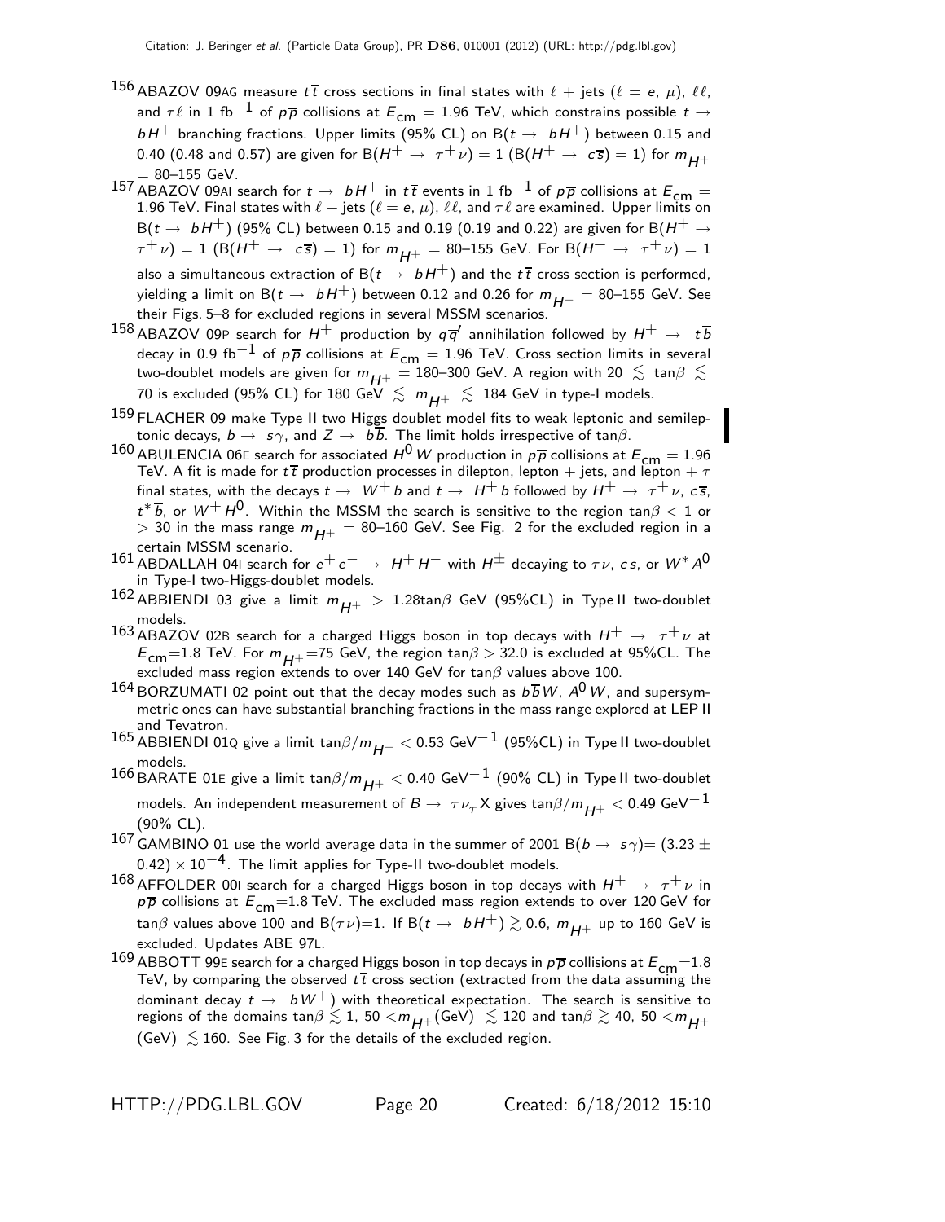[156] ABAZOV 09AG measure $t\overline{t}$ cross sections in final states with $\ell$ + jets ($\ell = e$, $\mu$), $\ell\ell$, and $\tau\ell$ in 1 fb$^{-1}$ of $p\overline{p}$ collisions at $E_{cm}$ = 1.96 TeV, which constrains possible $t \rightarrow bH^+$ branching fractions. Upper limits (95% CL) on B($t \rightarrow bH^+$) between 0.15 and 0.40 (0.48 and 0.57) are given for B($H^+ \rightarrow \tau^+\nu$) = 1 (B($H^+ \rightarrow c\overline{s}$) = 1) for $m_{H^+}$ = 80–155 GeV.

[157] ABAZOV 09AI search for $t \rightarrow bH^+$ in $t\overline{t}$ events in 1 fb$^{-1}$ of $p\overline{p}$ collisions at $E_{cm}$ = 1.96 TeV. Final states with $\ell$ + jets ($\ell = e$, $\mu$), $\ell\ell$, $\tau\ell$ are examined. Upper limits on B($t \rightarrow bH^+$) (95% CL) between 0.15 and 0.19 (0.19 and 0.22) are given for B($H^+ \rightarrow \tau^+\nu$) = 1 (B($H^+ \rightarrow c\overline{s}$) = 1) for $m_{H^+}$ = 80–155 GeV. For B($H^+ \rightarrow \tau^+\nu$) = 1 also a simultaneous extraction of B($t \rightarrow bH^+$) and the $t\overline{t}$ cross section is performed, yielding a limit on B($t \rightarrow bH^+$) between 0.12 and 0.26 for $m_{H^+}$ = 80–155 GeV. See their Figs. 5–8 for excluded regions in several MSSM scenarios.

[158] ABAZOV 09P search for $H^+$ production by $q\overline{q}'$ annihilation followed by $H^+ \rightarrow t\overline{b}$ decay in 0.9 fb$^{-1}$ of $p\overline{p}$ collisions at $E_{cm}$ = 1.96 TeV. Cross section limits in several two-doublet models are given for $m_{H^+}$ = 180–300 GeV. A region with 20 $\lesssim$ tan$\beta$ $\lesssim$ 70 is excluded (95% CL) for 180 GeV $\lesssim m_{H^+} \lesssim$ 184 GeV in type-I models.

[159] FLACHER 09 make Type II two Higgs doublet model fits to weak leptonic and semileptonic decays, $b \rightarrow s\gamma$, and $Z \rightarrow b\overline{b}$. The limit holds irrespective of tan$\beta$.

[160] ABULENCIA 06E search for associated $H^0 W$ production in $p\overline{p}$ collisions at $E_{cm}$ = 1.96 TeV. A fit is made for $t\overline{t}$ production processes in dilepton, lepton + jets, and lepton + $\tau$ final states, with the decays $t \rightarrow W^+ b$ and $t \rightarrow H^+ b$ followed by $H^+ \rightarrow \tau^+\nu$, $c\overline{s}$, $t^*\overline{b}$, or $W^+ H^0$. Within the MSSM the search is sensitive to the region tan$\beta$ < 1 or > 30 in the mass range $m_{H^+}$ = 80–160 GeV. See Fig. 2 for the excluded region in a certain MSSM scenario.

[161] ABDALLAH 04I search for $e^+e^- \rightarrow H^+H^-$ with $H^\pm$ decaying to $\tau\nu$, $cs$, or $W^* A^0$ in Type-I two-Higgs-doublet models.

[162] ABBIENDI 03 give a limit $m_{H^+}$ > 1.28tan$\beta$ GeV (95%CL) in Type II two-doublet models.

[163] ABAZOV 02B search for a charged Higgs boson in top decays with $H^+ \rightarrow \tau^+\nu$ at $E_{cm}$=1.8 TeV. For $m_{H^+}$=75 GeV, the region tan$\beta$ > 32.0 is excluded at 95%CL. The excluded mass region extends to over 140 GeV for tan$\beta$ values above 100.

[164] BORZUMATI 02 point out that the decay modes such as $b\overline{b}W$, $A^0 W$, and supersymmetric ones can have substantial branching fractions in the mass range explored at LEP II and Tevatron.

[165] ABBIENDI 01Q give a limit tan$\beta/m_{H^+}$ < 0.53 GeV$^{-1}$ (95%CL) in Type II two-doublet models.

[166] BARATE 01E give a limit tan$\beta/m_{H^+}$ < 0.40 GeV$^{-1}$ (90% CL) in Type II two-doublet models. An independent measurement of $B \rightarrow \tau\nu_\tau X$ gives tan$\beta/m_{H^+}$ < 0.49 GeV$^{-1}$ (90% CL).

[167] GAMBINO 01 use the world average data in the summer of 2001 B($b \rightarrow s\gamma$)= (3.23 ± 0.42) × 10$^{-4}$. The limit applies for Type-II two-doublet models.

[168] AFFOLDER 00I search for a charged Higgs boson in top decays with $H^+ \rightarrow \tau^+\nu$ in $p\overline{p}$ collisions at $E_{cm}$=1.8 TeV. The excluded mass region extends to over 120 GeV for tan$\beta$ values above 100 and B($\tau\nu$)=1. If B($t \rightarrow bH^+$) $\gtrsim$ 0.6, $m_{H^+}$ up to 160 GeV is excluded. Updates ABE 97L.

[169] ABBOTT 99E search for a charged Higgs boson in top decays in $p\overline{p}$ collisions at $E_{cm}$=1.8 TeV, by comparing the observed $t\overline{t}$ cross section (extracted from the data assuming the dominant decay $t \rightarrow bW^+$) with theoretical expectation. The search is sensitive to regions of the domains tan$\beta \lesssim$ 1, 50 <$m_{H^+}$(GeV) $\lesssim$ 120 and tan$\beta \gtrsim$ 40, 50 <$m_{H^+}$ (GeV) $\lesssim$ 160. See Fig. 3 for the details of the excluded region.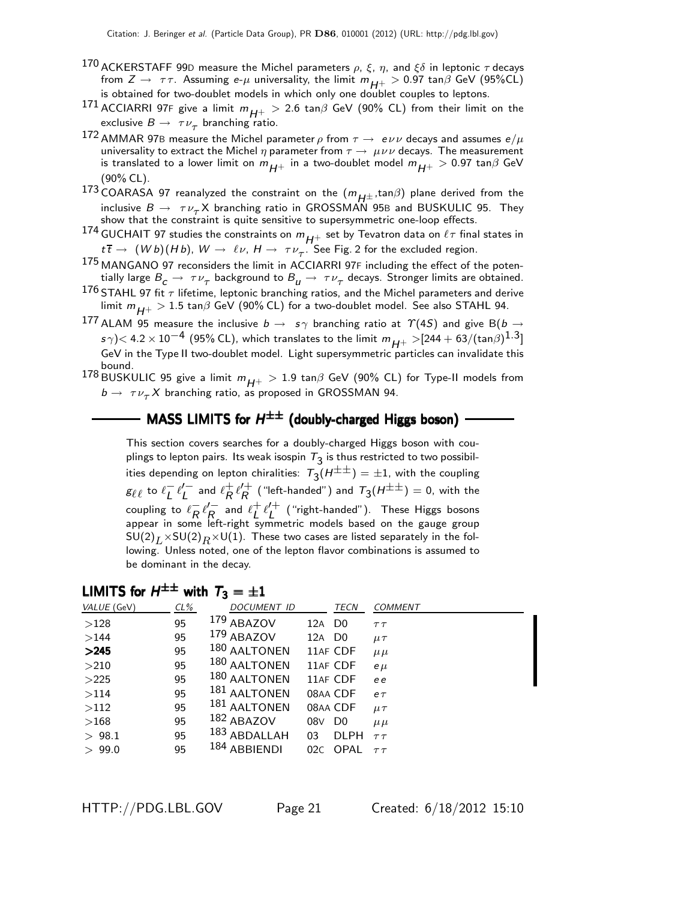[170] ACKERSTAFF 99D measure the Michel parameters $\rho$, $\xi$, $\eta$, and $\xi\delta$ in leptonic $\tau$ decays from $Z \to \tau\tau$. Assuming $e$-$\mu$ universality, the limit $m_{H^+} > 0.97 \tan\beta$ GeV (95%CL) is obtained for two-doublet models in which only one doublet couples to leptons.

[171] ACCIARRI 97F give a limit $m_{H^+} > 2.6 \tan\beta$ GeV (90% CL) from their limit on the exclusive $B \to \tau\nu_\tau$ branching ratio.

[172] AMMAR 97B measure the Michel parameter $\rho$ from $\tau \to e\nu\nu$ decays and assumes $e/\mu$ universality to extract the Michel $\eta$ parameter from $\tau \to \mu\nu\nu$ decays. The measurement is translated to a lower limit on $m_{H^+}$ in a two-doublet model $m_{H^+} > 0.97 \tan\beta$ GeV (90% CL).

[173] COARASA 97 reanalyzed the constraint on the $(m_{H^\pm}, \tan\beta)$ plane derived from the inclusive $B \to \tau\nu_\tau X$ branching ratio in GROSSMAN 95B and BUSKULIC 95. They show that the constraint is quite sensitive to supersymmetric one-loop effects.

[174] GUCHAIT 97 studies the constraints on $m_{H^+}$ set by Tevatron data on $\ell\tau$ final states in $t\overline{t} \to (Wb)(Hb)$, $W \to \ell\nu$, $H \to \tau\nu_\tau$. See Fig. 2 for the excluded region.

[175] MANGANO 97 reconsiders the limit in ACCIARRI 97F including the effect of the potentially large $B_c \to \tau\nu_\tau$ background to $B_u \to \tau\nu_\tau$ decays. Stronger limits are obtained.

[176] STAHL 97 fit $\tau$ lifetime, leptonic branching ratios, and the Michel parameters and derive limit $m_{H^+} > 1.5 \tan\beta$ GeV (90% CL) for a two-doublet model. See also STAHL 94.

[177] ALAM 95 measure the inclusive $b \to s\gamma$ branching ratio at $\Upsilon(4S)$ and give $B(b \to s\gamma) < 4.2 \times 10^{-4}$ (95% CL), which translates to the limit $m_{H^+} > [244 + 63/(\tan\beta)^{1.3}]$ GeV in the Type II two-doublet model. Light supersymmetric particles can invalidate this bound.

[178] BUSKULIC 95 give a limit $m_{H^+} > 1.9 \tan\beta$ GeV (90% CL) for Type-II models from $b \to \tau\nu_\tau X$ branching ratio, as proposed in GROSSMAN 94.

## MASS LIMITS for $H^{\pm\pm}$ (doubly-charged Higgs boson)

This section covers searches for a doubly-charged Higgs boson with couplings to lepton pairs. Its weak isospin $T_3$ is thus restricted to two possibilities depending on lepton chiralities: $T_3(H^{\pm\pm}) = \pm1$, with the coupling $g_{\ell\ell}$ to $\ell^-_L \ell'^-_L$ and $\ell^+_R \ell'^+_R$ ("left-handed") and $T_3(H^{\pm\pm}) = 0$, with the coupling to $\ell^-_R \ell'^-_R$ and $\ell^+_L \ell'^+_L$ ("right-handed"). These Higgs bosons appear in some left-right symmetric models based on the gauge group $SU(2)_L \times SU(2)_R \times U(1)$. These two cases are listed separately in the following. Unless noted, one of the lepton flavor combinations is assumed to be dominant in the decay.

### LIMITS for $H^{\pm\pm}$ with $T_3 = \pm1$

| VALUE (GeV) | CL% | DOCUMENT ID | | TECN | COMMENT |
|---|---|---|---|---|---|
| >128 | 95 | [179] ABAZOV | 12A | D0 | $\tau\tau$ |
| >144 | 95 | [179] ABAZOV | 12A | D0 | $\mu\tau$ |
| **>245** | 95 | [180] AALTONEN | 11AF | CDF | $\mu\mu$ |
| >210 | 95 | [180] AALTONEN | 11AF | CDF | $e\mu$ |
| >225 | 95 | [180] AALTONEN | 11AF | CDF | $ee$ |
| >114 | 95 | [181] AALTONEN | 08AA | CDF | $e\tau$ |
| >112 | 95 | [181] AALTONEN | 08AA | CDF | $\mu\tau$ |
| >168 | 95 | [182] ABAZOV | 08V | D0 | $\mu\mu$ |
| > 98.1 | 95 | [183] ABDALLAH | 03 | DLPH | $\tau\tau$ |
| > 99.0 | 95 | [184] ABBIENDI | 02C | OPAL | $\tau\tau$ |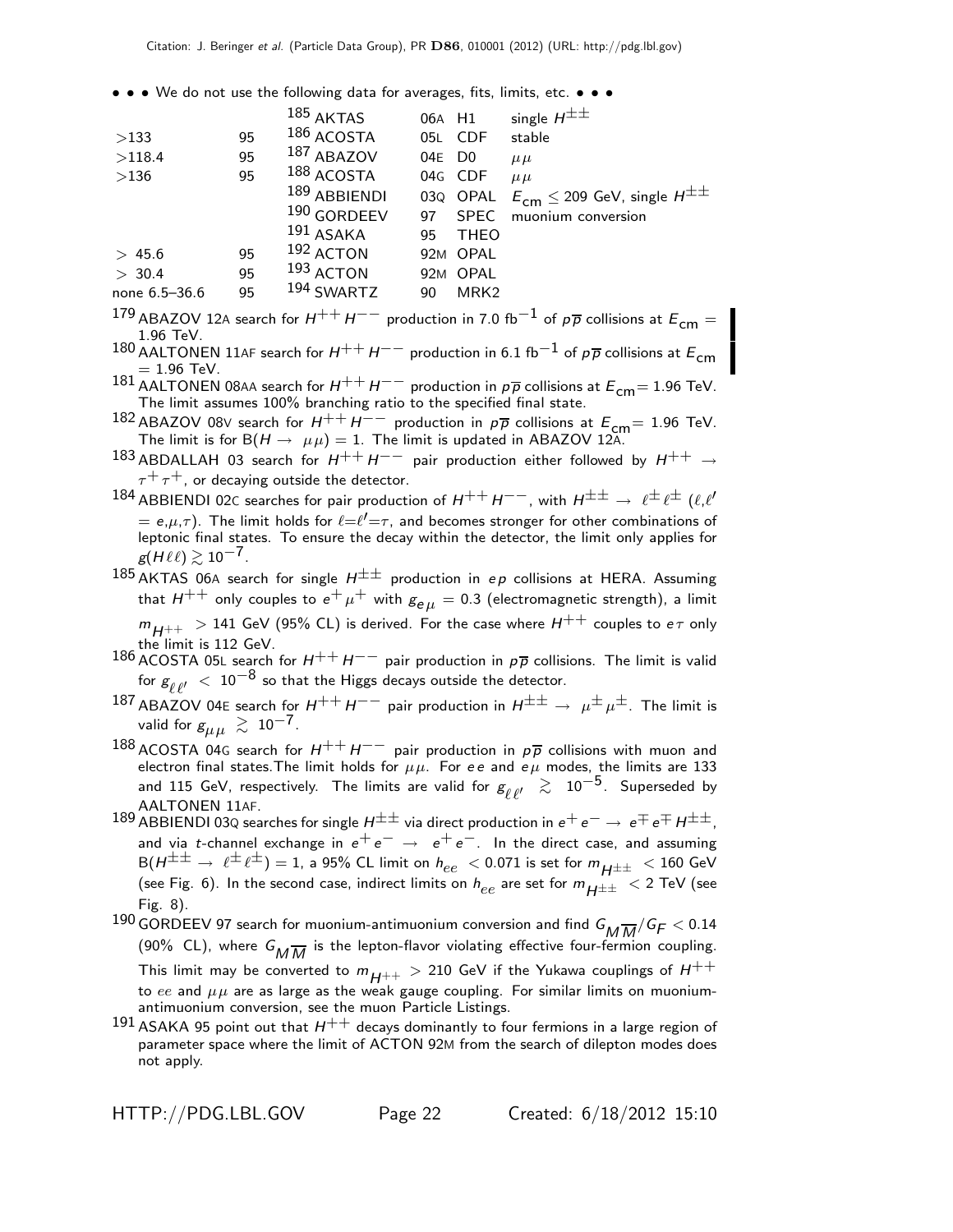• • • We do not use the following data for averages, fits, limits, etc. • • •

| | | | | | |
|---|---|---|---|---|---|
| | | [185] AKTAS | 06A | H1 | single $H^{\pm\pm}$ |
| >133 | 95 | [186] ACOSTA | 05L | CDF | stable |
| >118.4 | 95 | [187] ABAZOV | 04E | D0 | $\mu\mu$ |
| >136 | 95 | [188] ACOSTA | 04G | CDF | $\mu\mu$ |
| | | [189] ABBIENDI | 03Q | OPAL | $E_{cm} \leq 209$ GeV, single $H^{\pm\pm}$ |
| | | [190] GORDEEV | 97 | SPEC | muonium conversion |
| | | [191] ASAKA | 95 | THEO | |
| > 45.6 | 95 | [192] ACTON | 92M | OPAL | |
| > 30.4 | 95 | [193] ACTON | 92M | OPAL | |
| none 6.5–36.6 | 95 | [194] SWARTZ | 90 | MRK2 | |

[179] ABAZOV 12A search for $H^{++}H^{--}$ production in 7.0 fb$^{-1}$ of $p\overline{p}$ collisions at $E_{cm}$ = 1.96 TeV.

[180] AALTONEN 11AF search for $H^{++}H^{--}$ production in 6.1 fb$^{-1}$ of $p\overline{p}$ collisions at $E_{cm}$ = 1.96 TeV.

[181] AALTONEN 08AA search for $H^{++}H^{--}$ production in $p\overline{p}$ collisions at $E_{cm}$= 1.96 TeV. The limit assumes 100% branching ratio to the specified final state.

[182] ABAZOV 08V search for $H^{++}H^{--}$ production in $p\overline{p}$ collisions at $E_{cm}$= 1.96 TeV. The limit is for $B(H \rightarrow \mu\mu) = 1$. The limit is updated in ABAZOV 12A.

[183] ABDALLAH 03 search for $H^{++}H^{--}$ pair production either followed by $H^{++} \rightarrow \tau^+\tau^+$, or decaying outside the detector.

[184] ABBIENDI 02C searches for pair production of $H^{++}H^{--}$, with $H^{\pm\pm} \rightarrow \ell^\pm\ell^\pm$ ($\ell$,$\ell'$ = $e$,$\mu$,$\tau$). The limit holds for $\ell$=$\ell'$=$\tau$, and becomes stronger for other combinations of leptonic final states. To ensure the decay within the detector, the limit only applies for $g(H\ell\ell) \gtrsim 10^{-7}$.

[185] AKTAS 06A search for single $H^{\pm\pm}$ production in $ep$ collisions at HERA. Assuming that $H^{++}$ only couples to $e^+\mu^+$ with $g_{e\mu}$ = 0.3 (electromagnetic strength), a limit $m_{H^{++}}$ > 141 GeV (95% CL) is derived. For the case where $H^{++}$ couples to $e\tau$ only the limit is 112 GeV.

[186] ACOSTA 05L search for $H^{++}H^{--}$ pair production in $p\overline{p}$ collisions. The limit is valid for $g_{\ell\ell'} < 10^{-8}$ so that the Higgs decays outside the detector.

[187] ABAZOV 04E search for $H^{++}H^{--}$ pair production in $H^{\pm\pm} \rightarrow \mu^\pm\mu^\pm$. The limit is valid for $g_{\mu\mu} \gtrsim 10^{-7}$.

[188] ACOSTA 04G search for $H^{++}H^{--}$ pair production in $p\overline{p}$ collisions with muon and electron final states.The limit holds for $\mu\mu$. For $ee$ and $e\mu$ modes, the limits are 133 and 115 GeV, respectively. The limits are valid for $g_{\ell\ell'} \gtrsim 10^{-5}$. Superseded by AALTONEN 11AF.

[189] ABBIENDI 03Q searches for single $H^{\pm\pm}$ via direct production in $e^+e^- \rightarrow e^\mp e^\mp H^{\pm\pm}$, and via $t$-channel exchange in $e^+e^- \rightarrow e^+e^-$. In the direct case, and assuming $B(H^{\pm\pm} \rightarrow \ell^\pm\ell^\pm) = 1$, a 95% CL limit on $h_{ee} < 0.071$ is set for $m_{H^{\pm\pm}} < 160$ GeV (see Fig. 6). In the second case, indirect limits on $h_{ee}$ are set for $m_{H^{\pm\pm}} < 2$ TeV (see Fig. 8).

[190] GORDEEV 97 search for muonium-antimuonium conversion and find $G_{M\overline{M}}/G_F < 0.14$ (90% CL), where $G_{M\overline{M}}$ is the lepton-flavor violating effective four-fermion coupling. This limit may be converted to $m_{H^{++}} > 210$ GeV if the Yukawa couplings of $H^{++}$ to $ee$ and $\mu\mu$ are as large as the weak gauge coupling. For similar limits on muonium-antimuonium conversion, see the muon Particle Listings.

[191] ASAKA 95 point out that $H^{++}$ decays dominantly to four fermions in a large region of parameter space where the limit of ACTON 92M from the search of dilepton modes does not apply.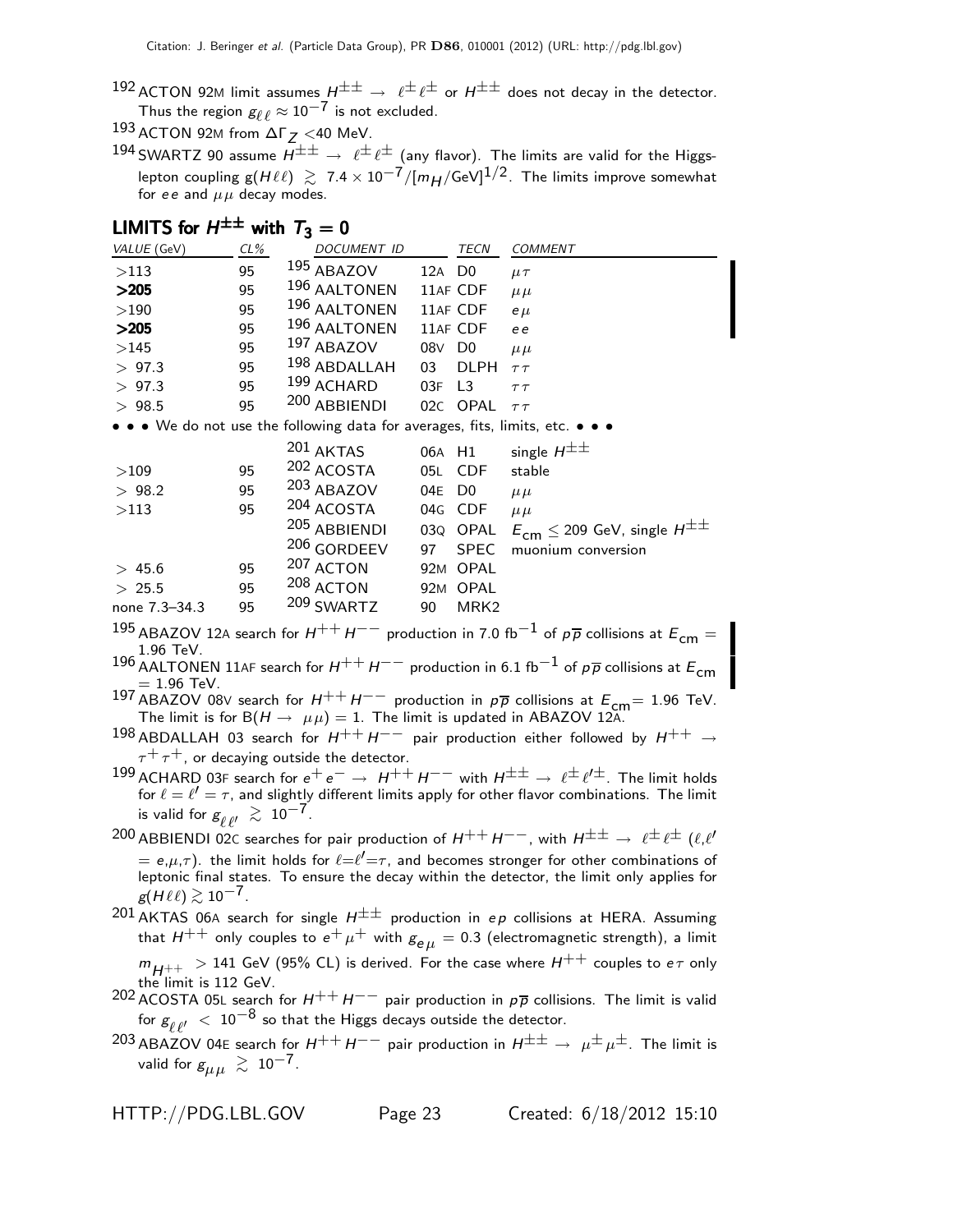[192] ACTON 92M limit assumes $H^{\pm\pm} \rightarrow \ell^{\pm}\ell^{\pm}$ or $H^{\pm\pm}$ does not decay in the detector. Thus the region $g_{\ell\ell} \approx 10^{-7}$ is not excluded.

[193] ACTON 92M from $\Delta\Gamma_Z$ <40 MeV.

[194] SWARTZ 90 assume $H^{\pm\pm} \rightarrow \ell^{\pm}\ell^{\pm}$ (any flavor). The limits are valid for the Higgs-lepton coupling $g(H\ell\ell) \gtrsim 7.4 \times 10^{-7}/[m_H/\text{GeV}]^{1/2}$. The limits improve somewhat for $ee$ and $\mu\mu$ decay modes.

## LIMITS for $H^{\pm\pm}$ with $T_3 = 0$

| VALUE (GeV) | CL% | DOCUMENT ID | | TECN | COMMENT |
|---|---|---|---|---|---|
| >113 | 95 | [195] ABAZOV | 12A | D0 | $\mu\tau$ |
| **>205** | 95 | [196] AALTONEN | 11AF | CDF | $\mu\mu$ |
| >190 | 95 | [196] AALTONEN | 11AF | CDF | $e\mu$ |
| **>205** | 95 | [196] AALTONEN | 11AF | CDF | $ee$ |
| >145 | 95 | [197] ABAZOV | 08V | D0 | $\mu\mu$ |
| > 97.3 | 95 | [198] ABDALLAH | 03 | DLPH | $\tau\tau$ |
| > 97.3 | 95 | [199] ACHARD | 03F | L3 | $\tau\tau$ |
| > 98.5 | 95 | [200] ABBIENDI | 02C | OPAL | $\tau\tau$ |
| • • • We do not use the following data for averages, fits, limits, etc. • • • | | | | | |
| | | [201] AKTAS | 06A | H1 | single $H^{\pm\pm}$ |
| >109 | 95 | [202] ACOSTA | 05L | CDF | stable |
| > 98.2 | 95 | [203] ABAZOV | 04E | D0 | $\mu\mu$ |
| >113 | 95 | [204] ACOSTA | 04G | CDF | $\mu\mu$ |
| | | [205] ABBIENDI | 03Q | OPAL | $E_{\text{cm}} \leq 209$ GeV, single $H^{\pm\pm}$ |
| | | [206] GORDEEV | 97 | SPEC | muonium conversion |
| > 45.6 | 95 | [207] ACTON | 92M | OPAL | |
| > 25.5 | 95 | [208] ACTON | 92M | OPAL | |
| none 7.3–34.3 | 95 | [209] SWARTZ | 90 | MRK2 | |

[195] ABAZOV 12A search for $H^{++}H^{--}$ production in 7.0 fb$^{-1}$ of $p\overline{p}$ collisions at $E_{\text{cm}} =$ 1.96 TeV.

[196] AALTONEN 11AF search for $H^{++}H^{--}$ production in 6.1 fb$^{-1}$ of $p\overline{p}$ collisions at $E_{\text{cm}}$ = 1.96 TeV.

[197] ABAZOV 08V search for $H^{++}H^{--}$ production in $p\overline{p}$ collisions at $E_{\text{cm}}$= 1.96 TeV. The limit is for $B(H \rightarrow \mu\mu) = 1$. The limit is updated in ABAZOV 12A.

[198] ABDALLAH 03 search for $H^{++}H^{--}$ pair production either followed by $H^{++} \rightarrow \tau^{+}\tau^{+}$, or decaying outside the detector.

[199] ACHARD 03F search for $e^{+}e^{-} \rightarrow H^{++}H^{--}$ with $H^{\pm\pm} \rightarrow \ell^{\pm}\ell'^{\pm}$. The limit holds for $\ell = \ell' = \tau$, and slightly different limits apply for other flavor combinations. The limit is valid for $g_{\ell\ell'} \gtrsim 10^{-7}$.

[200] ABBIENDI 02C searches for pair production of $H^{++}H^{--}$, with $H^{\pm\pm} \rightarrow \ell^{\pm}\ell^{\pm}$ ($\ell,\ell'$ $= e,\mu,\tau$). the limit holds for $\ell=\ell'=\tau$, and becomes stronger for other combinations of leptonic final states. To ensure the decay within the detector, the limit only applies for $g(H\ell\ell) \gtrsim 10^{-7}$.

[201] AKTAS 06A search for single $H^{\pm\pm}$ production in $ep$ collisions at HERA. Assuming that $H^{++}$ only couples to $e^{+}\mu^{+}$ with $g_{e\mu} = 0.3$ (electromagnetic strength), a limit $m_{H^{++}} > 141$ GeV (95% CL) is derived. For the case where $H^{++}$ couples to $e\tau$ only the limit is 112 GeV.

[202] ACOSTA 05L search for $H^{++}H^{--}$ pair production in $p\overline{p}$ collisions. The limit is valid for $g_{\ell\ell'} < 10^{-8}$ so that the Higgs decays outside the detector.

[203] ABAZOV 04E search for $H^{++}H^{--}$ pair production in $H^{\pm\pm} \rightarrow \mu^{\pm}\mu^{\pm}$. The limit is valid for $g_{\mu\mu} \gtrsim 10^{-7}$.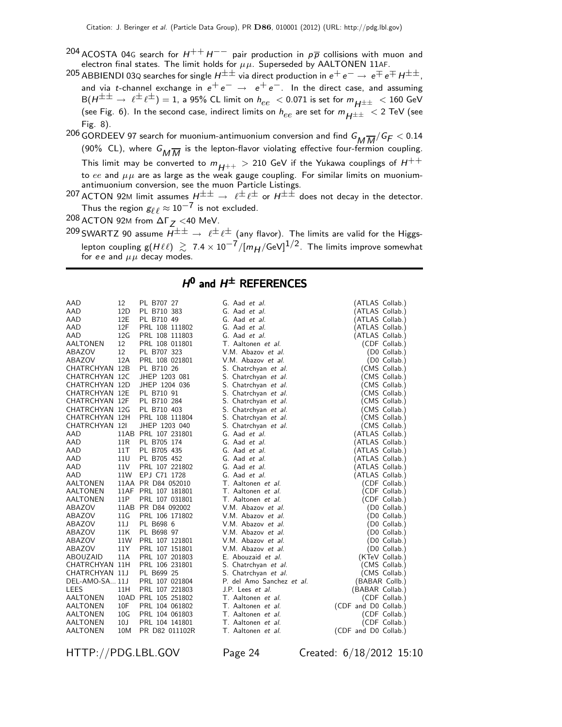[204] ACOSTA 04G search for $H^{++}H^{--}$ pair production in $p\overline{p}$ collisions with muon and electron final states. The limit holds for $\mu\mu$. Superseded by AALTONEN 11AF.

[205] ABBIENDI 03Q searches for single $H^{\pm\pm}$ via direct production in $e^+e^- \to e^{\mp}e^{\mp}H^{\pm\pm}$, and via $t$-channel exchange in $e^+e^- \to e^+e^-$. In the direct case, and assuming $B(H^{\pm\pm} \to \ell^{\pm}\ell^{\pm}) = 1$, a 95% CL limit on $h_{ee} < 0.071$ is set for $m_{H^{\pm\pm}} < 160$ GeV (see Fig. 6). In the second case, indirect limits on $h_{ee}$ are set for $m_{H^{\pm\pm}} < 2$ TeV (see Fig. 8).

[206] GORDEEV 97 search for muonium-antimuonium conversion and find $G_{M\overline{M}}/G_F < 0.14$ (90% CL), where $G_{M\overline{M}}$ is the lepton-flavor violating effective four-fermion coupling. This limit may be converted to $m_{H^{++}} > 210$ GeV if the Yukawa couplings of $H^{++}$ to $ee$ and $\mu\mu$ are as large as the weak gauge coupling. For similar limits on muonium-antimuonium conversion, see the muon Particle Listings.

[207] ACTON 92M limit assumes $H^{\pm\pm} \to \ell^{\pm}\ell^{\pm}$ or $H^{\pm\pm}$ does not decay in the detector. Thus the region $g_{\ell\ell} \approx 10^{-7}$ is not excluded.

[208] ACTON 92M from $\Delta\Gamma_Z < 40$ MeV.

[209] SWARTZ 90 assume $H^{\pm\pm} \to \ell^{\pm}\ell^{\pm}$ (any flavor). The limits are valid for the Higgs-lepton coupling $g(H\ell\ell) \gtrsim 7.4 \times 10^{-7}/[m_H/\text{GeV}]^{1/2}$. The limits improve somewhat for $ee$ and $\mu\mu$ decay modes.

## $H^0$ and $H^{\pm}$ REFERENCES

| | | | | |
|---|---|---|---|---|
| AAD | 12 | PL B707 27 | G. Aad *et al.* | (ATLAS Collab.) |
| AAD | 12D | PL B710 383 | G. Aad *et al.* | (ATLAS Collab.) |
| AAD | 12E | PL B710 49 | G. Aad *et al.* | (ATLAS Collab.) |
| AAD | 12F | PRL 108 111802 | G. Aad *et al.* | (ATLAS Collab.) |
| AAD | 12G | PRL 108 111803 | G. Aad *et al.* | (ATLAS Collab.) |
| AALTONEN | 12 | PRL 108 011801 | T. Aaltonen *et al.* | (CDF Collab.) |
| ABAZOV | 12 | PL B707 323 | V.M. Abazov *et al.* | (D0 Collab.) |
| ABAZOV | 12A | PRL 108 021801 | V.M. Abazov *et al.* | (D0 Collab.) |
| CHATRCHYAN | 12B | PL B710 26 | S. Chatrchyan *et al.* | (CMS Collab.) |
| CHATRCHYAN | 12C | JHEP 1203 081 | S. Chatrchyan *et al.* | (CMS Collab.) |
| CHATRCHYAN | 12D | JHEP 1204 036 | S. Chatrchyan *et al.* | (CMS Collab.) |
| CHATRCHYAN | 12E | PL B710 91 | S. Chatrchyan *et al.* | (CMS Collab.) |
| CHATRCHYAN | 12F | PL B710 284 | S. Chatrchyan *et al.* | (CMS Collab.) |
| CHATRCHYAN | 12G | PL B710 403 | S. Chatrchyan *et al.* | (CMS Collab.) |
| CHATRCHYAN | 12H | PRL 108 111804 | S. Chatrchyan *et al.* | (CMS Collab.) |
| CHATRCHYAN | 12I | JHEP 1203 040 | S. Chatrchyan *et al.* | (CMS Collab.) |
| AAD | 11AB | PRL 107 231801 | G. Aad *et al.* | (ATLAS Collab.) |
| AAD | 11R | PL B705 174 | G. Aad *et al.* | (ATLAS Collab.) |
| AAD | 11T | PL B705 435 | G. Aad *et al.* | (ATLAS Collab.) |
| AAD | 11U | PL B705 452 | G. Aad *et al.* | (ATLAS Collab.) |
| AAD | 11V | PRL 107 221802 | G. Aad *et al.* | (ATLAS Collab.) |
| AAD | 11W | EPJ C71 1728 | G. Aad *et al.* | (ATLAS Collab.) |
| AALTONEN | 11AA | PR D84 052010 | T. Aaltonen *et al.* | (CDF Collab.) |
| AALTONEN | 11AF | PRL 107 181801 | T. Aaltonen *et al.* | (CDF Collab.) |
| AALTONEN | 11P | PRL 107 031801 | T. Aaltonen *et al.* | (CDF Collab.) |
| ABAZOV | 11AB | PR D84 092002 | V.M. Abazov *et al.* | (D0 Collab.) |
| ABAZOV | 11G | PRL 106 171802 | V.M. Abazov *et al.* | (D0 Collab.) |
| ABAZOV | 11J | PL B698 6 | V.M. Abazov *et al.* | (D0 Collab.) |
| ABAZOV | 11K | PL B698 97 | V.M. Abazov *et al.* | (D0 Collab.) |
| ABAZOV | 11W | PRL 107 121801 | V.M. Abazov *et al.* | (D0 Collab.) |
| ABAZOV | 11Y | PRL 107 151801 | V.M. Abazov *et al.* | (D0 Collab.) |
| ABOUZAID | 11A | PRL 107 201803 | E. Abouzaid *et al.* | (KTeV Collab.) |
| CHATRCHYAN | 11H | PRL 106 231801 | S. Chatrchyan *et al.* | (CMS Collab.) |
| CHATRCHYAN | 11J | PL B699 25 | S. Chatrchyan *et al.* | (CMS Collab.) |
| DEL-AMO-SA... | 11J | PRL 107 021804 | P. del Amo Sanchez *et al.* | (BABAR Collb.) |
| LEES | 11H | PRL 107 221803 | J.P. Lees *et al.* | (BABAR Collab.) |
| AALTONEN | 10AD | PRL 105 251802 | T. Aaltonen *et al.* | (CDF Collab.) |
| AALTONEN | 10F | PRL 104 061802 | T. Aaltonen *et al.* | (CDF and D0 Collab.) |
| AALTONEN | 10G | PRL 104 061803 | T. Aaltonen *et al.* | (CDF Collab.) |
| AALTONEN | 10J | PRL 104 141801 | T. Aaltonen *et al.* | (CDF Collab.) |
| AALTONEN | 10M | PR D82 011102R | T. Aaltonen *et al.* | (CDF and D0 Collab.) |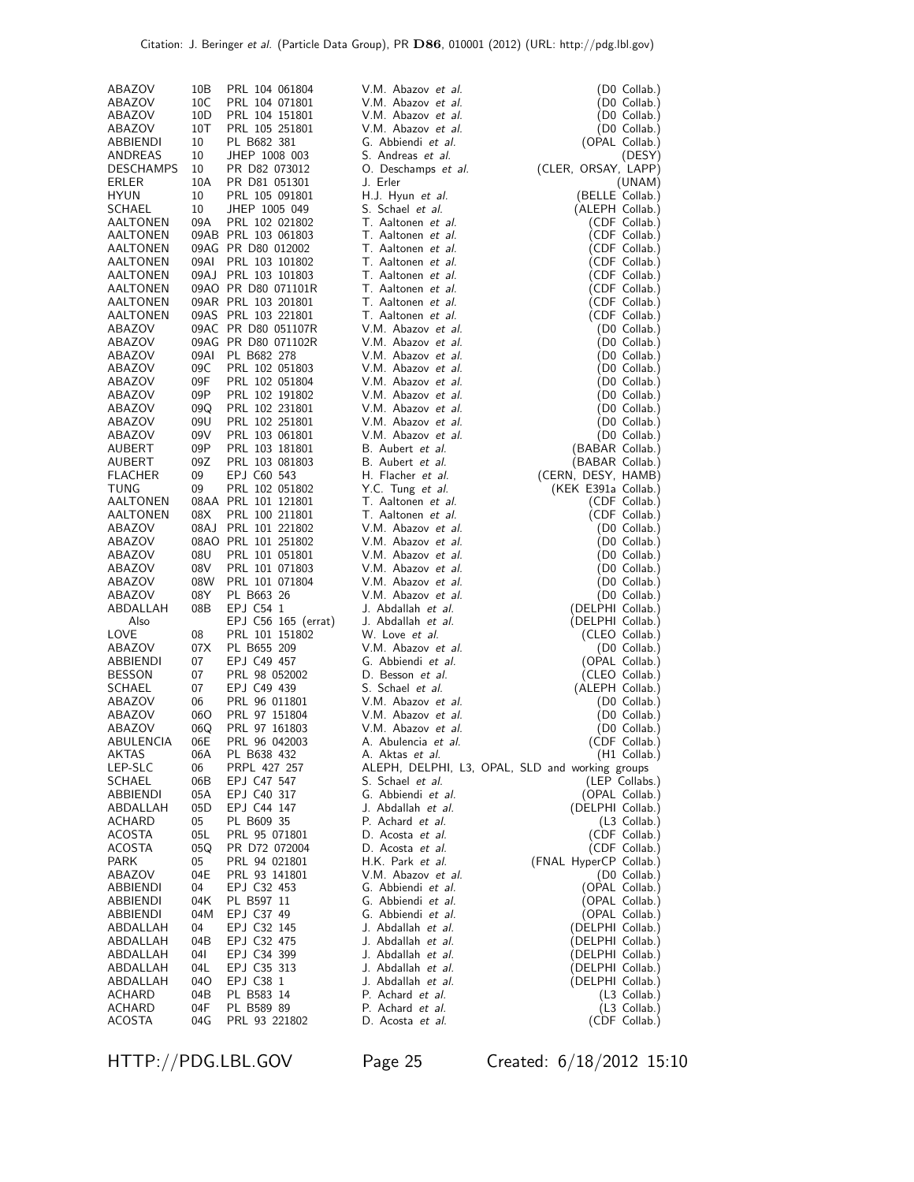| | | | | |
|---|---|---|---|---|
| ABAZOV | 10B | PRL 104 061804 | V.M. Abazov *et al.* | (D0 Collab.) |
| ABAZOV | 10C | PRL 104 071801 | V.M. Abazov *et al.* | (D0 Collab.) |
| ABAZOV | 10D | PRL 104 151801 | V.M. Abazov *et al.* | (D0 Collab.) |
| ABAZOV | 10T | PRL 105 251801 | V.M. Abazov *et al.* | (D0 Collab.) |
| ABBIENDI | 10 | PL B682 381 | G. Abbiendi *et al.* | (OPAL Collab.) |
| ANDREAS | 10 | JHEP 1008 003 | S. Andreas *et al.* | (DESY) |
| DESCHAMPS | 10 | PR D82 073012 | O. Deschamps *et al.* | (CLER, ORSAY, LAPP) |
| ERLER | 10A | PR D81 051301 | J. Erler | (UNAM) |
| HYUN | 10 | PRL 105 091801 | H.J. Hyun *et al.* | (BELLE Collab.) |
| SCHAEL | 10 | JHEP 1005 049 | S. Schael *et al.* | (ALEPH Collab.) |
| AALTONEN | 09A | PRL 102 021802 | T. Aaltonen *et al.* | (CDF Collab.) |
| AALTONEN | 09AB | PRL 103 061803 | T. Aaltonen *et al.* | (CDF Collab.) |
| AALTONEN | 09AG | PR D80 012002 | T. Aaltonen *et al.* | (CDF Collab.) |
| AALTONEN | 09AI | PRL 103 101802 | T. Aaltonen *et al.* | (CDF Collab.) |
| AALTONEN | 09AJ | PRL 103 101803 | T. Aaltonen *et al.* | (CDF Collab.) |
| AALTONEN | 09AO | PR D80 071101R | T. Aaltonen *et al.* | (CDF Collab.) |
| AALTONEN | 09AR | PRL 103 201801 | T. Aaltonen *et al.* | (CDF Collab.) |
| AALTONEN | 09AS | PRL 103 221801 | T. Aaltonen *et al.* | (CDF Collab.) |
| ABAZOV | 09AC | PR D80 051107R | V.M. Abazov *et al.* | (D0 Collab.) |
| ABAZOV | 09AG | PR D80 071102R | V.M. Abazov *et al.* | (D0 Collab.) |
| ABAZOV | 09AI | PL B682 278 | V.M. Abazov *et al.* | (D0 Collab.) |
| ABAZOV | 09C | PRL 102 051803 | V.M. Abazov *et al.* | (D0 Collab.) |
| ABAZOV | 09F | PRL 102 051804 | V.M. Abazov *et al.* | (D0 Collab.) |
| ABAZOV | 09P | PRL 102 191802 | V.M. Abazov *et al.* | (D0 Collab.) |
| ABAZOV | 09Q | PRL 102 231801 | V.M. Abazov *et al.* | (D0 Collab.) |
| ABAZOV | 09U | PRL 102 251801 | V.M. Abazov *et al.* | (D0 Collab.) |
| ABAZOV | 09V | PRL 103 061801 | V.M. Abazov *et al.* | (D0 Collab.) |
| AUBERT | 09P | PRL 103 181801 | B. Aubert *et al.* | (BABAR Collab.) |
| AUBERT | 09Z | PRL 103 081803 | B. Aubert *et al.* | (BABAR Collab.) |
| FLACHER | 09 | EPJ C60 543 | H. Flacher *et al.* | (CERN, DESY, HAMB) |
| TUNG | 09 | PRL 102 051802 | Y.C. Tung *et al.* | (KEK E391a Collab.) |
| AALTONEN | 08AA | PRL 101 121801 | T. Aaltonen *et al.* | (CDF Collab.) |
| AALTONEN | 08X | PRL 100 211801 | T. Aaltonen *et al.* | (CDF Collab.) |
| ABAZOV | 08AJ | PRL 101 221802 | V.M. Abazov *et al.* | (D0 Collab.) |
| ABAZOV | 08AO | PRL 101 251802 | V.M. Abazov *et al.* | (D0 Collab.) |
| ABAZOV | 08U | PRL 101 051801 | V.M. Abazov *et al.* | (D0 Collab.) |
| ABAZOV | 08V | PRL 101 071803 | V.M. Abazov *et al.* | (D0 Collab.) |
| ABAZOV | 08W | PRL 101 071804 | V.M. Abazov *et al.* | (D0 Collab.) |
| ABAZOV | 08Y | PL B663 26 | V.M. Abazov *et al.* | (D0 Collab.) |
| ABDALLAH | 08B | EPJ C54 1 | J. Abdallah *et al.* | (DELPHI Collab.) |
| Also | | EPJ C56 165 (errat) | J. Abdallah *et al.* | (DELPHI Collab.) |
| LOVE | 08 | PRL 101 151802 | W. Love *et al.* | (CLEO Collab.) |
| ABAZOV | 07X | PL B655 209 | V.M. Abazov *et al.* | (D0 Collab.) |
| ABBIENDI | 07 | EPJ C49 457 | G. Abbiendi *et al.* | (OPAL Collab.) |
| BESSON | 07 | PRL 98 052002 | D. Besson *et al.* | (CLEO Collab.) |
| SCHAEL | 07 | EPJ C49 439 | S. Schael *et al.* | (ALEPH Collab.) |
| ABAZOV | 06 | PRL 96 011801 | V.M. Abazov *et al.* | (D0 Collab.) |
| ABAZOV | 06O | PRL 97 151804 | V.M. Abazov *et al.* | (D0 Collab.) |
| ABAZOV | 06Q | PRL 97 161803 | V.M. Abazov *et al.* | (D0 Collab.) |
| ABULENCIA | 06E | PRL 96 042003 | A. Abulencia *et al.* | (CDF Collab.) |
| AKTAS | 06A | PL B638 432 | A. Aktas *et al.* | (H1 Collab.) |
| LEP-SLC | 06 | PRPL 427 257 | ALEPH, DELPHI, L3, OPAL, SLD and working groups | |
| SCHAEL | 06B | EPJ C47 547 | S. Schael *et al.* | (LEP Collabs.) |
| ABBIENDI | 05A | EPJ C40 317 | G. Abbiendi *et al.* | (OPAL Collab.) |
| ABDALLAH | 05D | EPJ C44 147 | J. Abdallah *et al.* | (DELPHI Collab.) |
| ACHARD | 05 | PL B609 35 | P. Achard *et al.* | (L3 Collab.) |
| ACOSTA | 05L | PRL 95 071801 | D. Acosta *et al.* | (CDF Collab.) |
| ACOSTA | 05Q | PR D72 072004 | D. Acosta *et al.* | (CDF Collab.) |
| PARK | 05 | PRL 94 021801 | H.K. Park *et al.* | (FNAL HyperCP Collab.) |
| ABAZOV | 04E | PRL 93 141801 | V.M. Abazov *et al.* | (D0 Collab.) |
| ABBIENDI | 04 | EPJ C32 453 | G. Abbiendi *et al.* | (OPAL Collab.) |
| ABBIENDI | 04K | PL B597 11 | G. Abbiendi *et al.* | (OPAL Collab.) |
| ABBIENDI | 04M | EPJ C37 49 | G. Abbiendi *et al.* | (OPAL Collab.) |
| ABDALLAH | 04 | EPJ C32 145 | J. Abdallah *et al.* | (DELPHI Collab.) |
| ABDALLAH | 04B | EPJ C32 475 | J. Abdallah *et al.* | (DELPHI Collab.) |
| ABDALLAH | 04I | EPJ C34 399 | J. Abdallah *et al.* | (DELPHI Collab.) |
| ABDALLAH | 04L | EPJ C35 313 | J. Abdallah *et al.* | (DELPHI Collab.) |
| ABDALLAH | 04O | EPJ C38 1 | J. Abdallah *et al.* | (DELPHI Collab.) |
| ACHARD | 04B | PL B583 14 | P. Achard *et al.* | (L3 Collab.) |
| ACHARD | 04F | PL B589 89 | P. Achard *et al.* | (L3 Collab.) |
| ACOSTA | 04G | PRL 93 221802 | D. Acosta *et al.* | (CDF Collab.) |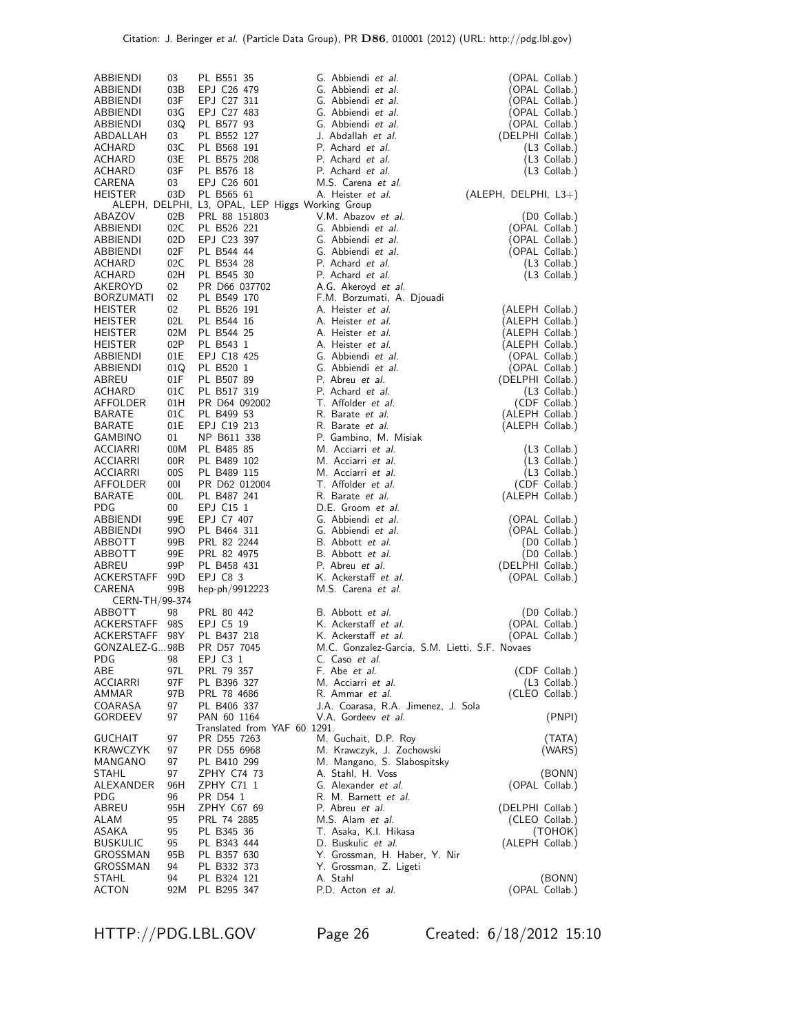| | | | | |
|---|---|---|---|---|
| ABBIENDI | 03 | PL B551 35 | G. Abbiendi *et al.* | (OPAL Collab.) |
| ABBIENDI | 03B | EPJ C26 479 | G. Abbiendi *et al.* | (OPAL Collab.) |
| ABBIENDI | 03F | EPJ C27 311 | G. Abbiendi *et al.* | (OPAL Collab.) |
| ABBIENDI | 03G | EPJ C27 483 | G. Abbiendi *et al.* | (OPAL Collab.) |
| ABBIENDI | 03Q | PL B577 93 | G. Abbiendi *et al.* | (OPAL Collab.) |
| ABDALLAH | 03 | PL B552 127 | J. Abdallah *et al.* | (DELPHI Collab.) |
| ACHARD | 03C | PL B568 191 | P. Achard *et al.* | (L3 Collab.) |
| ACHARD | 03E | PL B575 208 | P. Achard *et al.* | (L3 Collab.) |
| ACHARD | 03F | PL B576 18 | P. Achard *et al.* | (L3 Collab.) |
| CARENA | 03 | EPJ C26 601 | M.S. Carena *et al.* | |
| HEISTER | 03D | PL B565 61 | A. Heister *et al.* | (ALEPH, DELPHI, L3+) |
| | | ALEPH, DELPHI, L3, OPAL, LEP Higgs Working Group | | |
| ABAZOV | 02B | PRL 88 151803 | V.M. Abazov *et al.* | (D0 Collab.) |
| ABBIENDI | 02C | PL B526 221 | G. Abbiendi *et al.* | (OPAL Collab.) |
| ABBIENDI | 02D | EPJ C23 397 | G. Abbiendi *et al.* | (OPAL Collab.) |
| ABBIENDI | 02F | PL B544 44 | G. Abbiendi *et al.* | (OPAL Collab.) |
| ACHARD | 02C | PL B534 28 | P. Achard *et al.* | (L3 Collab.) |
| ACHARD | 02H | PL B545 30 | P. Achard *et al.* | (L3 Collab.) |
| AKEROYD | 02 | PR D66 037702 | A.G. Akeroyd *et al.* | |
| BORZUMATI | 02 | PL B549 170 | F.M. Borzumati, A. Djouadi | |
| HEISTER | 02 | PL B526 191 | A. Heister *et al.* | (ALEPH Collab.) |
| HEISTER | 02L | PL B544 16 | A. Heister *et al.* | (ALEPH Collab.) |
| HEISTER | 02M | PL B544 25 | A. Heister *et al.* | (ALEPH Collab.) |
| HEISTER | 02P | PL B543 1 | A. Heister *et al.* | (ALEPH Collab.) |
| ABBIENDI | 01E | EPJ C18 425 | G. Abbiendi *et al.* | (OPAL Collab.) |
| ABBIENDI | 01Q | PL B520 1 | G. Abbiendi *et al.* | (OPAL Collab.) |
| ABREU | 01F | PL B507 89 | P. Abreu *et al.* | (DELPHI Collab.) |
| ACHARD | 01C | PL B517 319 | P. Achard *et al.* | (L3 Collab.) |
| AFFOLDER | 01H | PR D64 092002 | T. Affolder *et al.* | (CDF Collab.) |
| BARATE | 01C | PL B499 53 | R. Barate *et al.* | (ALEPH Collab.) |
| BARATE | 01E | EPJ C19 213 | R. Barate *et al.* | (ALEPH Collab.) |
| GAMBINO | 01 | NP B611 338 | P. Gambino, M. Misiak | |
| ACCIARRI | 00M | PL B485 85 | M. Acciarri *et al.* | (L3 Collab.) |
| ACCIARRI | 00R | PL B489 102 | M. Acciarri *et al.* | (L3 Collab.) |
| ACCIARRI | 00S | PL B489 115 | M. Acciarri *et al.* | (L3 Collab.) |
| AFFOLDER | 00I | PR D62 012004 | T. Affolder *et al.* | (CDF Collab.) |
| BARATE | 00L | PL B487 241 | R. Barate *et al.* | (ALEPH Collab.) |
| PDG | 00 | EPJ C15 1 | D.E. Groom *et al.* | |
| ABBIENDI | 99E | EPJ C7 407 | G. Abbiendi *et al.* | (OPAL Collab.) |
| ABBIENDI | 99O | PL B464 311 | G. Abbiendi *et al.* | (OPAL Collab.) |
| ABBOTT | 99B | PRL 82 2244 | B. Abbott *et al.* | (D0 Collab.) |
| ABBOTT | 99E | PRL 82 4975 | B. Abbott *et al.* | (D0 Collab.) |
| ABREU | 99P | PL B458 431 | P. Abreu *et al.* | (DELPHI Collab.) |
| ACKERSTAFF | 99D | EPJ C8 3 | K. Ackerstaff *et al.* | (OPAL Collab.) |
| CARENA | 99B | hep-ph/9912223 | M.S. Carena *et al.* | |
| CERN-TH/99-374 | | | | |
| ABBOTT | 98 | PRL 80 442 | B. Abbott *et al.* | (D0 Collab.) |
| ACKERSTAFF | 98S | EPJ C5 19 | K. Ackerstaff *et al.* | (OPAL Collab.) |
| ACKERSTAFF | 98Y | PL B437 218 | K. Ackerstaff *et al.* | (OPAL Collab.) |
| GONZALEZ-G... | 98B | PR D57 7045 | M.C. Gonzalez-Garcia, S.M. Lietti, S.F. Novaes | |
| PDG | 98 | EPJ C3 1 | C. Caso *et al.* | |
| ABE | 97L | PRL 79 357 | F. Abe *et al.* | (CDF Collab.) |
| ACCIARRI | 97F | PL B396 327 | M. Acciarri *et al.* | (L3 Collab.) |
| AMMAR | 97B | PRL 78 4686 | R. Ammar *et al.* | (CLEO Collab.) |
| COARASA | 97 | PL B406 337 | J.A. Coarasa, R.A. Jimenez, J. Sola | |
| GORDEEV | 97 | PAN 60 1164 | V.A. Gordeev *et al.* | (PNPI) |
| | | Translated from YAF 60 1291. | | |
| GUCHAIT | 97 | PR D55 7263 | M. Guchait, D.P. Roy | (TATA) |
| KRAWCZYK | 97 | PR D55 6968 | M. Krawczyk, J. Zochowski | (WARS) |
| MANGANO | 97 | PL B410 299 | M. Mangano, S. Slabospitsky | |
| STAHL | 97 | ZPHY C74 73 | A. Stahl, H. Voss | (BONN) |
| ALEXANDER | 96H | ZPHY C71 1 | G. Alexander *et al.* | (OPAL Collab.) |
| PDG | 96 | PR D54 1 | R. M. Barnett *et al.* | |
| ABREU | 95H | ZPHY C67 69 | P. Abreu *et al.* | (DELPHI Collab.) |
| ALAM | 95 | PRL 74 2885 | M.S. Alam *et al.* | (CLEO Collab.) |
| ASAKA | 95 | PL B345 36 | T. Asaka, K.I. Hikasa | (TOHOK) |
| BUSKULIC | 95 | PL B343 444 | D. Buskulic *et al.* | (ALEPH Collab.) |
| GROSSMAN | 95B | PL B357 630 | Y. Grossman, H. Haber, Y. Nir | |
| GROSSMAN | 94 | PL B332 373 | Y. Grossman, Z. Ligeti | |
| STAHL | 94 | PL B324 121 | A. Stahl | (BONN) |
| ACTON | 92M | PL B295 347 | P.D. Acton *et al.* | (OPAL Collab.) |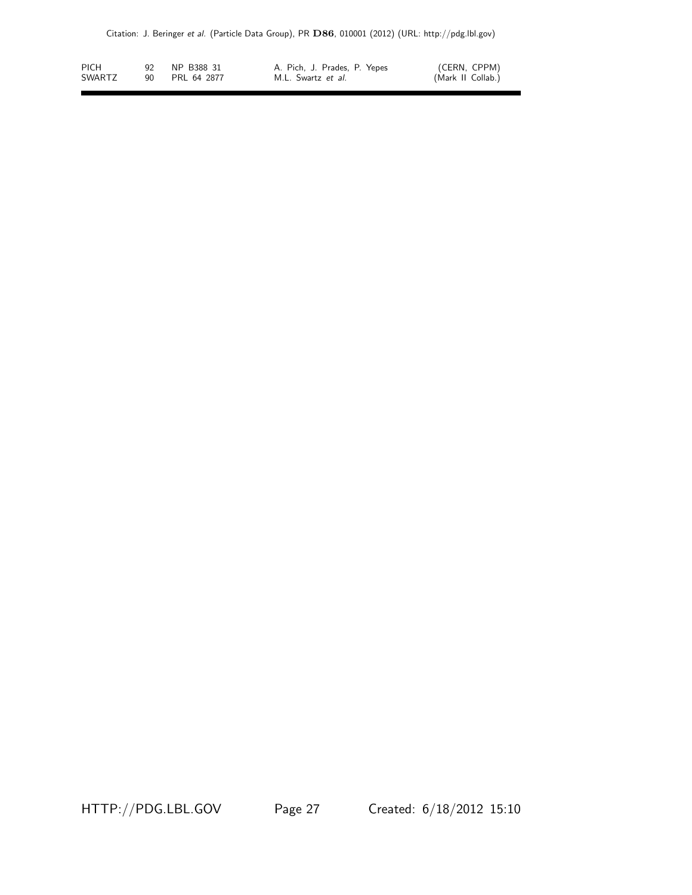| | | | | |
|---|---|---|---|---|
| PICH | 92 | NP B388 31 | A. Pich, J. Prades, P. Yepes | (CERN, CPPM) |
| SWARTZ | 90 | PRL 64 2877 | M.L. Swartz *et al.* | (Mark II Collab.) |